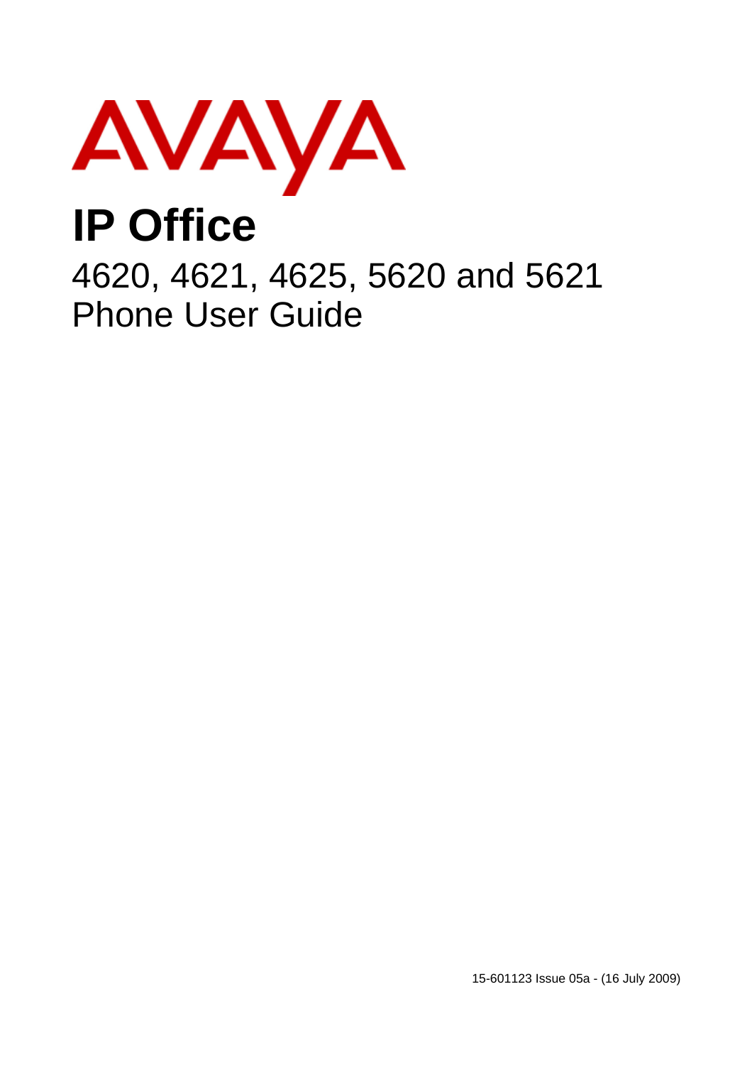AVAYA

# IP Office

## 4620, 4621, 4625, 5620 and 5621 Phone User Guide

15-601123 Issue 05a - (16 July 2009)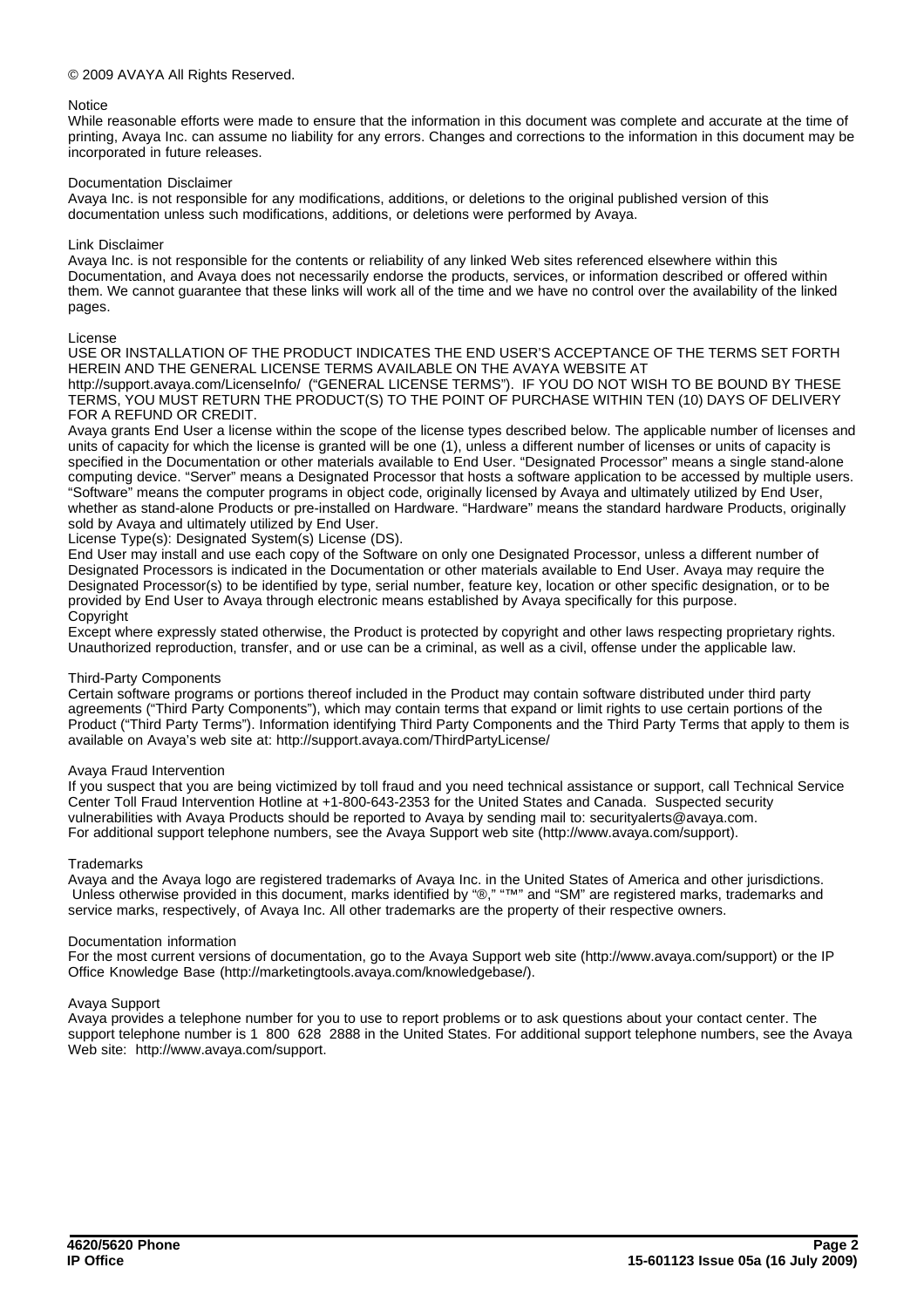© 2009 AVAYA All Rights Reserved.

Notice
While reasonable efforts were made to ensure that the information in this document was complete and accurate at the time of printing, Avaya Inc. can assume no liability for any errors. Changes and corrections to the information in this document may be incorporated in future releases.

Documentation Disclaimer
Avaya Inc. is not responsible for any modifications, additions, or deletions to the original published version of this documentation unless such modifications, additions, or deletions were performed by Avaya.

Link Disclaimer
Avaya Inc. is not responsible for the contents or reliability of any linked Web sites referenced elsewhere within this Documentation, and Avaya does not necessarily endorse the products, services, or information described or offered within them. We cannot guarantee that these links will work all of the time and we have no control over the availability of the linked pages.

License
USE OR INSTALLATION OF THE PRODUCT INDICATES THE END USER'S ACCEPTANCE OF THE TERMS SET FORTH HEREIN AND THE GENERAL LICENSE TERMS AVAILABLE ON THE AVAYA WEBSITE AT http://support.avaya.com/LicenseInfo/ ("GENERAL LICENSE TERMS"). IF YOU DO NOT WISH TO BE BOUND BY THESE TERMS, YOU MUST RETURN THE PRODUCT(S) TO THE POINT OF PURCHASE WITHIN TEN (10) DAYS OF DELIVERY FOR A REFUND OR CREDIT.
Avaya grants End User a license within the scope of the license types described below. The applicable number of licenses and units of capacity for which the license is granted will be one (1), unless a different number of licenses or units of capacity is specified in the Documentation or other materials available to End User. "Designated Processor" means a single stand-alone computing device. "Server" means a Designated Processor that hosts a software application to be accessed by multiple users. "Software" means the computer programs in object code, originally licensed by Avaya and ultimately utilized by End User, whether as stand-alone Products or pre-installed on Hardware. "Hardware" means the standard hardware Products, originally sold by Avaya and ultimately utilized by End User.
License Type(s): Designated System(s) License (DS).
End User may install and use each copy of the Software on only one Designated Processor, unless a different number of Designated Processors is indicated in the Documentation or other materials available to End User. Avaya may require the Designated Processor(s) to be identified by type, serial number, feature key, location or other specific designation, or to be provided by End User to Avaya through electronic means established by Avaya specifically for this purpose.
Copyright
Except where expressly stated otherwise, the Product is protected by copyright and other laws respecting proprietary rights. Unauthorized reproduction, transfer, and or use can be a criminal, as well as a civil, offense under the applicable law.

Third-Party Components
Certain software programs or portions thereof included in the Product may contain software distributed under third party agreements ("Third Party Components"), which may contain terms that expand or limit rights to use certain portions of the Product ("Third Party Terms"). Information identifying Third Party Components and the Third Party Terms that apply to them is available on Avaya's web site at: http://support.avaya.com/ThirdPartyLicense/

Avaya Fraud Intervention
If you suspect that you are being victimized by toll fraud and you need technical assistance or support, call Technical Service Center Toll Fraud Intervention Hotline at +1-800-643-2353 for the United States and Canada. Suspected security vulnerabilities with Avaya Products should be reported to Avaya by sending mail to: securityalerts@avaya.com.
For additional support telephone numbers, see the Avaya Support web site (http://www.avaya.com/support).

Trademarks
Avaya and the Avaya logo are registered trademarks of Avaya Inc. in the United States of America and other jurisdictions. Unless otherwise provided in this document, marks identified by "®," "™" and "SM" are registered marks, trademarks and service marks, respectively, of Avaya Inc. All other trademarks are the property of their respective owners.

Documentation information
For the most current versions of documentation, go to the Avaya Support web site (http://www.avaya.com/support) or the IP Office Knowledge Base (http://marketingtools.avaya.com/knowledgebase/).

Avaya Support
Avaya provides a telephone number for you to use to report problems or to ask questions about your contact center. The support telephone number is 1 800 628 2888 in the United States. For additional support telephone numbers, see the Avaya Web site: http://www.avaya.com/support.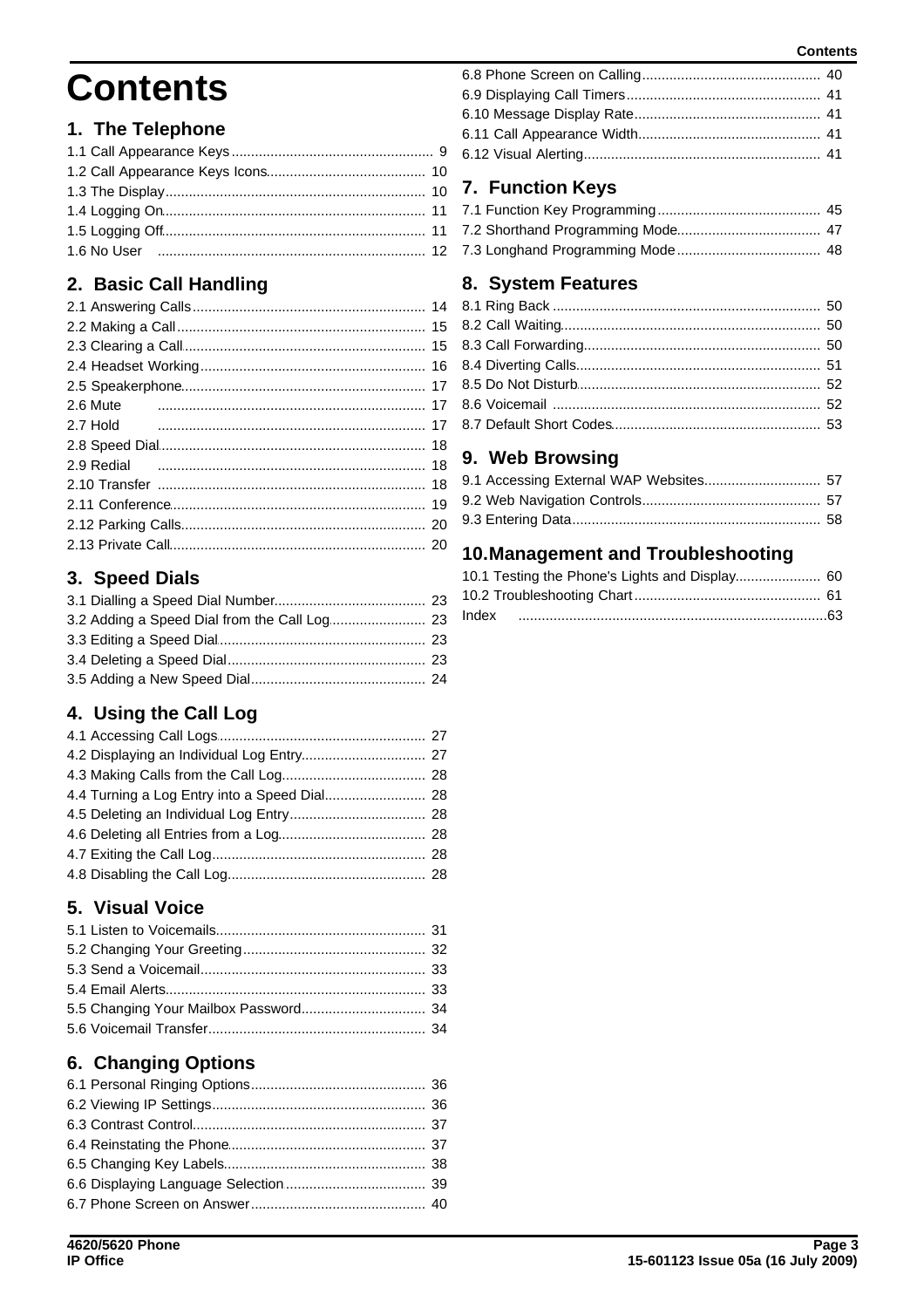# Contents

## 1. The Telephone

1.1 Call Appearance Keys .................................................... 9
1.2 Call Appearance Keys Icons......................................... 10
1.3 The Display ................................................................... 10
1.4 Logging On.................................................................... 11
1.5 Logging Off.................................................................... 11
1.6 No User .................................................................... 12

## 2. Basic Call Handling

2.1 Answering Calls ............................................................ 14
2.2 Making a Call ................................................................ 15
2.3 Clearing a Call .............................................................. 15
2.4 Headset Working .......................................................... 16
2.5 Speakerphone............................................................... 17
2.6 Mute .................................................................... 17
2.7 Hold .................................................................... 17
2.8 Speed Dial..................................................................... 18
2.9 Redial .................................................................... 18
2.10 Transfer .................................................................... 18
2.11 Conference.................................................................. 19
2.12 Parking Calls............................................................... 20
2.13 Private Call.................................................................. 20

## 3. Speed Dials

3.1 Dialling a Speed Dial Number....................................... 23
3.2 Adding a Speed Dial from the Call Log......................... 23
3.3 Editing a Speed Dial..................................................... 23
3.4 Deleting a Speed Dial................................................... 23
3.5 Adding a New Speed Dial............................................. 24

## 4. Using the Call Log

4.1 Accessing Call Logs..................................................... 27
4.2 Displaying an Individual Log Entry................................ 27
4.3 Making Calls from the Call Log..................................... 28
4.4 Turning a Log Entry into a Speed Dial.......................... 28
4.5 Deleting an Individual Log Entry................................... 28
4.6 Deleting all Entries from a Log...................................... 28
4.7 Exiting the Call Log....................................................... 28
4.8 Disabling the Call Log................................................... 28

## 5. Visual Voice

5.1 Listen to Voicemails...................................................... 31
5.2 Changing Your Greeting ............................................... 32
5.3 Send a Voicemail.......................................................... 33
5.4 Email Alerts.................................................................. 33
5.5 Changing Your Mailbox Password................................ 34
5.6 Voicemail Transfer........................................................ 34

## 6. Changing Options

6.1 Personal Ringing Options............................................. 36
6.2 Viewing IP Settings....................................................... 36
6.3 Contrast Control............................................................ 37
6.4 Reinstating the Phone................................................... 37
6.5 Changing Key Labels.................................................... 38
6.6 Displaying Language Selection .................................... 39
6.7 Phone Screen on Answer ............................................. 40
6.8 Phone Screen on Calling .............................................. 40
6.9 Displaying Call Timers.................................................. 41
6.10 Message Display Rate................................................ 41
6.11 Call Appearance Width............................................... 41
6.12 Visual Alerting............................................................. 41

## 7. Function Keys

7.1 Function Key Programming .......................................... 45
7.2 Shorthand Programming Mode..................................... 47
7.3 Longhand Programming Mode ..................................... 48

## 8. System Features

8.1 Ring Back .................................................................... 50
8.2 Call Waiting................................................................... 50
8.3 Call Forwarding............................................................. 50
8.4 Diverting Calls............................................................... 51
8.5 Do Not Disturb.............................................................. 52
8.6 Voicemail .................................................................... 52
8.7 Default Short Codes...................................................... 53

## 9. Web Browsing

9.1 Accessing External WAP Websites.............................. 57
9.2 Web Navigation Controls.............................................. 57
9.3 Entering Data................................................................ 58

## 10. Management and Troubleshooting

10.1 Testing the Phone's Lights and Display...................... 60
10.2 Troubleshooting Chart ................................................ 61
Index ...............................................................................63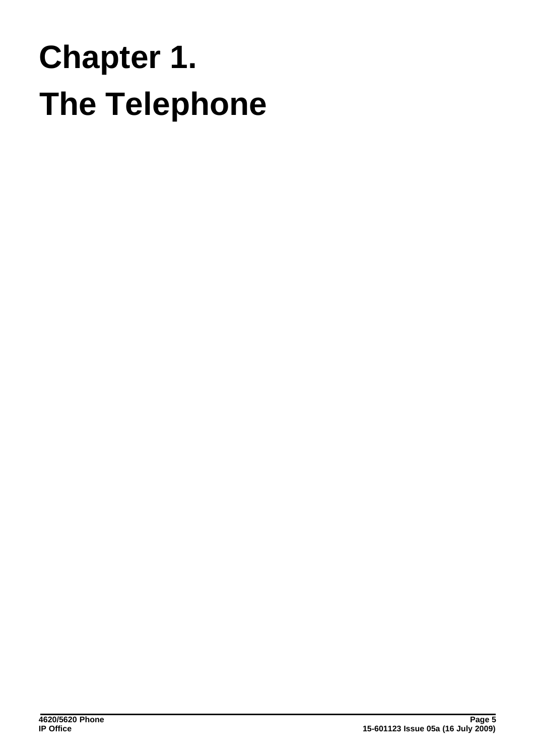# Chapter 1. The Telephone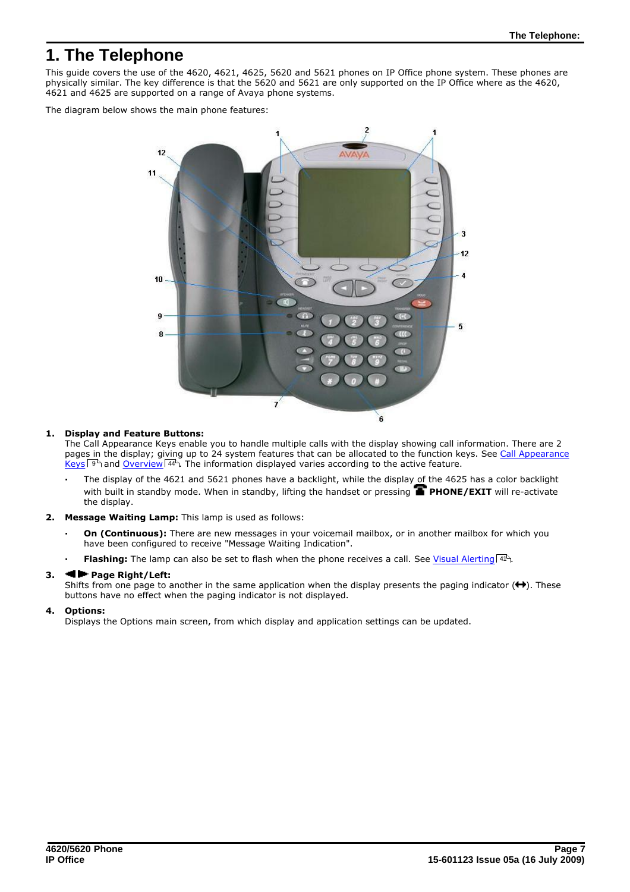# 1. The Telephone

This guide covers the use of the 4620, 4621, 4625, 5620 and 5621 phones on IP Office phone system. These phones are physically similar. The key difference is that the 5620 and 5621 are only supported on the IP Office where as the 4620, 4621 and 4625 are supported on a range of Avaya phone systems.

The diagram below shows the main phone features:

1. **Display and Feature Buttons:**
   The Call Appearance Keys enable you to handle multiple calls with the display showing call information. There are 2 pages in the display; giving up to 24 system features that can be allocated to the function keys. See Call Appearance Keys 9 and Overview 44. The information displayed varies according to the active feature.
   - The display of the 4621 and 5621 phones have a backlight, while the display of the 4625 has a color backlight with built in standby mode. When in standby, lifting the handset or pressing **PHONE/EXIT** will re-activate the display.
2. **Message Waiting Lamp:** This lamp is used as follows:
   - **On (Continuous):** There are new messages in your voicemail mailbox, or in another mailbox for which you have been configured to receive "Message Waiting Indication".
   - **Flashing:** The lamp can also be set to flash when the phone receives a call. See Visual Alerting 41.
3. **◀ ▶ Page Right/Left:**
   Shifts from one page to another in the same application when the display presents the paging indicator (↔). These buttons have no effect when the paging indicator is not displayed.
4. **Options:**
   Displays the Options main screen, from which display and application settings can be updated.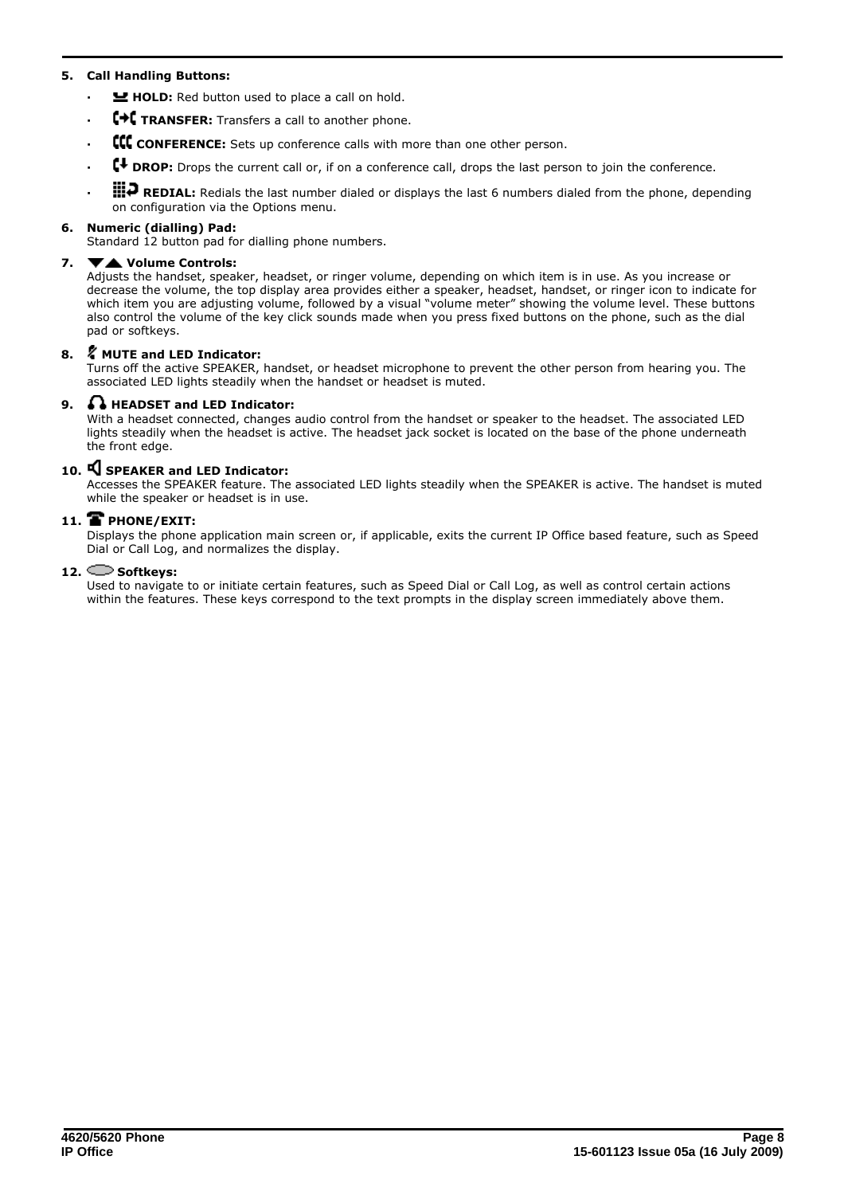5. **Call Handling Buttons:**

   - **HOLD:** Red button used to place a call on hold.
   - **TRANSFER:** Transfers a call to another phone.
   - **CONFERENCE:** Sets up conference calls with more than one other person.
   - **DROP:** Drops the current call or, if on a conference call, drops the last person to join the conference.
   - **REDIAL:** Redials the last number dialed or displays the last 6 numbers dialed from the phone, depending on configuration via the Options menu.

6. **Numeric (dialling) Pad:**
   Standard 12 button pad for dialling phone numbers.

7. **Volume Controls:**
   Adjusts the handset, speaker, headset, or ringer volume, depending on which item is in use. As you increase or decrease the volume, the top display area provides either a speaker, headset, handset, or ringer icon to indicate for which item you are adjusting volume, followed by a visual "volume meter" showing the volume level. These buttons also control the volume of the key click sounds made when you press fixed buttons on the phone, such as the dial pad or softkeys.

8. **MUTE and LED Indicator:**
   Turns off the active SPEAKER, handset, or headset microphone to prevent the other person from hearing you. The associated LED lights steadily when the handset or headset is muted.

9. **HEADSET and LED Indicator:**
   With a headset connected, changes audio control from the handset or speaker to the headset. The associated LED lights steadily when the headset is active. The headset jack socket is located on the base of the phone underneath the front edge.

10. **SPEAKER and LED Indicator:**
    Accesses the SPEAKER feature. The associated LED lights steadily when the SPEAKER is active. The handset is muted while the speaker or headset is in use.

11. **PHONE/EXIT:**
    Displays the phone application main screen or, if applicable, exits the current IP Office based feature, such as Speed Dial or Call Log, and normalizes the display.

12. **Softkeys:**
    Used to navigate to or initiate certain features, such as Speed Dial or Call Log, as well as control certain actions within the features. These keys correspond to the text prompts in the display screen immediately above them.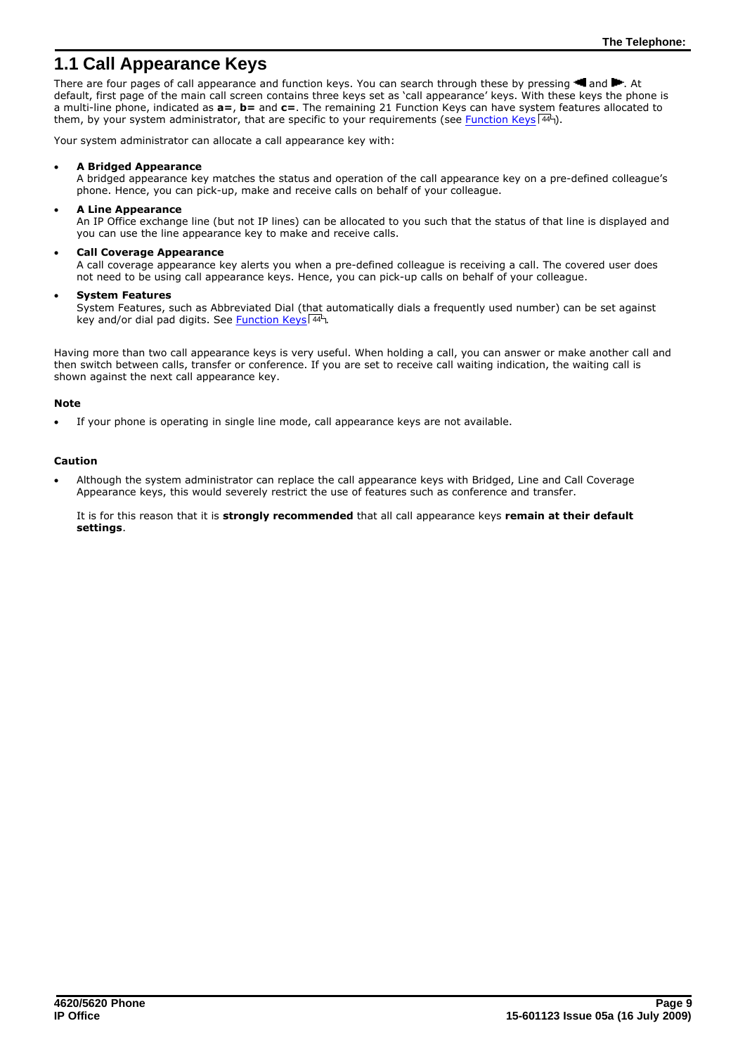# 1.1 Call Appearance Keys

There are four pages of call appearance and function keys. You can search through these by pressing ◄ and ►. At default, first page of the main call screen contains three keys set as 'call appearance' keys. With these keys the phone is a multi-line phone, indicated as **a=**, **b=** and **c=**. The remaining 21 Function Keys can have system features allocated to them, by your system administrator, that are specific to your requirements (see Function Keys 44).

Your system administrator can allocate a call appearance key with:

- **A Bridged Appearance**
  A bridged appearance key matches the status and operation of the call appearance key on a pre-defined colleague's phone. Hence, you can pick-up, make and receive calls on behalf of your colleague.
- **A Line Appearance**
  An IP Office exchange line (but not IP lines) can be allocated to you such that the status of that line is displayed and you can use the line appearance key to make and receive calls.
- **Call Coverage Appearance**
  A call coverage appearance key alerts you when a pre-defined colleague is receiving a call. The covered user does not need to be using call appearance keys. Hence, you can pick-up calls on behalf of your colleague.
- **System Features**
  System Features, such as Abbreviated Dial (that automatically dials a frequently used number) can be set against key and/or dial pad digits. See Function Keys 44.

Having more than two call appearance keys is very useful. When holding a call, you can answer or make another call and then switch between calls, transfer or conference. If you are set to receive call waiting indication, the waiting call is shown against the next call appearance key.

**Note**

- If your phone is operating in single line mode, call appearance keys are not available.

**Caution**

- Although the system administrator can replace the call appearance keys with Bridged, Line and Call Coverage Appearance keys, this would severely restrict the use of features such as conference and transfer.

  It is for this reason that it is **strongly recommended** that all call appearance keys **remain at their default settings**.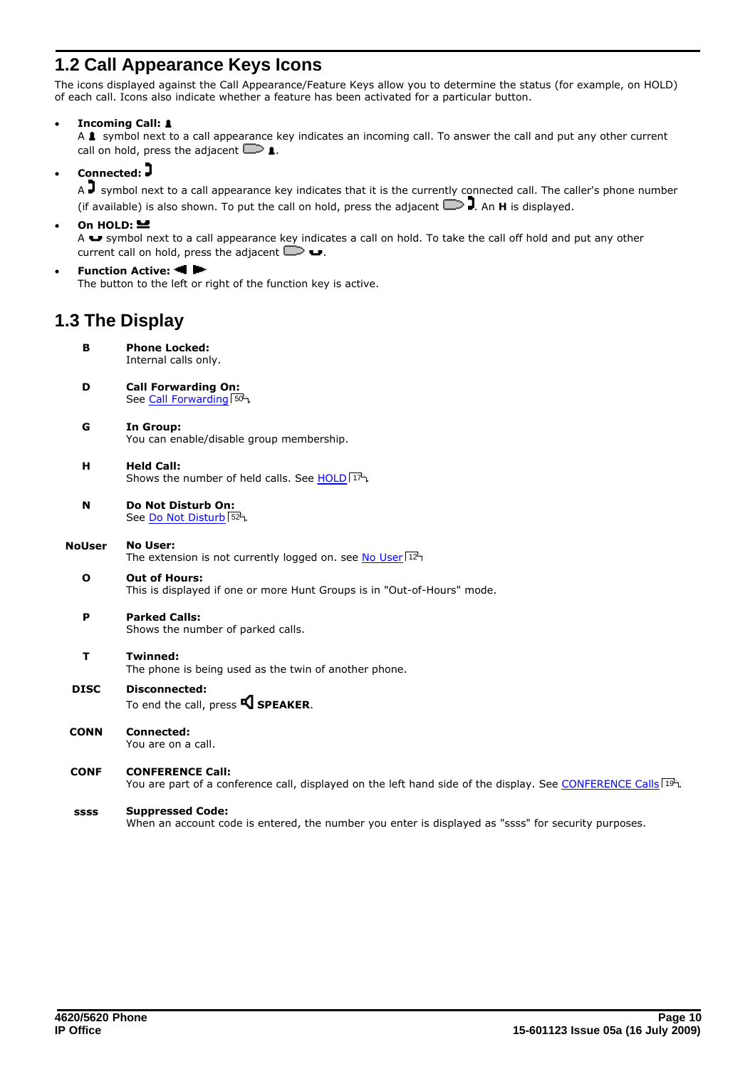## 1.2 Call Appearance Keys Icons

The icons displayed against the Call Appearance/Feature Keys allow you to determine the status (for example, on HOLD) of each call. Icons also indicate whether a feature has been activated for a particular button.

- **Incoming Call:**
  A symbol next to a call appearance key indicates an incoming call. To answer the call and put any other current call on hold, press the adjacent .
- **Connected:**
  A symbol next to a call appearance key indicates that it is the currently connected call. The caller's phone number (if available) is also shown. To put the call on hold, press the adjacent . An **H** is displayed.
- **On HOLD:**
  A symbol next to a call appearance key indicates a call on hold. To take the call off hold and put any other current call on hold, press the adjacent .
- **Function Active:**
  The button to the left or right of the function key is active.

## 1.3 The Display

**B** — **Phone Locked:**
Internal calls only.

**D** — **Call Forwarding On:**
See Call Forwarding [50].

**G** — **In Group:**
You can enable/disable group membership.

**H** — **Held Call:**
Shows the number of held calls. See HOLD [17].

**N** — **Do Not Disturb On:**
See Do Not Disturb [52].

**NoUser** — **No User:**
The extension is not currently logged on. see No User [12]

**O** — **Out of Hours:**
This is displayed if one or more Hunt Groups is in "Out-of-Hours" mode.

**P** — **Parked Calls:**
Shows the number of parked calls.

**T** — **Twinned:**
The phone is being used as the twin of another phone.

**DISC** — **Disconnected:**
To end the call, press **SPEAKER**.

**CONN** — **Connected:**
You are on a call.

**CONF** — **CONFERENCE Call:**
You are part of a conference call, displayed on the left hand side of the display. See CONFERENCE Calls [19].

**ssss** — **Suppressed Code:**
When an account code is entered, the number you enter is displayed as "ssss" for security purposes.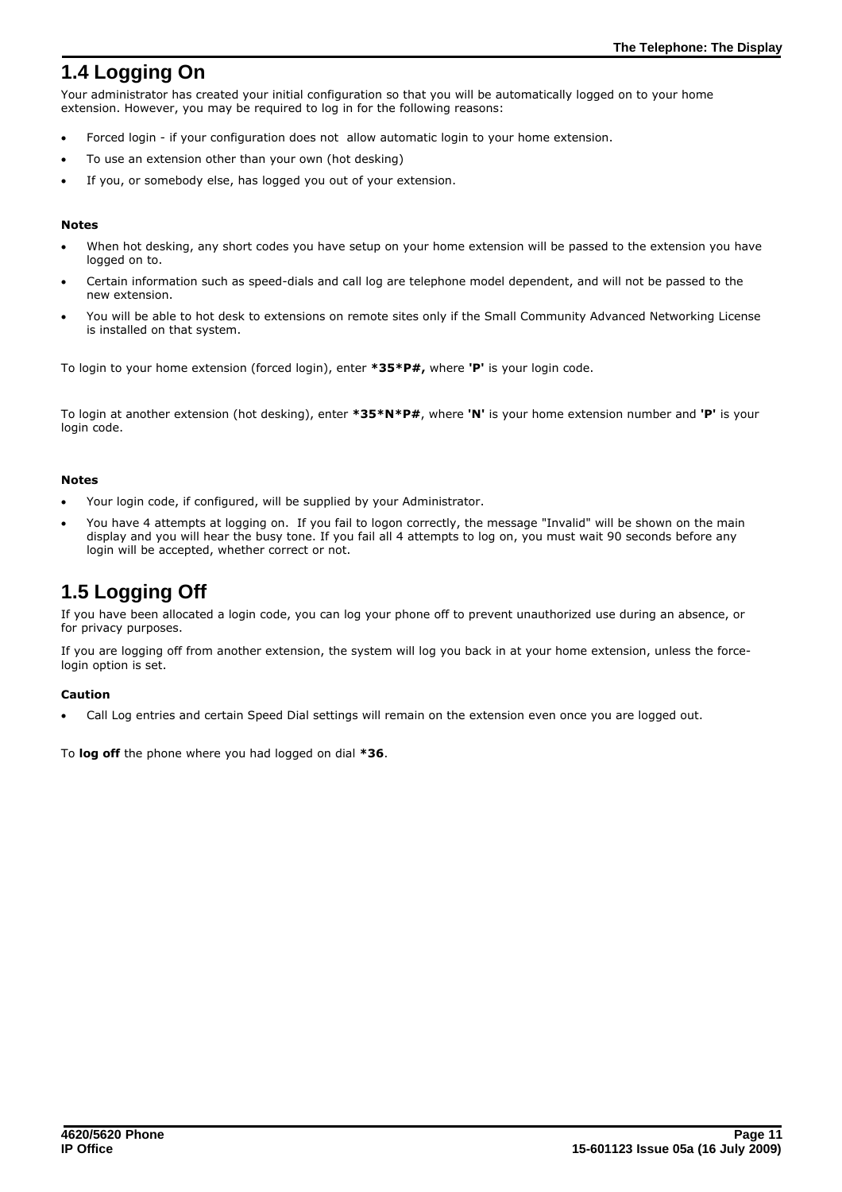## 1.4 Logging On

Your administrator has created your initial configuration so that you will be automatically logged on to your home extension. However, you may be required to log in for the following reasons:

- Forced login - if your configuration does not allow automatic login to your home extension.
- To use an extension other than your own (hot desking)
- If you, or somebody else, has logged you out of your extension.

**Notes**

- When hot desking, any short codes you have setup on your home extension will be passed to the extension you have logged on to.
- Certain information such as speed-dials and call log are telephone model dependent, and will not be passed to the new extension.
- You will be able to hot desk to extensions on remote sites only if the Small Community Advanced Networking License is installed on that system.

To login to your home extension (forced login), enter ***35*P#,** where **'P'** is your login code.

To login at another extension (hot desking), enter ***35*N*P#**, where **'N'** is your home extension number and **'P'** is your login code.

**Notes**

- Your login code, if configured, will be supplied by your Administrator.
- You have 4 attempts at logging on. If you fail to logon correctly, the message "Invalid" will be shown on the main display and you will hear the busy tone. If you fail all 4 attempts to log on, you must wait 90 seconds before any login will be accepted, whether correct or not.

## 1.5 Logging Off

If you have been allocated a login code, you can log your phone off to prevent unauthorized use during an absence, or for privacy purposes.

If you are logging off from another extension, the system will log you back in at your home extension, unless the force-login option is set.

**Caution**

- Call Log entries and certain Speed Dial settings will remain on the extension even once you are logged out.

To **log off** the phone where you had logged on dial ***36**.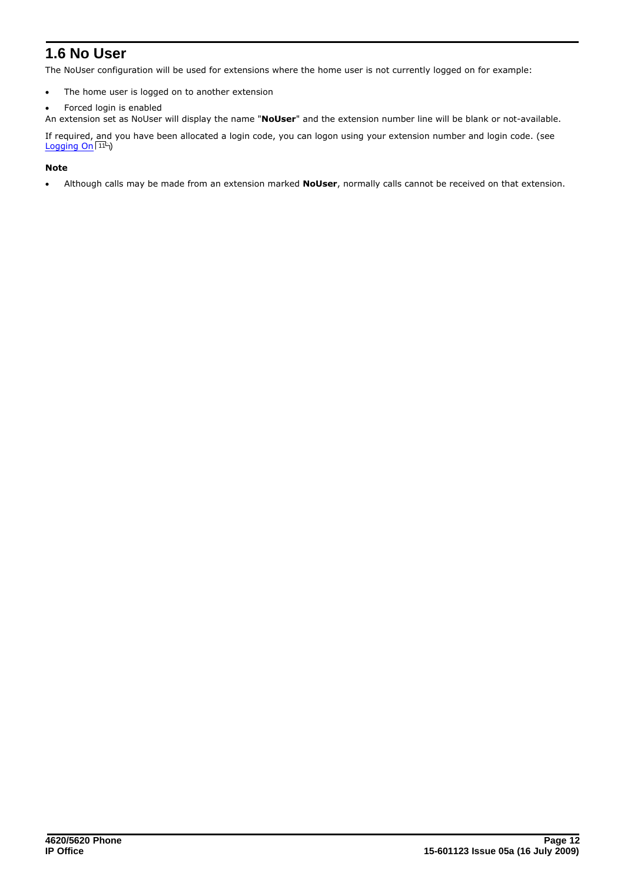## 1.6 No User

The NoUser configuration will be used for extensions where the home user is not currently logged on for example:

- The home user is logged on to another extension
- Forced login is enabled

An extension set as NoUser will display the name "**NoUser**" and the extension number line will be blank or not-available.

If required, and you have been allocated a login code, you can logon using your extension number and login code. (see Logging On 11)

**Note**

- Although calls may be made from an extension marked **NoUser**, normally calls cannot be received on that extension.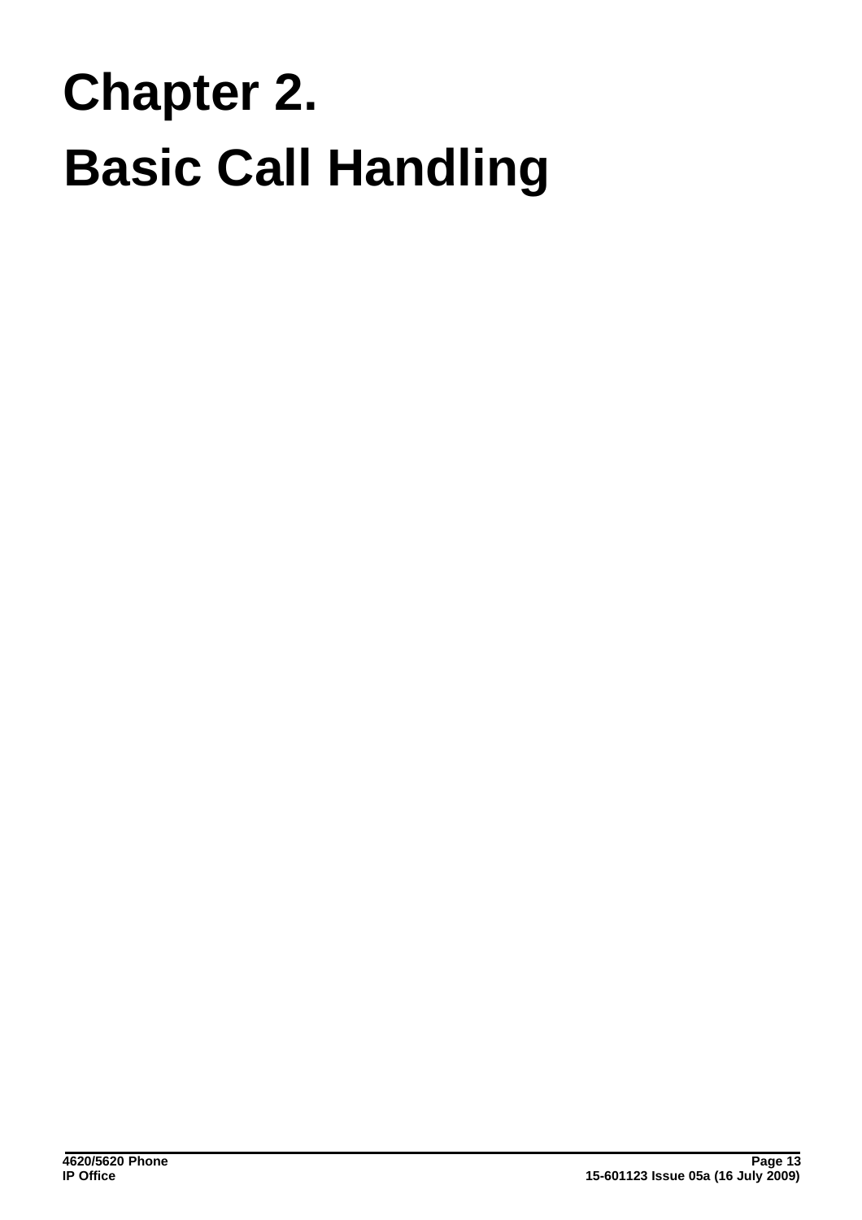# Chapter 2. Basic Call Handling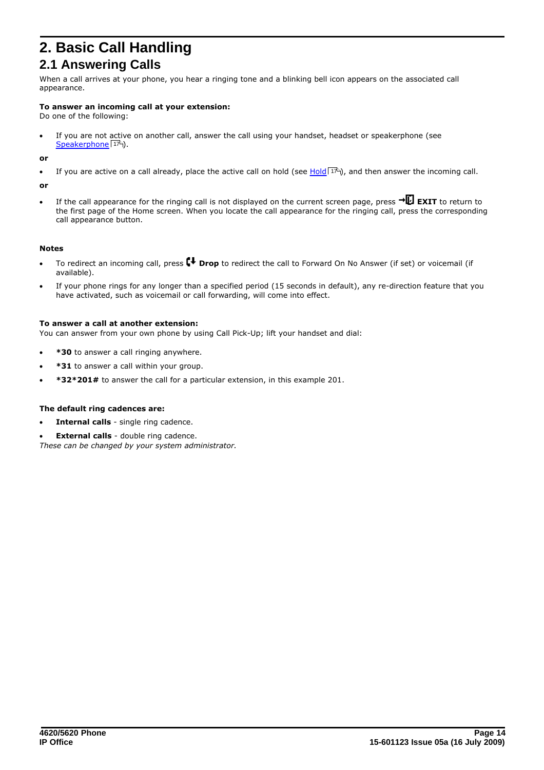# 2. Basic Call Handling

## 2.1 Answering Calls

When a call arrives at your phone, you hear a ringing tone and a blinking bell icon appears on the associated call appearance.

**To answer an incoming call at your extension:**
Do one of the following:

- If you are not active on another call, answer the call using your handset, headset or speakerphone (see Speakerphone 17).

**or**

- If you are active on a call already, place the active call on hold (see Hold 17), and then answer the incoming call.

**or**

- If the call appearance for the ringing call is not displayed on the current screen page, press **EXIT** to return to the first page of the Home screen. When you locate the call appearance for the ringing call, press the corresponding call appearance button.

**Notes**

- To redirect an incoming call, press **Drop** to redirect the call to Forward On No Answer (if set) or voicemail (if available).
- If your phone rings for any longer than a specified period (15 seconds in default), any re-direction feature that you have activated, such as voicemail or call forwarding, will come into effect.

**To answer a call at another extension:**
You can answer from your own phone by using Call Pick-Up; lift your handset and dial:

- ***30** to answer a call ringing anywhere.
- ***31** to answer a call within your group.
- ***32*201#** to answer the call for a particular extension, in this example 201.

**The default ring cadences are:**

- **Internal calls** - single ring cadence.
- **External calls** - double ring cadence.

*These can be changed by your system administrator.*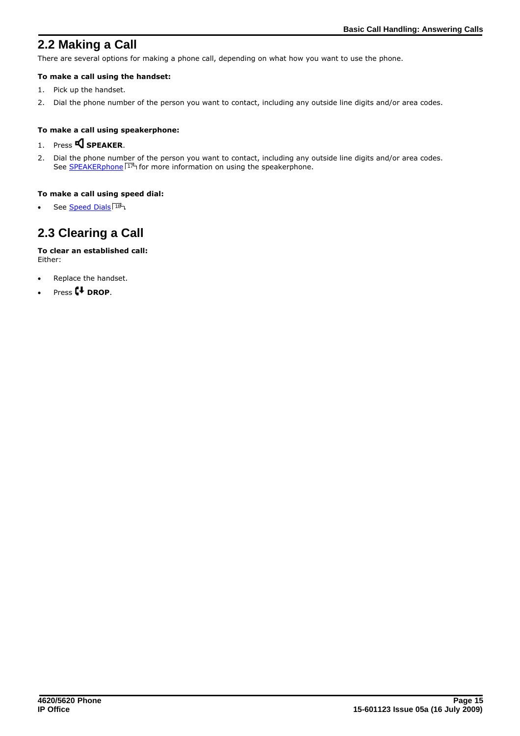## 2.2 Making a Call

There are several options for making a phone call, depending on what how you want to use the phone.

**To make a call using the handset:**

1. Pick up the handset.
2. Dial the phone number of the person you want to contact, including any outside line digits and/or area codes.

**To make a call using speakerphone:**

1. Press **SPEAKER**.
2. Dial the phone number of the person you want to contact, including any outside line digits and/or area codes. See SPEAKERphone [17] for more information on using the speakerphone.

**To make a call using speed dial:**

- See Speed Dials [18].

## 2.3 Clearing a Call

**To clear an established call:**
Either:

- Replace the handset.
- Press **DROP**.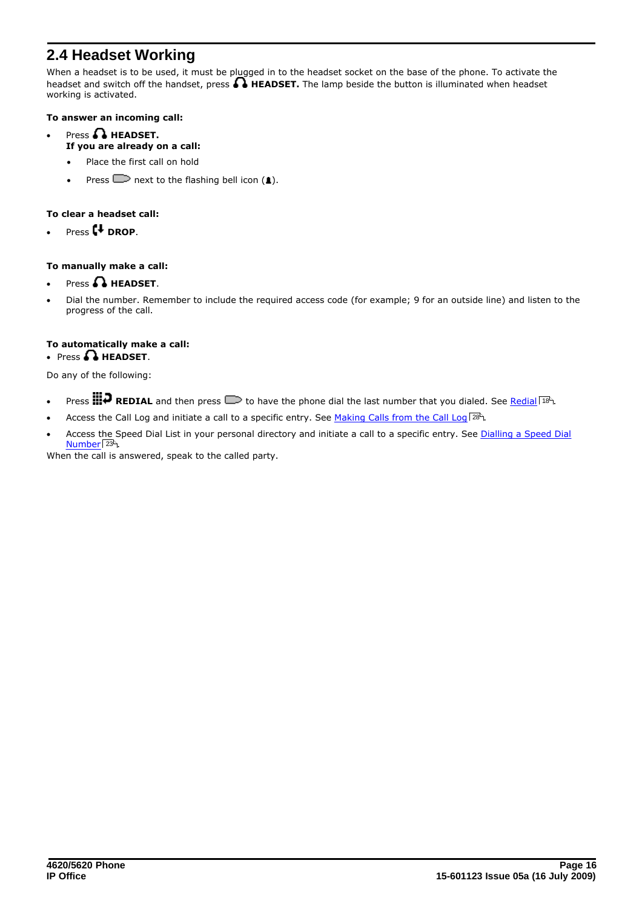## 2.4 Headset Working

When a headset is to be used, it must be plugged in to the headset socket on the base of the phone. To activate the headset and switch off the handset, press **HEADSET.** The lamp beside the button is illuminated when headset working is activated.

**To answer an incoming call:**

- Press **HEADSET.**
  **If you are already on a call:**
  - Place the first call on hold
  - Press next to the flashing bell icon ().

**To clear a headset call:**

- Press **DROP**.

**To manually make a call:**

- Press **HEADSET**.
- Dial the number. Remember to include the required access code (for example; 9 for an outside line) and listen to the progress of the call.

**To automatically make a call:**

- Press **HEADSET**.

Do any of the following:

- Press **REDIAL** and then press to have the phone dial the last number that you dialed. See Redial 18.
- Access the Call Log and initiate a call to a specific entry. See Making Calls from the Call Log 28.
- Access the Speed Dial List in your personal directory and initiate a call to a specific entry. See Dialling a Speed Dial Number 23.

When the call is answered, speak to the called party.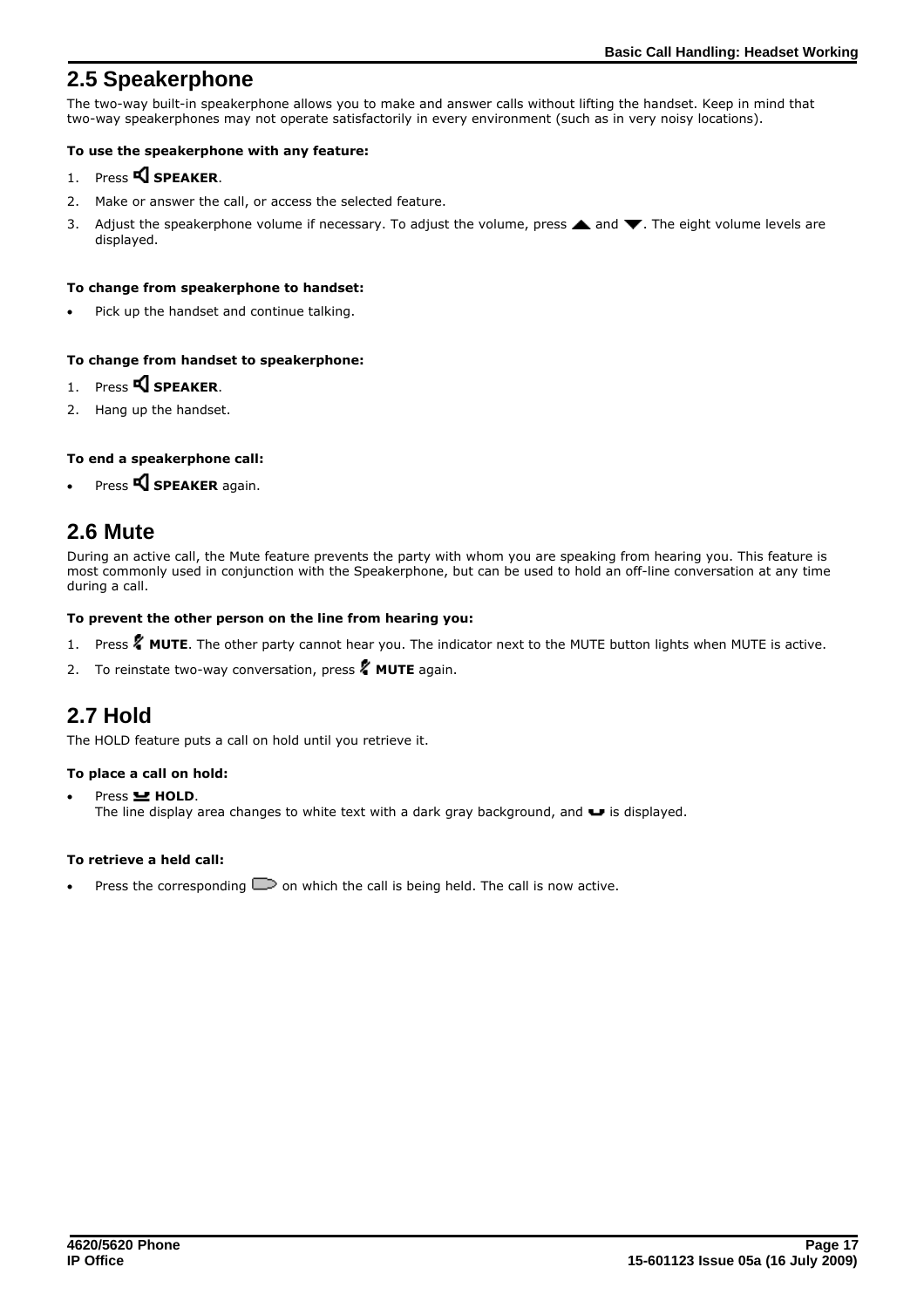## 2.5 Speakerphone

The two-way built-in speakerphone allows you to make and answer calls without lifting the handset. Keep in mind that two-way speakerphones may not operate satisfactorily in every environment (such as in very noisy locations).

**To use the speakerphone with any feature:**

1. Press **SPEAKER**.
2. Make or answer the call, or access the selected feature.
3. Adjust the speakerphone volume if necessary. To adjust the volume, press ▲ and ▼. The eight volume levels are displayed.

**To change from speakerphone to handset:**

- Pick up the handset and continue talking.

**To change from handset to speakerphone:**

1. Press **SPEAKER**.
2. Hang up the handset.

**To end a speakerphone call:**

- Press **SPEAKER** again.

## 2.6 Mute

During an active call, the Mute feature prevents the party with whom you are speaking from hearing you. This feature is most commonly used in conjunction with the Speakerphone, but can be used to hold an off-line conversation at any time during a call.

**To prevent the other person on the line from hearing you:**

1. Press **MUTE**. The other party cannot hear you. The indicator next to the MUTE button lights when MUTE is active.
2. To reinstate two-way conversation, press **MUTE** again.

## 2.7 Hold

The HOLD feature puts a call on hold until you retrieve it.

**To place a call on hold:**

- Press **HOLD**.
  The line display area changes to white text with a dark gray background, and is displayed.

**To retrieve a held call:**

- Press the corresponding on which the call is being held. The call is now active.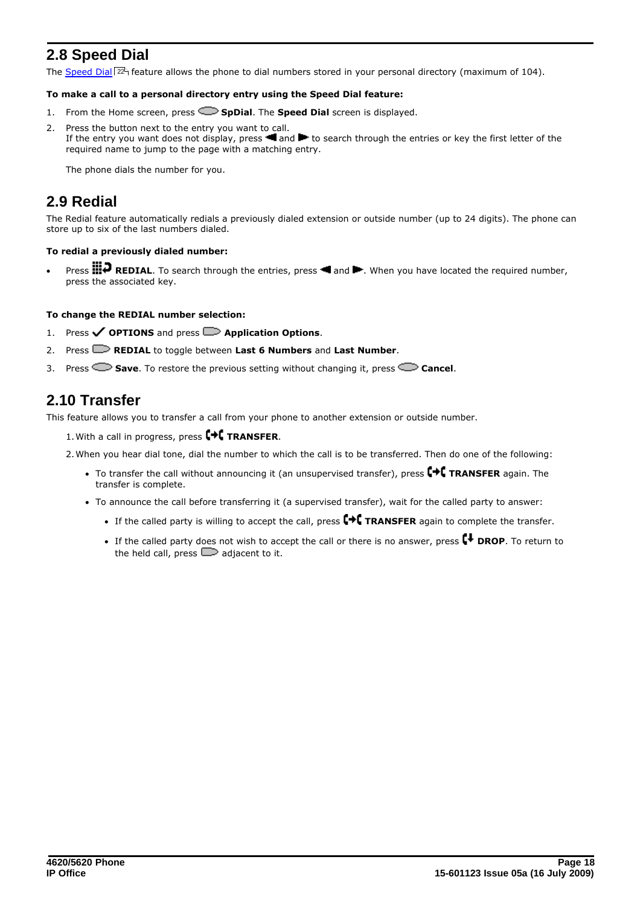## 2.8 Speed Dial

The Speed Dial 22 feature allows the phone to dial numbers stored in your personal directory (maximum of 104).

**To make a call to a personal directory entry using the Speed Dial feature:**

1. From the Home screen, press **SpDial**. The **Speed Dial** screen is displayed.
2. Press the button next to the entry you want to call.
   If the entry you want does not display, press ◀ and ▶ to search through the entries or key the first letter of the required name to jump to the page with a matching entry.

   The phone dials the number for you.

## 2.9 Redial

The Redial feature automatically redials a previously dialed extension or outside number (up to 24 digits). The phone can store up to six of the last numbers dialed.

**To redial a previously dialed number:**

- Press **REDIAL**. To search through the entries, press ◀ and ▶. When you have located the required number, press the associated key.

**To change the REDIAL number selection:**

1. Press ✓ **OPTIONS** and press **Application Options**.
2. Press **REDIAL** to toggle between **Last 6 Numbers** and **Last Number**.
3. Press **Save**. To restore the previous setting without changing it, press **Cancel**.

## 2.10 Transfer

This feature allows you to transfer a call from your phone to another extension or outside number.

1. With a call in progress, press **TRANSFER**.
2. When you hear dial tone, dial the number to which the call is to be transferred. Then do one of the following:
   - To transfer the call without announcing it (an unsupervised transfer), press **TRANSFER** again. The transfer is complete.
   - To announce the call before transferring it (a supervised transfer), wait for the called party to answer:
     - If the called party is willing to accept the call, press **TRANSFER** again to complete the transfer.
     - If the called party does not wish to accept the call or there is no answer, press **DROP**. To return to the held call, press adjacent to it.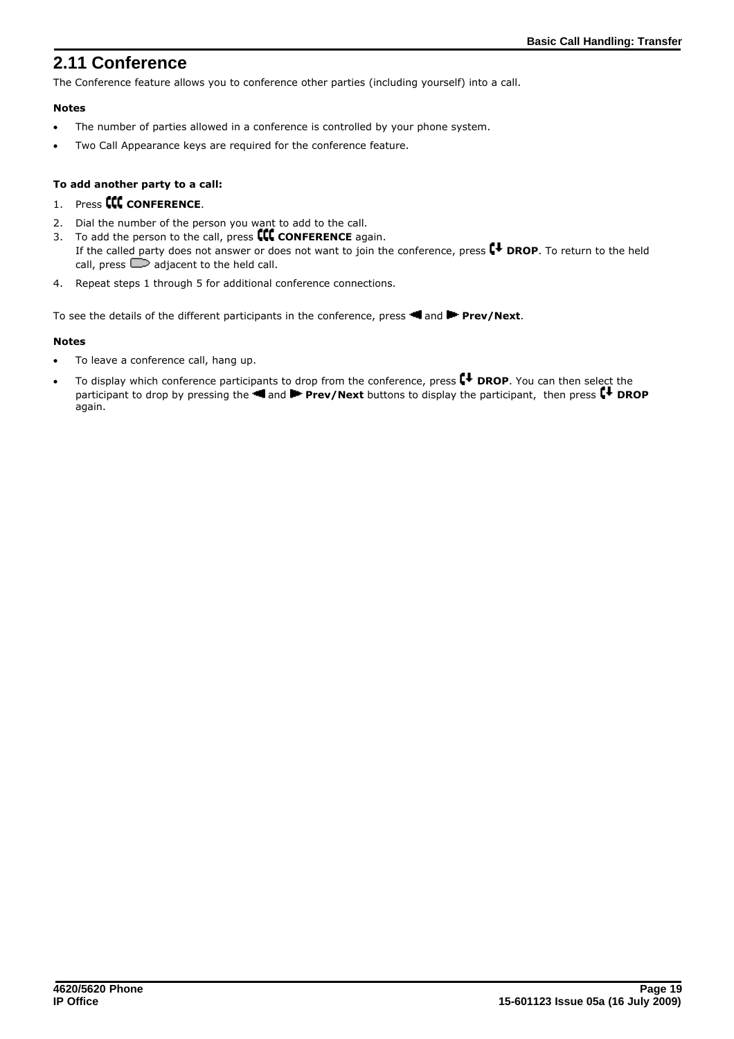## 2.11 Conference

The Conference feature allows you to conference other parties (including yourself) into a call.

**Notes**

- The number of parties allowed in a conference is controlled by your phone system.
- Two Call Appearance keys are required for the conference feature.

**To add another party to a call:**

1. Press **CONFERENCE**.
2. Dial the number of the person you want to add to the call.
3. To add the person to the call, press **CONFERENCE** again.
   If the called party does not answer or does not want to join the conference, press **DROP**. To return to the held call, press adjacent to the held call.
4. Repeat steps 1 through 5 for additional conference connections.

To see the details of the different participants in the conference, press and **Prev/Next**.

**Notes**

- To leave a conference call, hang up.
- To display which conference participants to drop from the conference, press **DROP**. You can then select the participant to drop by pressing the and **Prev/Next** buttons to display the participant, then press **DROP** again.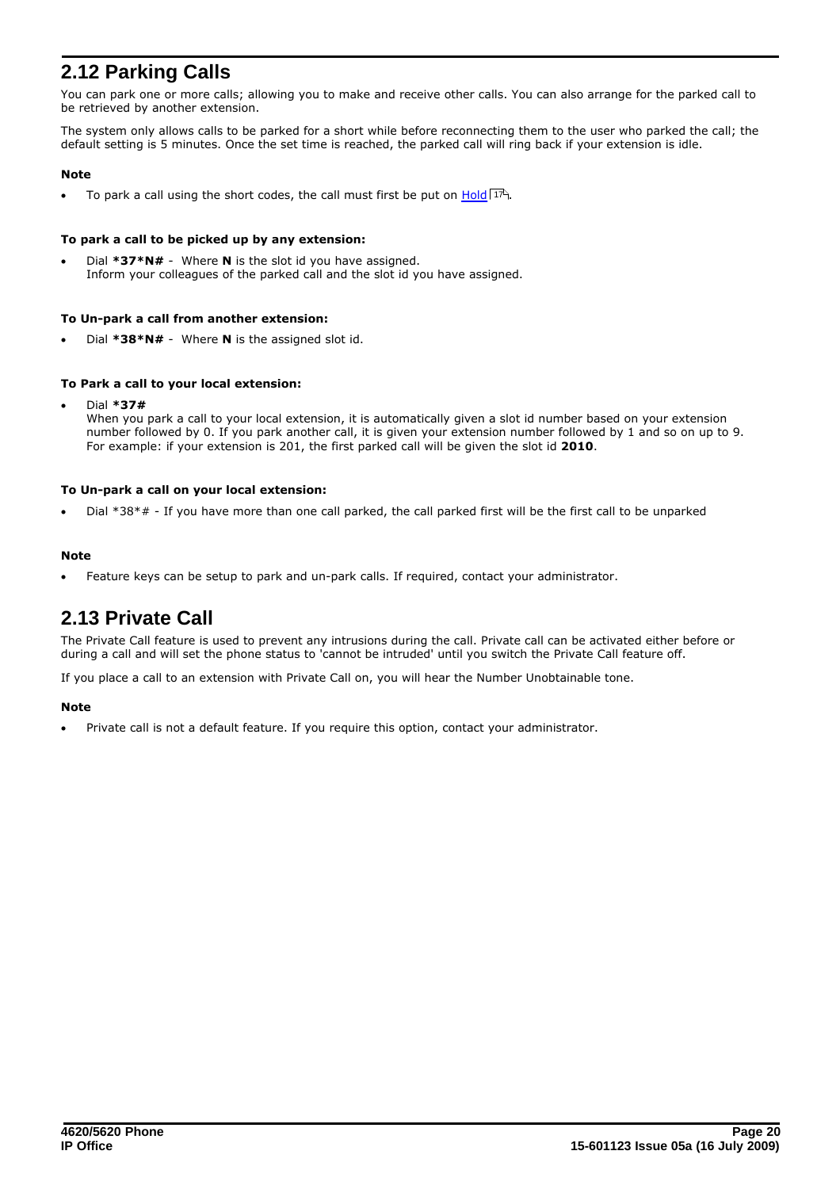## 2.12 Parking Calls

You can park one or more calls; allowing you to make and receive other calls. You can also arrange for the parked call to be retrieved by another extension.

The system only allows calls to be parked for a short while before reconnecting them to the user who parked the call; the default setting is 5 minutes. Once the set time is reached, the parked call will ring back if your extension is idle.

**Note**

- To park a call using the short codes, the call must first be put on Hold 17.

**To park a call to be picked up by any extension:**

- Dial ***37*N#** - Where **N** is the slot id you have assigned.
  Inform your colleagues of the parked call and the slot id you have assigned.

**To Un-park a call from another extension:**

- Dial ***38*N#** - Where **N** is the assigned slot id.

**To Park a call to your local extension:**

- Dial ***37#**
  When you park a call to your local extension, it is automatically given a slot id number based on your extension number followed by 0. If you park another call, it is given your extension number followed by 1 and so on up to 9. For example: if your extension is 201, the first parked call will be given the slot id **2010**.

**To Un-park a call on your local extension:**

- Dial *38*# - If you have more than one call parked, the call parked first will be the first call to be unparked

**Note**

- Feature keys can be setup to park and un-park calls. If required, contact your administrator.

## 2.13 Private Call

The Private Call feature is used to prevent any intrusions during the call. Private call can be activated either before or during a call and will set the phone status to 'cannot be intruded' until you switch the Private Call feature off.

If you place a call to an extension with Private Call on, you will hear the Number Unobtainable tone.

**Note**

- Private call is not a default feature. If you require this option, contact your administrator.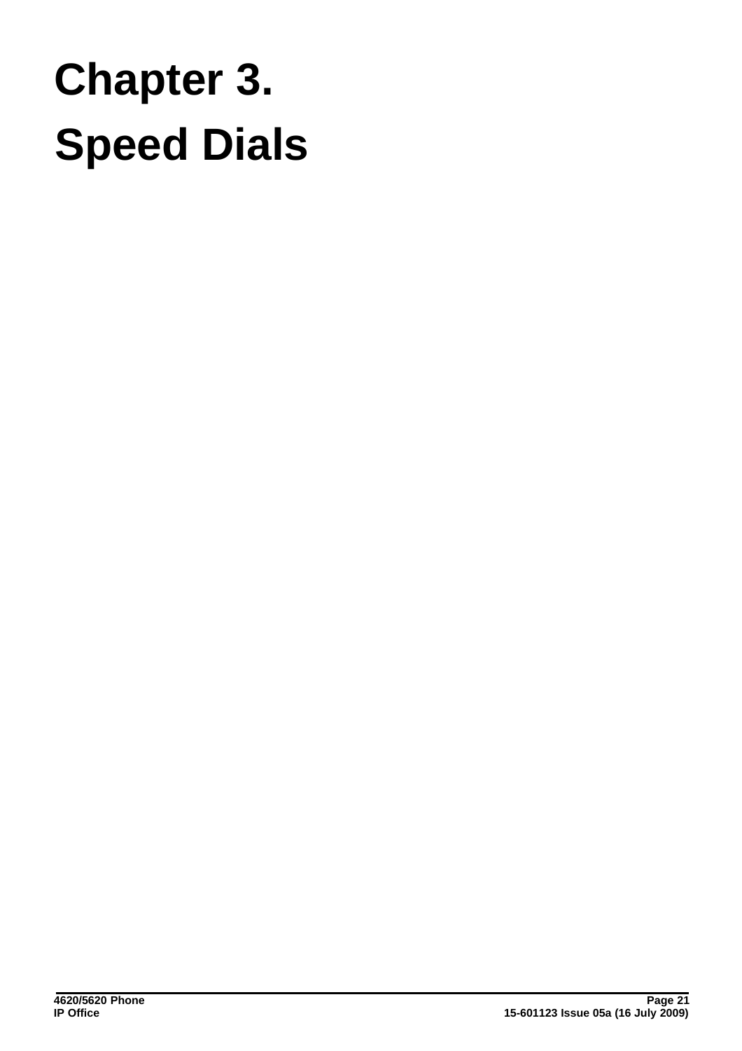# Chapter 3. Speed Dials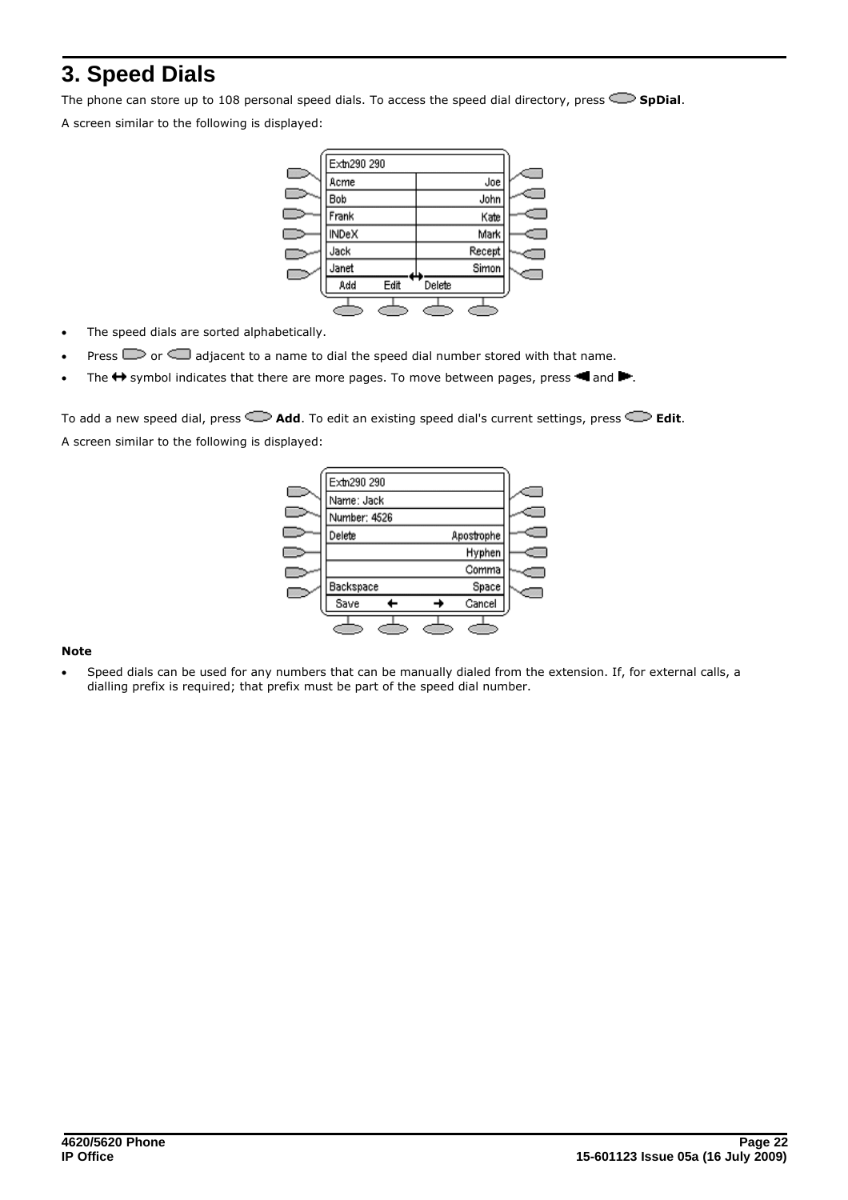# 3. Speed Dials

The phone can store up to 108 personal speed dials. To access the speed dial directory, press **SpDial**.

A screen similar to the following is displayed:

- The speed dials are sorted alphabetically.
- Press or adjacent to a name to dial the speed dial number stored with that name.
- The ↔ symbol indicates that there are more pages. To move between pages, press ◀ and ▶.

To add a new speed dial, press **Add**. To edit an existing speed dial's current settings, press **Edit**.

A screen similar to the following is displayed:

**Note**

- Speed dials can be used for any numbers that can be manually dialed from the extension. If, for external calls, a dialling prefix is required; that prefix must be part of the speed dial number.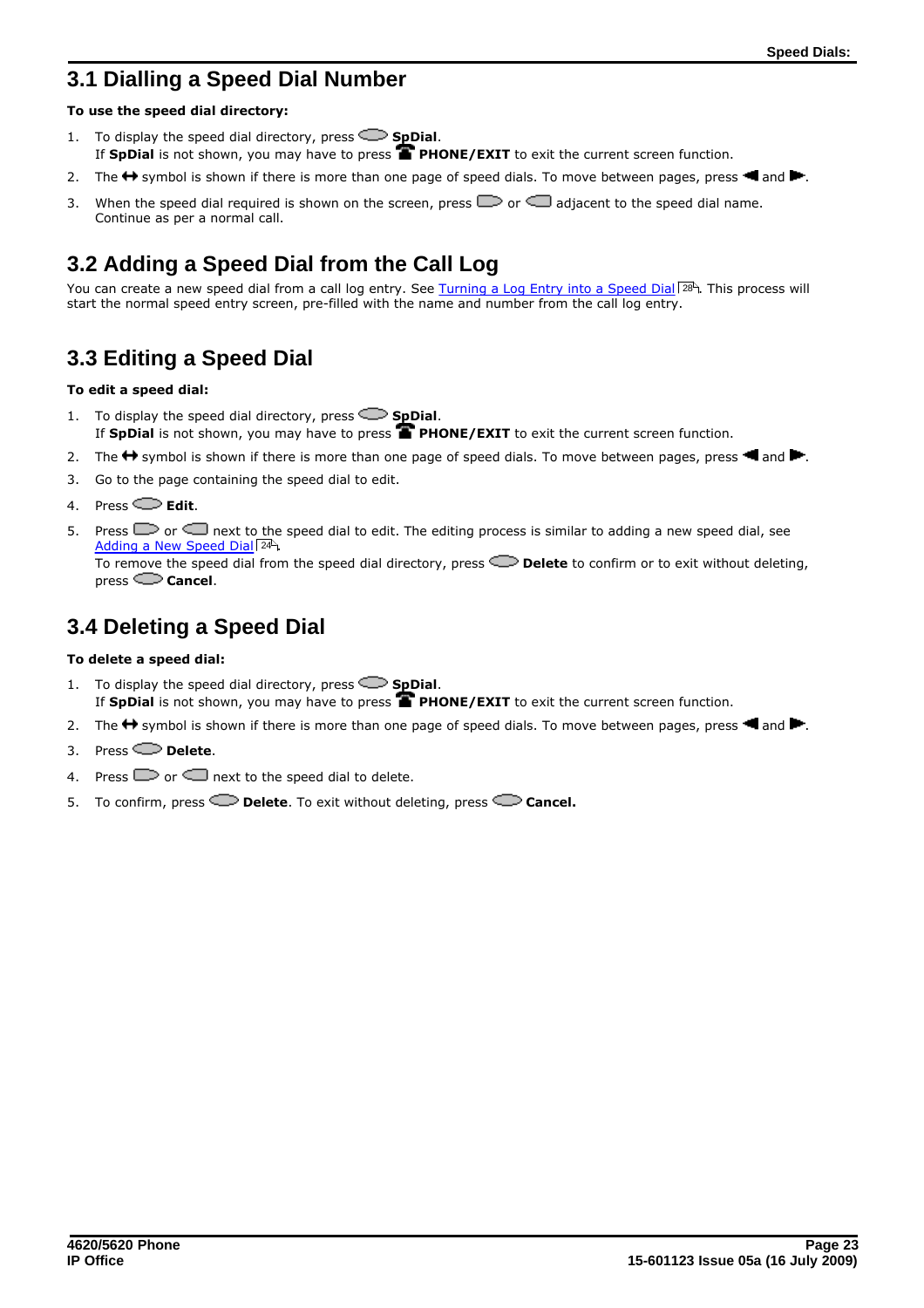## 3.1 Dialling a Speed Dial Number

**To use the speed dial directory:**

1. To display the speed dial directory, press **SpDial**.
   If **SpDial** is not shown, you may have to press **PHONE/EXIT** to exit the current screen function.
2. The ↔ symbol is shown if there is more than one page of speed dials. To move between pages, press ◄ and ►.
3. When the speed dial required is shown on the screen, press or adjacent to the speed dial name.
   Continue as per a normal call.

## 3.2 Adding a Speed Dial from the Call Log

You can create a new speed dial from a call log entry. See Turning a Log Entry into a Speed Dial 28. This process will start the normal speed entry screen, pre-filled with the name and number from the call log entry.

## 3.3 Editing a Speed Dial

**To edit a speed dial:**

1. To display the speed dial directory, press **SpDial**.
   If **SpDial** is not shown, you may have to press **PHONE/EXIT** to exit the current screen function.
2. The ↔ symbol is shown if there is more than one page of speed dials. To move between pages, press ◄ and ►.
3. Go to the page containing the speed dial to edit.
4. Press **Edit**.
5. Press or next to the speed dial to edit. The editing process is similar to adding a new speed dial, see Adding a New Speed Dial 24.
   To remove the speed dial from the speed dial directory, press **Delete** to confirm or to exit without deleting, press **Cancel**.

## 3.4 Deleting a Speed Dial

**To delete a speed dial:**

1. To display the speed dial directory, press **SpDial**.
   If **SpDial** is not shown, you may have to press **PHONE/EXIT** to exit the current screen function.
2. The ↔ symbol is shown if there is more than one page of speed dials. To move between pages, press ◄ and ►.
3. Press **Delete**.
4. Press or next to the speed dial to delete.
5. To confirm, press **Delete**. To exit without deleting, press **Cancel.**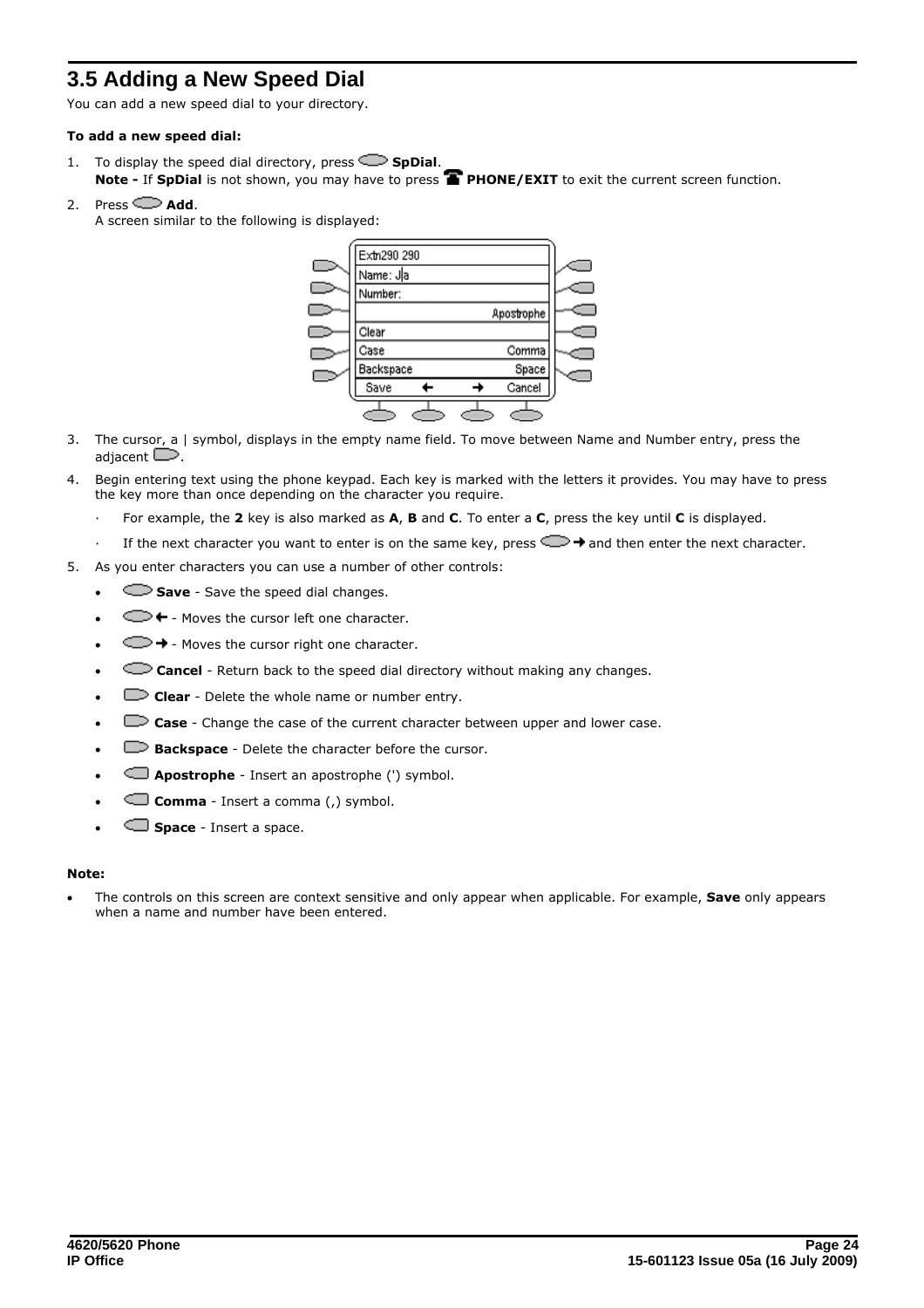# 3.5 Adding a New Speed Dial

You can add a new speed dial to your directory.

**To add a new speed dial:**

1. To display the speed dial directory, press **SpDial**.
   **Note -** If **SpDial** is not shown, you may have to press **PHONE/EXIT** to exit the current screen function.
2. Press **Add**.
   A screen similar to the following is displayed:

   | | |
   |---|---|
   | Extn290 290 | |
   | Name: J\|a | |
   | Number: | |
   | | Apostrophe |
   | Clear | |
   | Case | Comma |
   | Backspace | Space |
   | Save ← | → Cancel |

3. The cursor, a | symbol, displays in the empty name field. To move between Name and Number entry, press the adjacent .
4. Begin entering text using the phone keypad. Each key is marked with the letters it provides. You may have to press the key more than once depending on the character you require.
   - For example, the **2** key is also marked as **A**, **B** and **C**. To enter a **C**, press the key until **C** is displayed.
   - If the next character you want to enter is on the same key, press → and then enter the next character.
5. As you enter characters you can use a number of other controls:
   - **Save** - Save the speed dial changes.
   - ← - Moves the cursor left one character.
   - → - Moves the cursor right one character.
   - **Cancel** - Return back to the speed dial directory without making any changes.
   - **Clear** - Delete the whole name or number entry.
   - **Case** - Change the case of the current character between upper and lower case.
   - **Backspace** - Delete the character before the cursor.
   - **Apostrophe** - Insert an apostrophe (') symbol.
   - **Comma** - Insert a comma (,) symbol.
   - **Space** - Insert a space.

**Note:**

- The controls on this screen are context sensitive and only appear when applicable. For example, **Save** only appears when a name and number have been entered.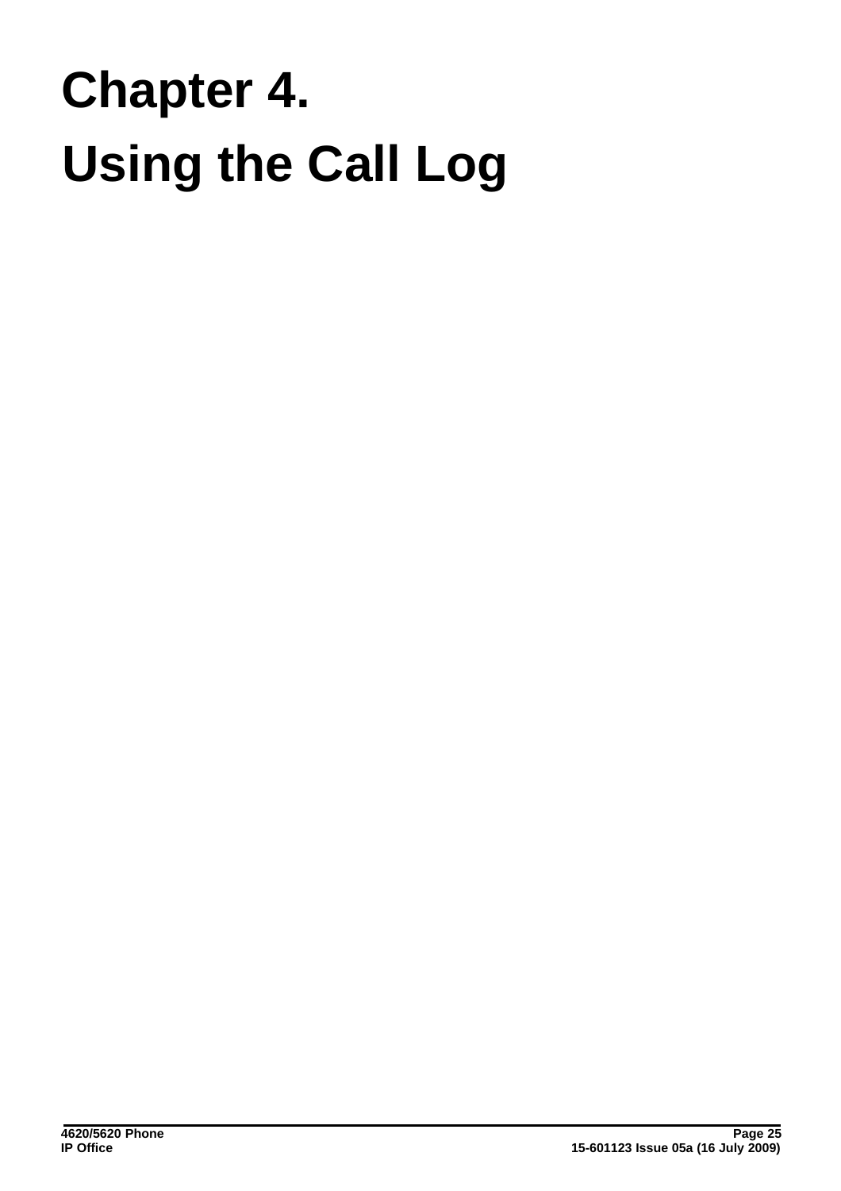# Chapter 4. Using the Call Log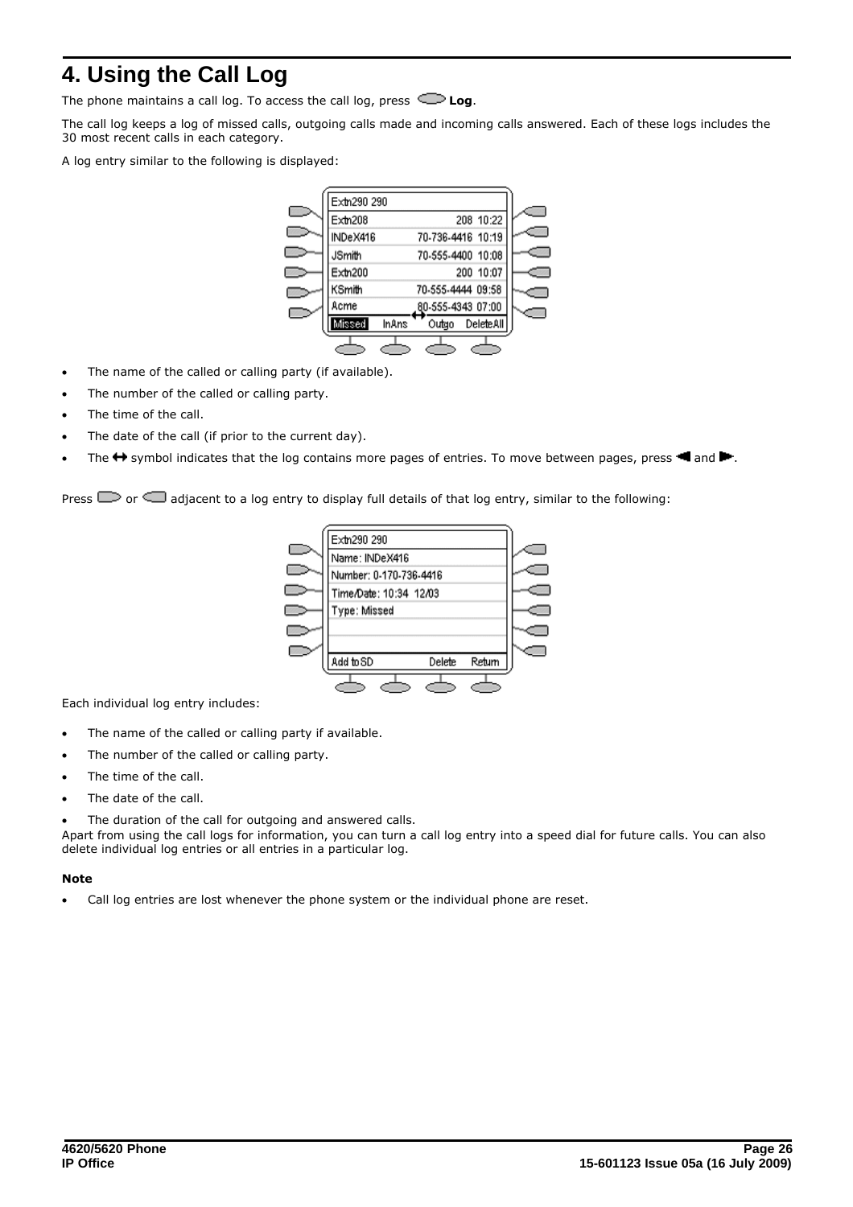# 4. Using the Call Log

The phone maintains a call log. To access the call log, press **Log**.

The call log keeps a log of missed calls, outgoing calls made and incoming calls answered. Each of these logs includes the 30 most recent calls in each category.

A log entry similar to the following is displayed:

- The name of the called or calling party (if available).
- The number of the called or calling party.
- The time of the call.
- The date of the call (if prior to the current day).
- The ↔ symbol indicates that the log contains more pages of entries. To move between pages, press ◄ and ►.

Press or adjacent to a log entry to display full details of that log entry, similar to the following:

Each individual log entry includes:

- The name of the called or calling party if available.
- The number of the called or calling party.
- The time of the call.
- The date of the call.
- The duration of the call for outgoing and answered calls.

Apart from using the call logs for information, you can turn a call log entry into a speed dial for future calls. You can also delete individual log entries or all entries in a particular log.

**Note**

- Call log entries are lost whenever the phone system or the individual phone are reset.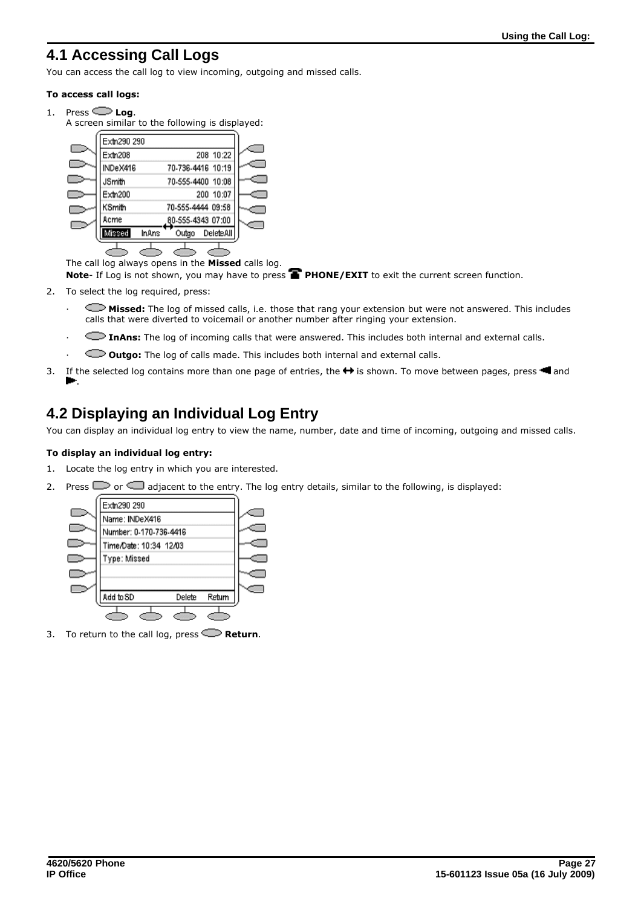## 4.1 Accessing Call Logs

You can access the call log to view incoming, outgoing and missed calls.

**To access call logs:**

1. Press **Log**.
   A screen similar to the following is displayed:

   The call log always opens in the **Missed** calls log.
   **Note**- If Log is not shown, you may have to press **PHONE/EXIT** to exit the current screen function.

2. To select the log required, press:
   - **Missed:** The log of missed calls, i.e. those that rang your extension but were not answered. This includes calls that were diverted to voicemail or another number after ringing your extension.
   - **InAns:** The log of incoming calls that were answered. This includes both internal and external calls.
   - **Outgo:** The log of calls made. This includes both internal and external calls.

3. If the selected log contains more than one page of entries, the ↔ is shown. To move between pages, press ◀ and ▶.

## 4.2 Displaying an Individual Log Entry

You can display an individual log entry to view the name, number, date and time of incoming, outgoing and missed calls.

**To display an individual log entry:**

1. Locate the log entry in which you are interested.
2. Press or adjacent to the entry. The log entry details, similar to the following, is displayed:

3. To return to the call log, press **Return**.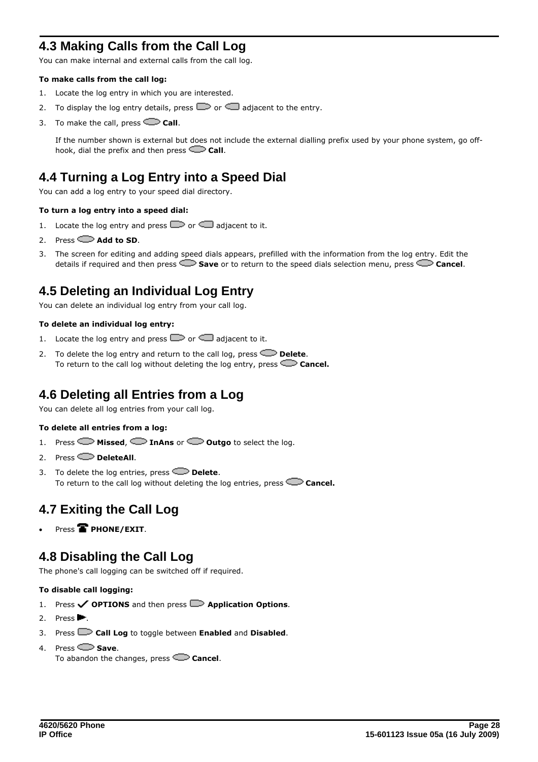## 4.3 Making Calls from the Call Log

You can make internal and external calls from the call log.

**To make calls from the call log:**

1. Locate the log entry in which you are interested.
2. To display the log entry details, press or adjacent to the entry.
3. To make the call, press **Call**.

   If the number shown is external but does not include the external dialling prefix used by your phone system, go off-hook, dial the prefix and then press **Call**.

## 4.4 Turning a Log Entry into a Speed Dial

You can add a log entry to your speed dial directory.

**To turn a log entry into a speed dial:**

1. Locate the log entry and press or adjacent to it.
2. Press **Add to SD**.
3. The screen for editing and adding speed dials appears, prefilled with the information from the log entry. Edit the details if required and then press **Save** or to return to the speed dials selection menu, press **Cancel**.

## 4.5 Deleting an Individual Log Entry

You can delete an individual log entry from your call log.

**To delete an individual log entry:**

1. Locate the log entry and press or adjacent to it.
2. To delete the log entry and return to the call log, press **Delete**.
   To return to the call log without deleting the log entry, press **Cancel.**

## 4.6 Deleting all Entries from a Log

You can delete all log entries from your call log.

**To delete all entries from a log:**

1. Press **Missed**, **InAns** or **Outgo** to select the log.
2. Press **DeleteAll**.
3. To delete the log entries, press **Delete**.
   To return to the call log without deleting the log entries, press **Cancel.**

## 4.7 Exiting the Call Log

- Press **PHONE/EXIT**.

## 4.8 Disabling the Call Log

The phone's call logging can be switched off if required.

**To disable call logging:**

1. Press ✓ **OPTIONS** and then press **Application Options**.
2. Press ►.
3. Press **Call Log** to toggle between **Enabled** and **Disabled**.
4. Press **Save**.
   To abandon the changes, press **Cancel**.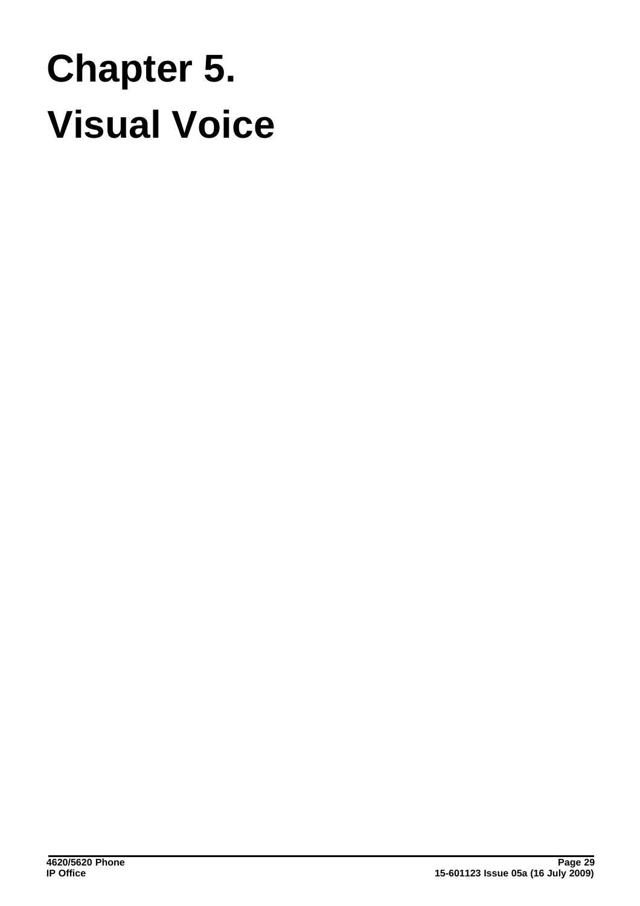# Chapter 5. Visual Voice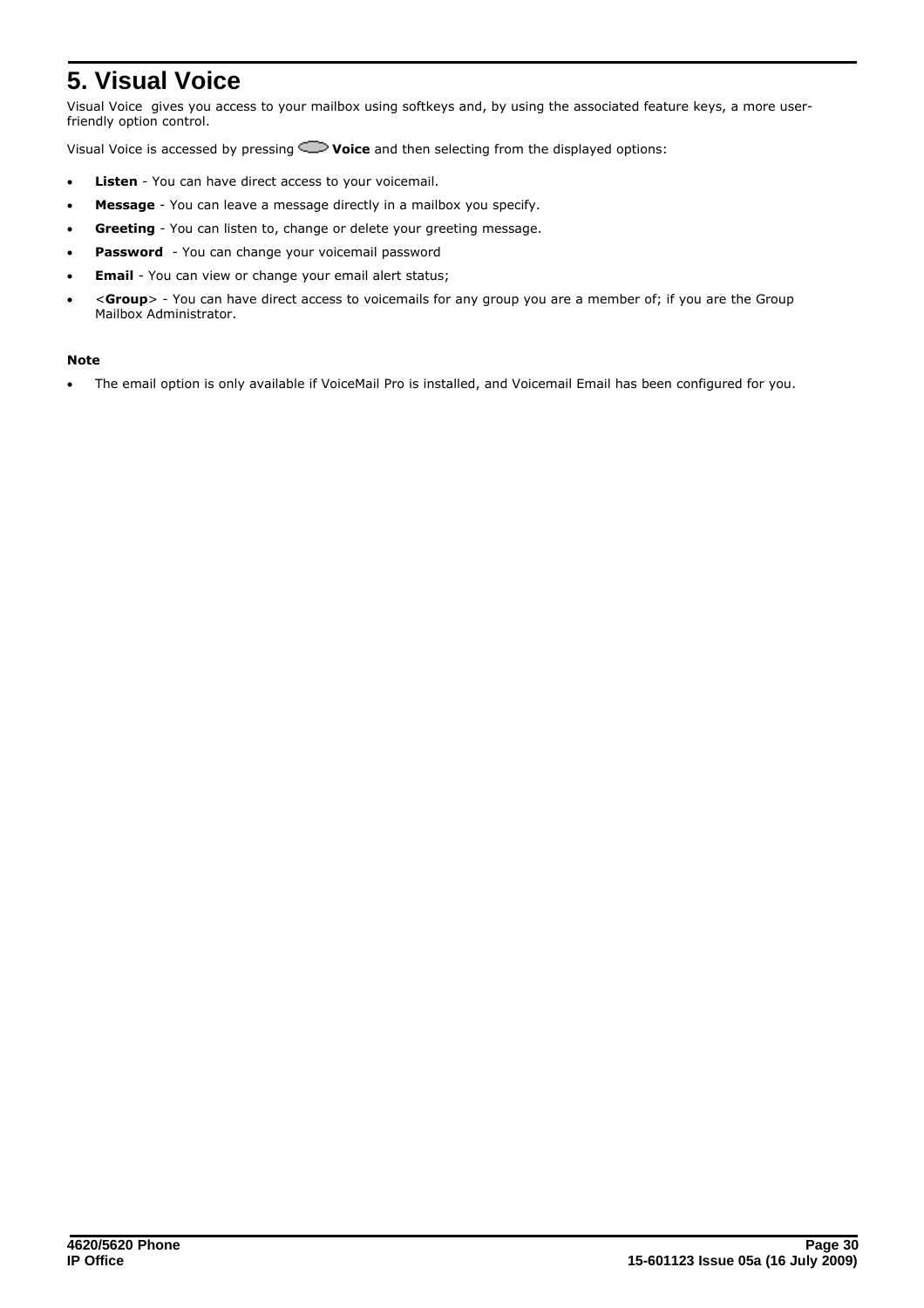# 5. Visual Voice

Visual Voice gives you access to your mailbox using softkeys and, by using the associated feature keys, a more user-friendly option control.

Visual Voice is accessed by pressing **Voice** and then selecting from the displayed options:

- **Listen** - You can have direct access to your voicemail.
- **Message** - You can leave a message directly in a mailbox you specify.
- **Greeting** - You can listen to, change or delete your greeting message.
- **Password** - You can change your voicemail password
- **Email** - You can view or change your email alert status;
- <**Group**> - You can have direct access to voicemails for any group you are a member of; if you are the Group Mailbox Administrator.

**Note**

- The email option is only available if VoiceMail Pro is installed, and Voicemail Email has been configured for you.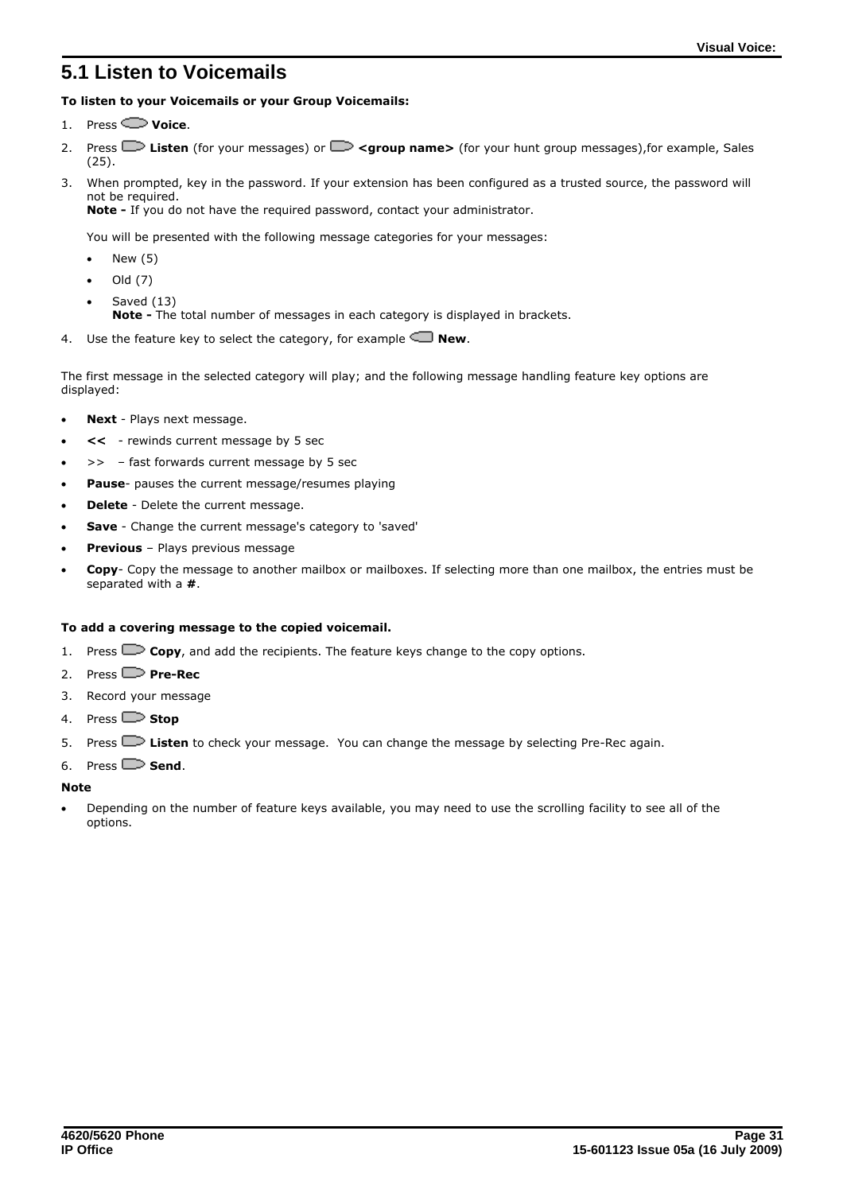# 5.1 Listen to Voicemails

**To listen to your Voicemails or your Group Voicemails:**

1. Press **Voice**.
2. Press **Listen** (for your messages) or **<group name>** (for your hunt group messages),for example, Sales (25).
3. When prompted, key in the password. If your extension has been configured as a trusted source, the password will not be required.
   **Note -** If you do not have the required password, contact your administrator.

   You will be presented with the following message categories for your messages:

   - New (5)
   - Old (7)
   - Saved (13)
     **Note -** The total number of messages in each category is displayed in brackets.
4. Use the feature key to select the category, for example **New**.

The first message in the selected category will play; and the following message handling feature key options are displayed:

- **Next** - Plays next message.
- **<<** - rewinds current message by 5 sec
- \>> – fast forwards current message by 5 sec
- **Pause**- pauses the current message/resumes playing
- **Delete** - Delete the current message.
- **Save** - Change the current message's category to 'saved'
- **Previous** – Plays previous message
- **Copy**- Copy the message to another mailbox or mailboxes. If selecting more than one mailbox, the entries must be separated with a **#**.

**To add a covering message to the copied voicemail.**

1. Press **Copy**, and add the recipients. The feature keys change to the copy options.
2. Press **Pre-Rec**
3. Record your message
4. Press **Stop**
5. Press **Listen** to check your message. You can change the message by selecting Pre-Rec again.
6. Press **Send**.

**Note**

- Depending on the number of feature keys available, you may need to use the scrolling facility to see all of the options.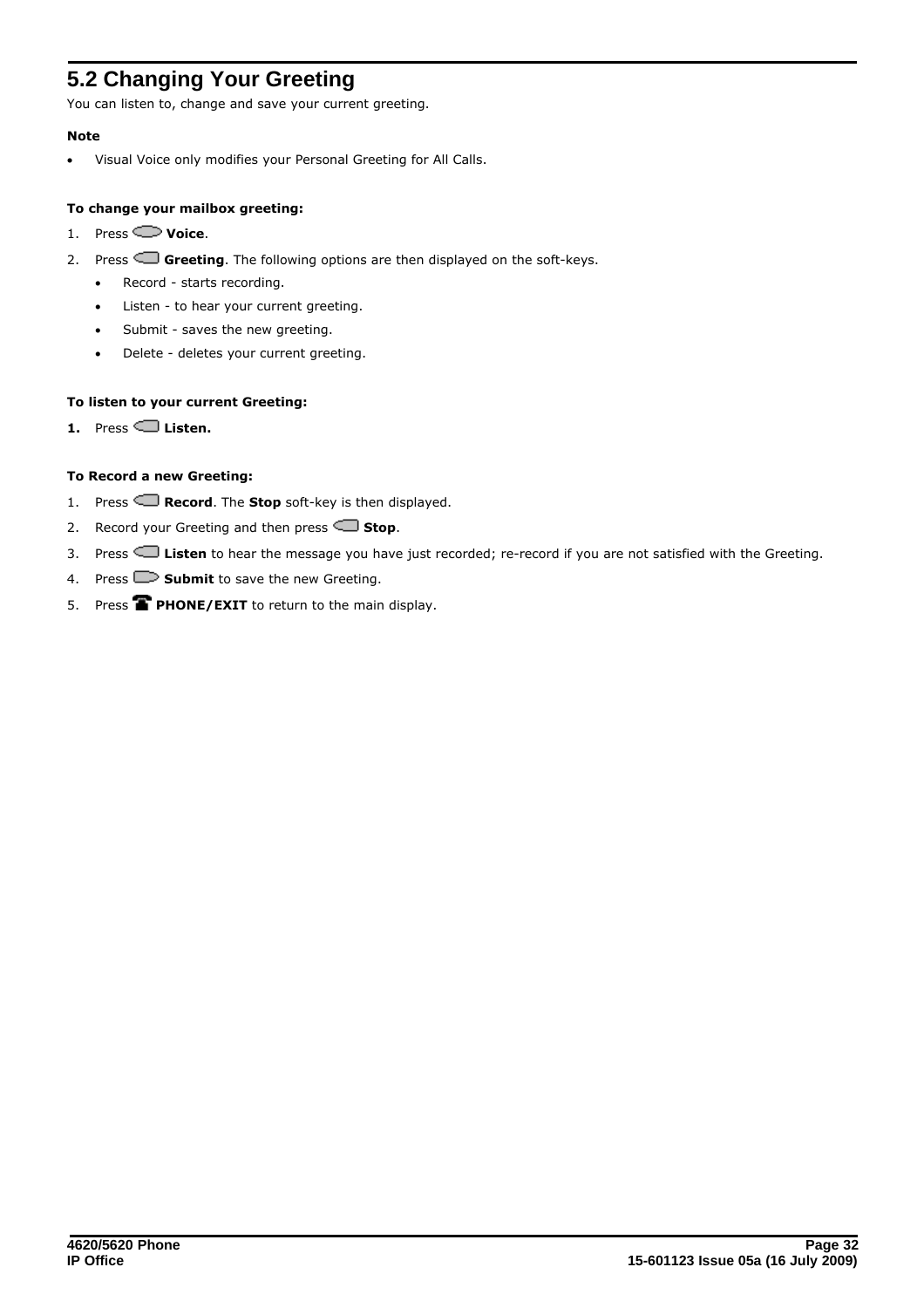## 5.2 Changing Your Greeting

You can listen to, change and save your current greeting.

**Note**

- Visual Voice only modifies your Personal Greeting for All Calls.

**To change your mailbox greeting:**

1. Press **Voice**.
2. Press **Greeting**. The following options are then displayed on the soft-keys.
   - Record - starts recording.
   - Listen - to hear your current greeting.
   - Submit - saves the new greeting.
   - Delete - deletes your current greeting.

**To listen to your current Greeting:**

1. Press **Listen.**

**To Record a new Greeting:**

1. Press **Record**. The **Stop** soft-key is then displayed.
2. Record your Greeting and then press **Stop**.
3. Press **Listen** to hear the message you have just recorded; re-record if you are not satisfied with the Greeting.
4. Press **Submit** to save the new Greeting.
5. Press **PHONE/EXIT** to return to the main display.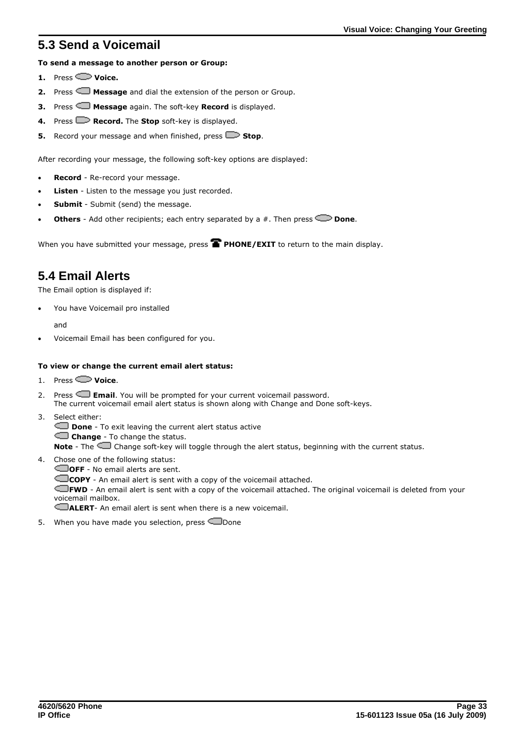## 5.3 Send a Voicemail

**To send a message to another person or Group:**

1. Press **Voice.**
2. Press **Message** and dial the extension of the person or Group.
3. Press **Message** again. The soft-key **Record** is displayed.
4. Press **Record.** The **Stop** soft-key is displayed.
5. Record your message and when finished, press **Stop**.

After recording your message, the following soft-key options are displayed:

- **Record** - Re-record your message.
- **Listen** - Listen to the message you just recorded.
- **Submit** - Submit (send) the message.
- **Others** - Add other recipients; each entry separated by a #. Then press **Done**.

When you have submitted your message, press **PHONE/EXIT** to return to the main display.

## 5.4 Email Alerts

The Email option is displayed if:

- You have Voicemail pro installed

  and

- Voicemail Email has been configured for you.

**To view or change the current email alert status:**

1. Press **Voice**.
2. Press **Email**. You will be prompted for your current voicemail password.
   The current voicemail email alert status is shown along with Change and Done soft-keys.
3. Select either:
   **Done** - To exit leaving the current alert status active
   **Change** - To change the status.
   **Note** - The Change soft-key will toggle through the alert status, beginning with the current status.
4. Chose one of the following status:
   **OFF** - No email alerts are sent.
   **COPY** - An email alert is sent with a copy of the voicemail attached.
   **FWD** - An email alert is sent with a copy of the voicemail attached. The original voicemail is deleted from your voicemail mailbox.
   **ALERT**- An email alert is sent when there is a new voicemail.
5. When you have made you selection, press Done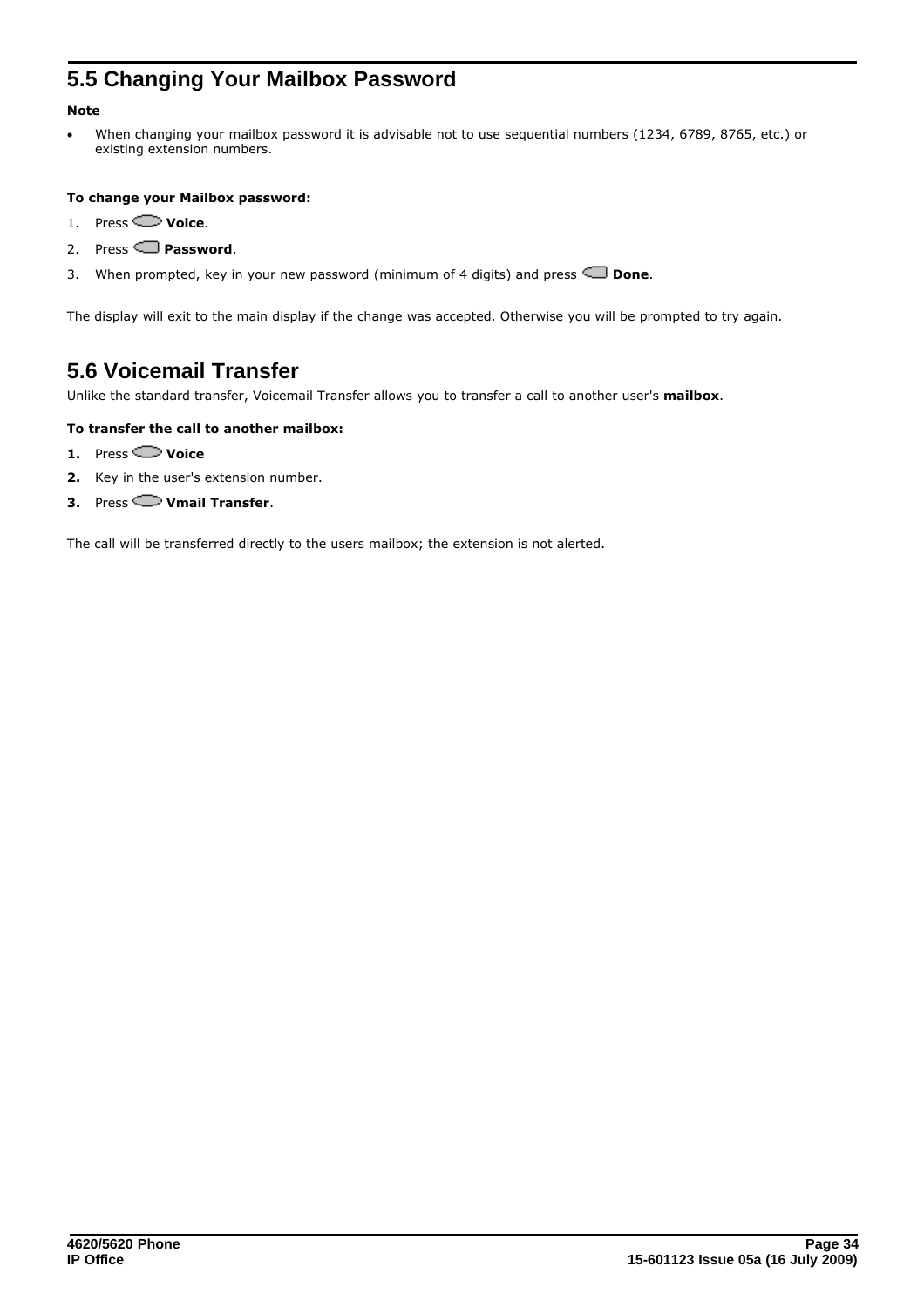## 5.5 Changing Your Mailbox Password

**Note**

- When changing your mailbox password it is advisable not to use sequential numbers (1234, 6789, 8765, etc.) or existing extension numbers.

**To change your Mailbox password:**

1. Press **Voice**.
2. Press **Password**.
3. When prompted, key in your new password (minimum of 4 digits) and press **Done**.

The display will exit to the main display if the change was accepted. Otherwise you will be prompted to try again.

## 5.6 Voicemail Transfer

Unlike the standard transfer, Voicemail Transfer allows you to transfer a call to another user's **mailbox**.

**To transfer the call to another mailbox:**

1. Press **Voice**
2. Key in the user's extension number.
3. Press **Vmail Transfer**.

The call will be transferred directly to the users mailbox; the extension is not alerted.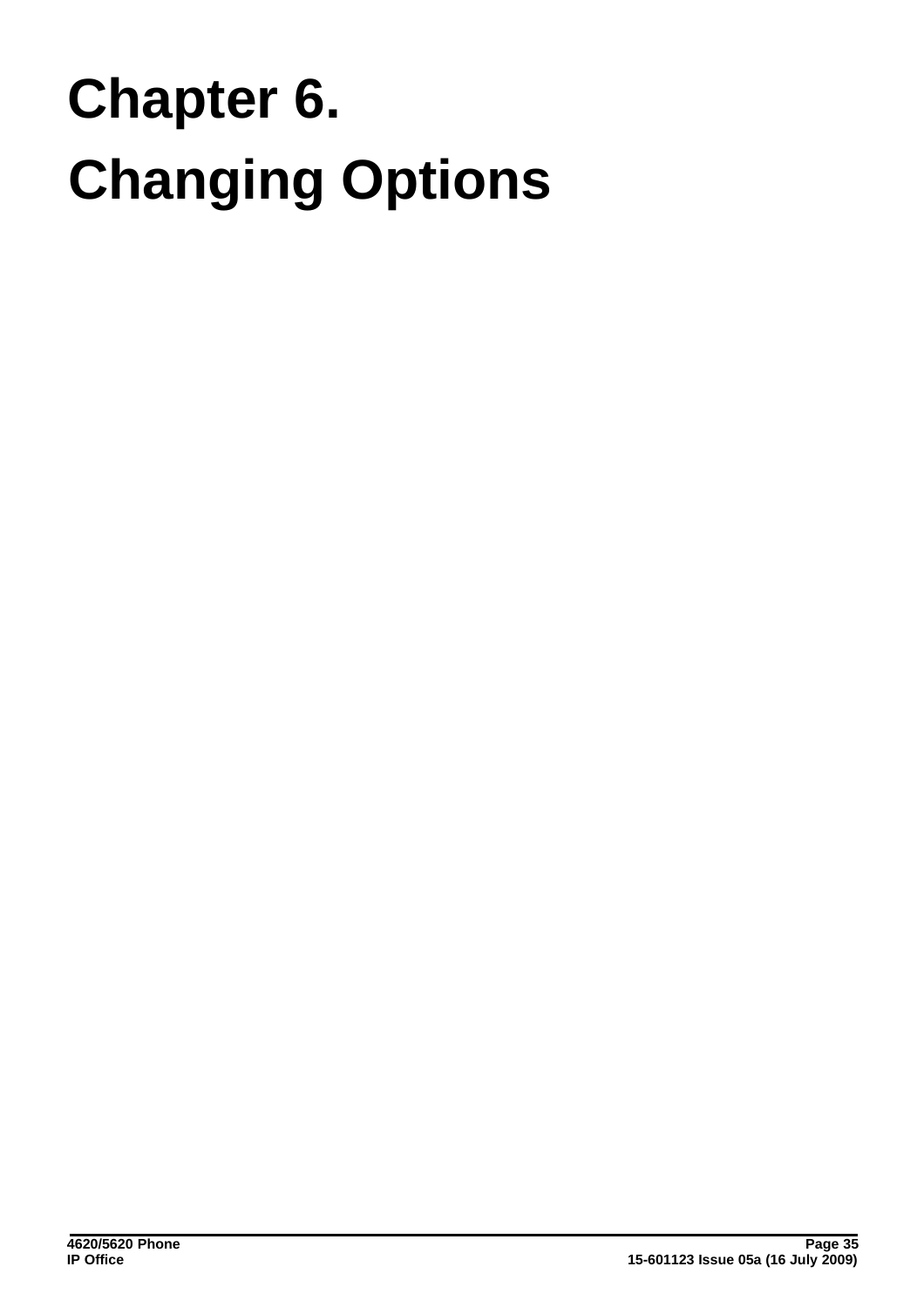# Chapter 6.
# Changing Options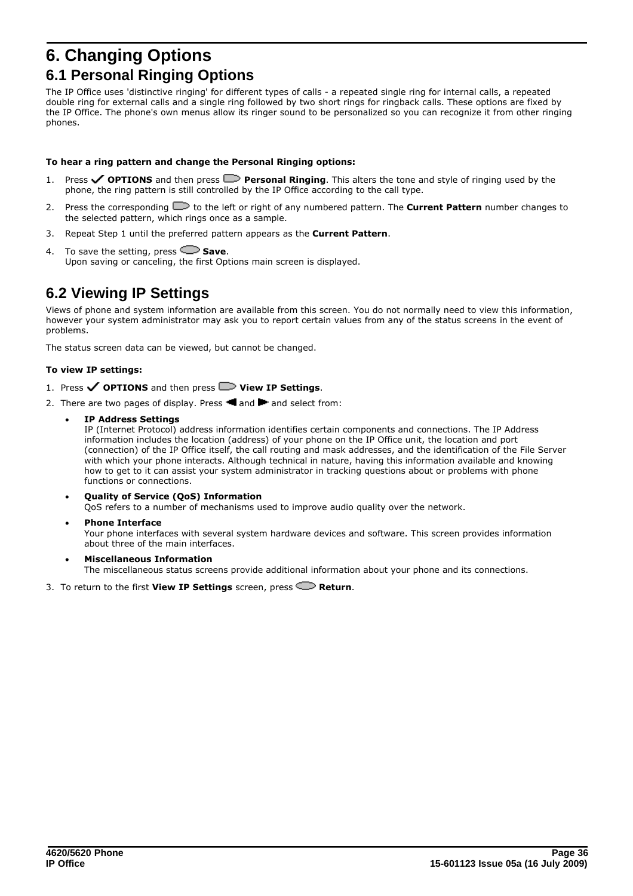# 6. Changing Options

## 6.1 Personal Ringing Options

The IP Office uses 'distinctive ringing' for different types of calls - a repeated single ring for internal calls, a repeated double ring for external calls and a single ring followed by two short rings for ringback calls. These options are fixed by the IP Office. The phone's own menus allow its ringer sound to be personalized so you can recognize it from other ringing phones.

**To hear a ring pattern and change the Personal Ringing options:**

1. Press ✓ **OPTIONS** and then press **Personal Ringing**. This alters the tone and style of ringing used by the phone, the ring pattern is still controlled by the IP Office according to the call type.
2. Press the corresponding to the left or right of any numbered pattern. The **Current Pattern** number changes to the selected pattern, which rings once as a sample.
3. Repeat Step 1 until the preferred pattern appears as the **Current Pattern**.
4. To save the setting, press **Save**.
   Upon saving or canceling, the first Options main screen is displayed.

## 6.2 Viewing IP Settings

Views of phone and system information are available from this screen. You do not normally need to view this information, however your system administrator may ask you to report certain values from any of the status screens in the event of problems.

The status screen data can be viewed, but cannot be changed.

**To view IP settings:**

1. Press ✓ **OPTIONS** and then press **View IP Settings**.
2. There are two pages of display. Press ◀ and ▶ and select from:
   - **IP Address Settings**
     IP (Internet Protocol) address information identifies certain components and connections. The IP Address information includes the location (address) of your phone on the IP Office unit, the location and port (connection) of the IP Office itself, the call routing and mask addresses, and the identification of the File Server with which your phone interacts. Although technical in nature, having this information available and knowing how to get to it can assist your system administrator in tracking questions about or problems with phone functions or connections.
   - **Quality of Service (QoS) Information**
     QoS refers to a number of mechanisms used to improve audio quality over the network.
   - **Phone Interface**
     Your phone interfaces with several system hardware devices and software. This screen provides information about three of the main interfaces.
   - **Miscellaneous Information**
     The miscellaneous status screens provide additional information about your phone and its connections.
3. To return to the first **View IP Settings** screen, press **Return**.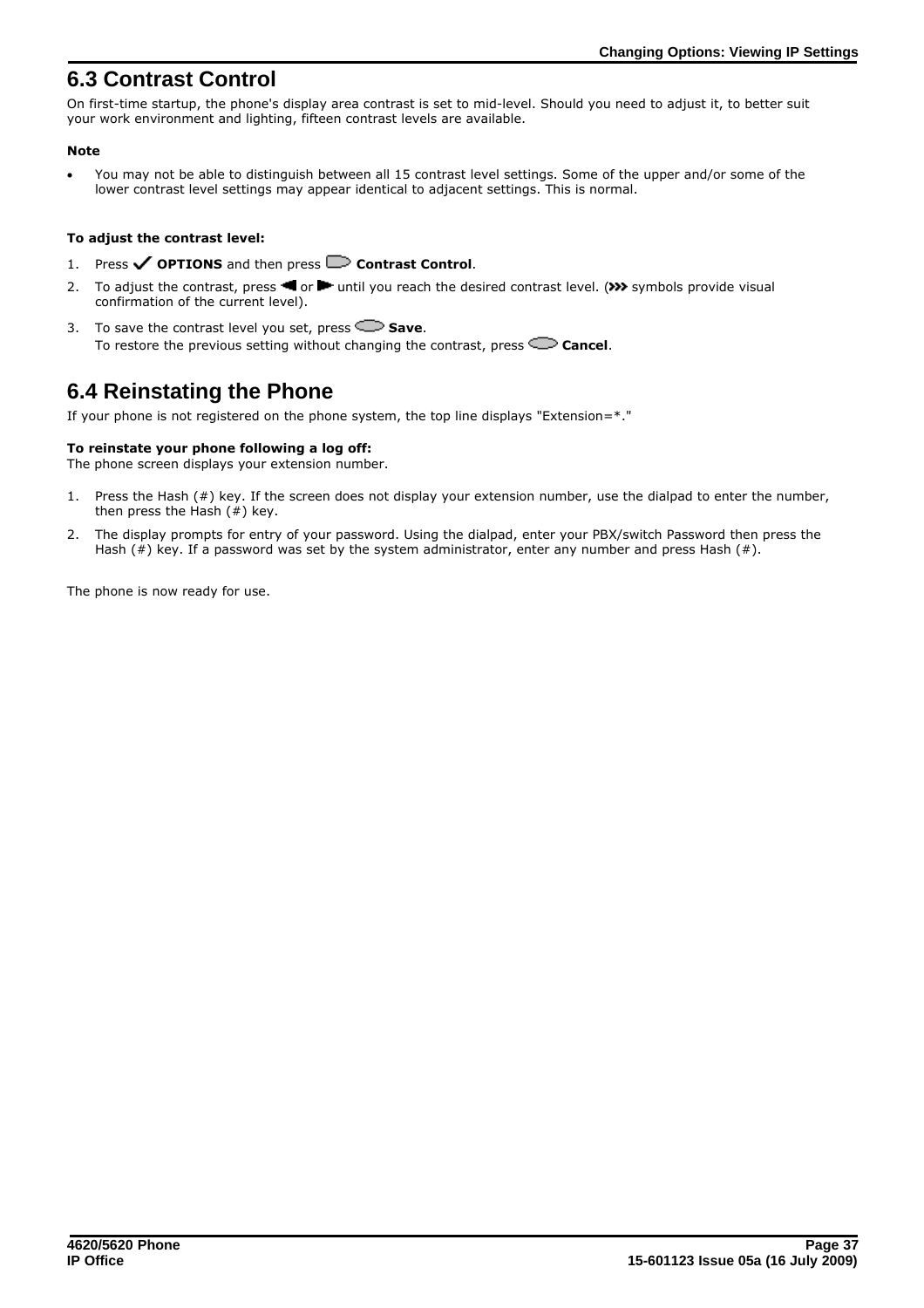## 6.3 Contrast Control

On first-time startup, the phone's display area contrast is set to mid-level. Should you need to adjust it, to better suit your work environment and lighting, fifteen contrast levels are available.

**Note**

- You may not be able to distinguish between all 15 contrast level settings. Some of the upper and/or some of the lower contrast level settings may appear identical to adjacent settings. This is normal.

**To adjust the contrast level:**

1. Press ✔ **OPTIONS** and then press **Contrast Control**.
2. To adjust the contrast, press ◀ or ▶ until you reach the desired contrast level. (>>> symbols provide visual confirmation of the current level).
3. To save the contrast level you set, press **Save**.
   To restore the previous setting without changing the contrast, press **Cancel**.

## 6.4 Reinstating the Phone

If your phone is not registered on the phone system, the top line displays "Extension=*."

**To reinstate your phone following a log off:**
The phone screen displays your extension number.

1. Press the Hash (#) key. If the screen does not display your extension number, use the dialpad to enter the number, then press the Hash (#) key.
2. The display prompts for entry of your password. Using the dialpad, enter your PBX/switch Password then press the Hash (#) key. If a password was set by the system administrator, enter any number and press Hash (#).

The phone is now ready for use.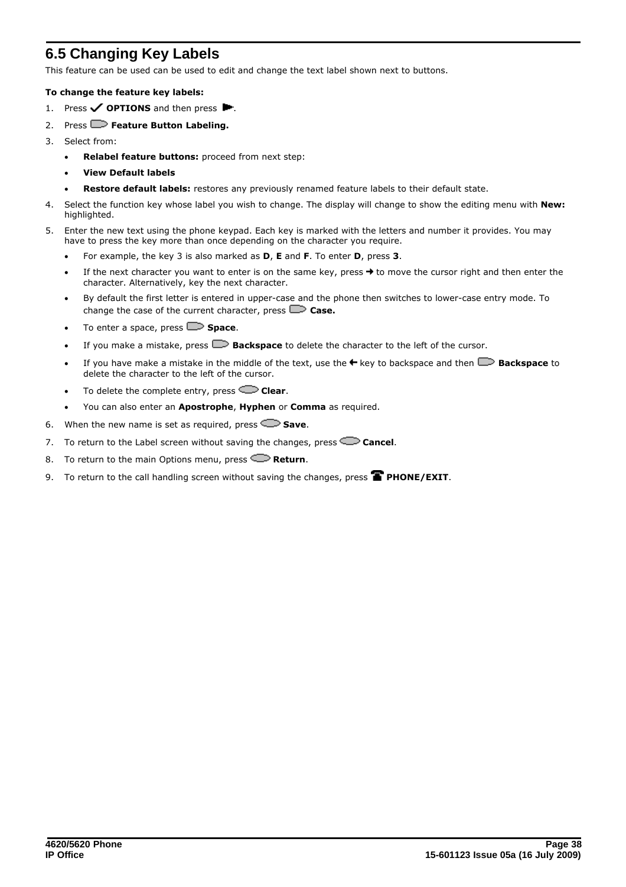## 6.5 Changing Key Labels

This feature can be used can be used to edit and change the text label shown next to buttons.

**To change the feature key labels:**

1. Press ✓ **OPTIONS** and then press ►.
2. Press **Feature Button Labeling.**
3. Select from:
   - **Relabel feature buttons:** proceed from next step:
   - **View Default labels**
   - **Restore default labels:** restores any previously renamed feature labels to their default state.
4. Select the function key whose label you wish to change. The display will change to show the editing menu with **New:** highlighted.
5. Enter the new text using the phone keypad. Each key is marked with the letters and number it provides. You may have to press the key more than once depending on the character you require.
   - For example, the key 3 is also marked as **D**, **E** and **F**. To enter **D**, press **3**.
   - If the next character you want to enter is on the same key, press ➜ to move the cursor right and then enter the character. Alternatively, key the next character.
   - By default the first letter is entered in upper-case and the phone then switches to lower-case entry mode. To change the case of the current character, press **Case.**
   - To enter a space, press **Space**.
   - If you make a mistake, press **Backspace** to delete the character to the left of the cursor.
   - If you have make a mistake in the middle of the text, use the ← key to backspace and then **Backspace** to delete the character to the left of the cursor.
   - To delete the complete entry, press **Clear**.
   - You can also enter an **Apostrophe**, **Hyphen** or **Comma** as required.
6. When the new name is set as required, press **Save**.
7. To return to the Label screen without saving the changes, press **Cancel**.
8. To return to the main Options menu, press **Return**.
9. To return to the call handling screen without saving the changes, press **PHONE/EXIT**.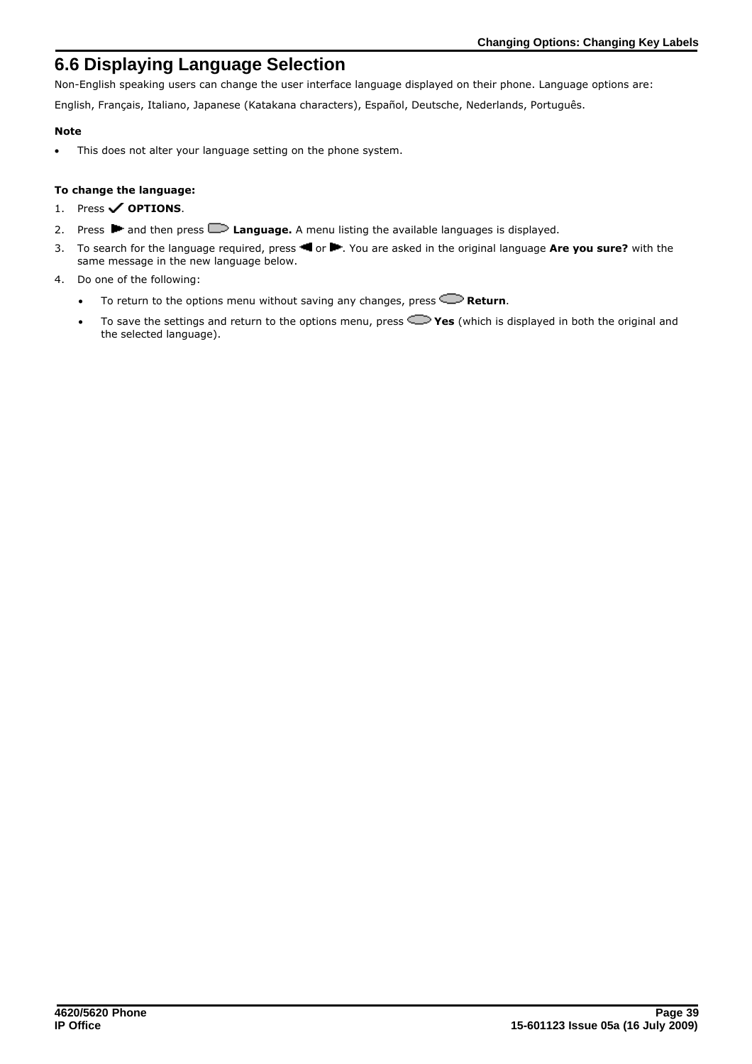## 6.6 Displaying Language Selection

Non-English speaking users can change the user interface language displayed on their phone. Language options are:

English, Français, Italiano, Japanese (Katakana characters), Español, Deutsche, Nederlands, Português.

**Note**

- This does not alter your language setting on the phone system.

**To change the language:**

1. Press ✓ **OPTIONS**.
2. Press ► and then press **Language.** A menu listing the available languages is displayed.
3. To search for the language required, press ◄ or ►. You are asked in the original language **Are you sure?** with the same message in the new language below.
4. Do one of the following:
   - To return to the options menu without saving any changes, press **Return**.
   - To save the settings and return to the options menu, press **Yes** (which is displayed in both the original and the selected language).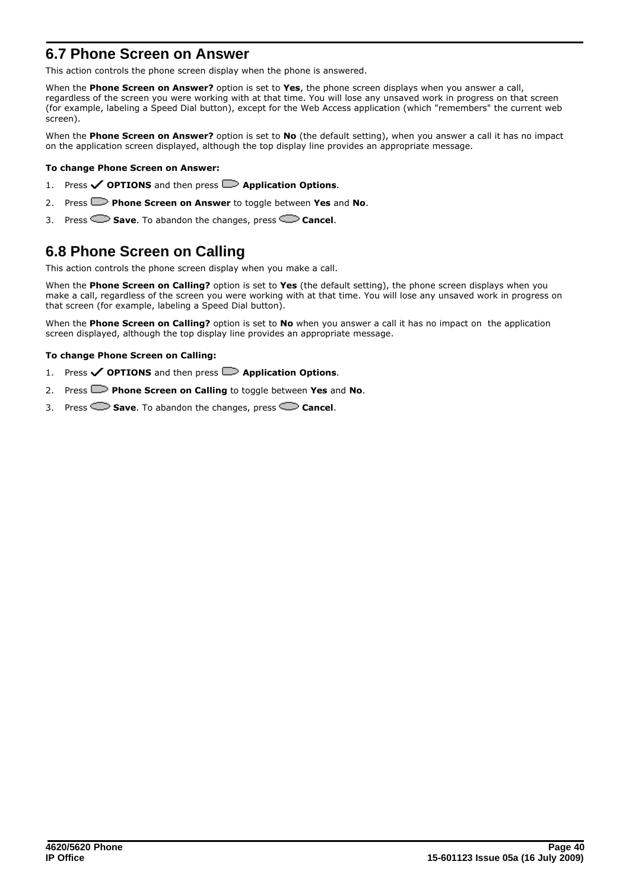## 6.7 Phone Screen on Answer

This action controls the phone screen display when the phone is answered.

When the **Phone Screen on Answer?** option is set to **Yes**, the phone screen displays when you answer a call, regardless of the screen you were working with at that time. You will lose any unsaved work in progress on that screen (for example, labeling a Speed Dial button), except for the Web Access application (which "remembers" the current web screen).

When the **Phone Screen on Answer?** option is set to **No** (the default setting), when you answer a call it has no impact on the application screen displayed, although the top display line provides an appropriate message.

**To change Phone Screen on Answer:**

1. Press ✓ **OPTIONS** and then press **Application Options**.
2. Press **Phone Screen on Answer** to toggle between **Yes** and **No**.
3. Press **Save**. To abandon the changes, press **Cancel**.

## 6.8 Phone Screen on Calling

This action controls the phone screen display when you make a call.

When the **Phone Screen on Calling?** option is set to **Yes** (the default setting), the phone screen displays when you make a call, regardless of the screen you were working with at that time. You will lose any unsaved work in progress on that screen (for example, labeling a Speed Dial button).

When the **Phone Screen on Calling?** option is set to **No** when you answer a call it has no impact on the application screen displayed, although the top display line provides an appropriate message.

**To change Phone Screen on Calling:**

1. Press ✓ **OPTIONS** and then press **Application Options**.
2. Press **Phone Screen on Calling** to toggle between **Yes** and **No**.
3. Press **Save**. To abandon the changes, press **Cancel**.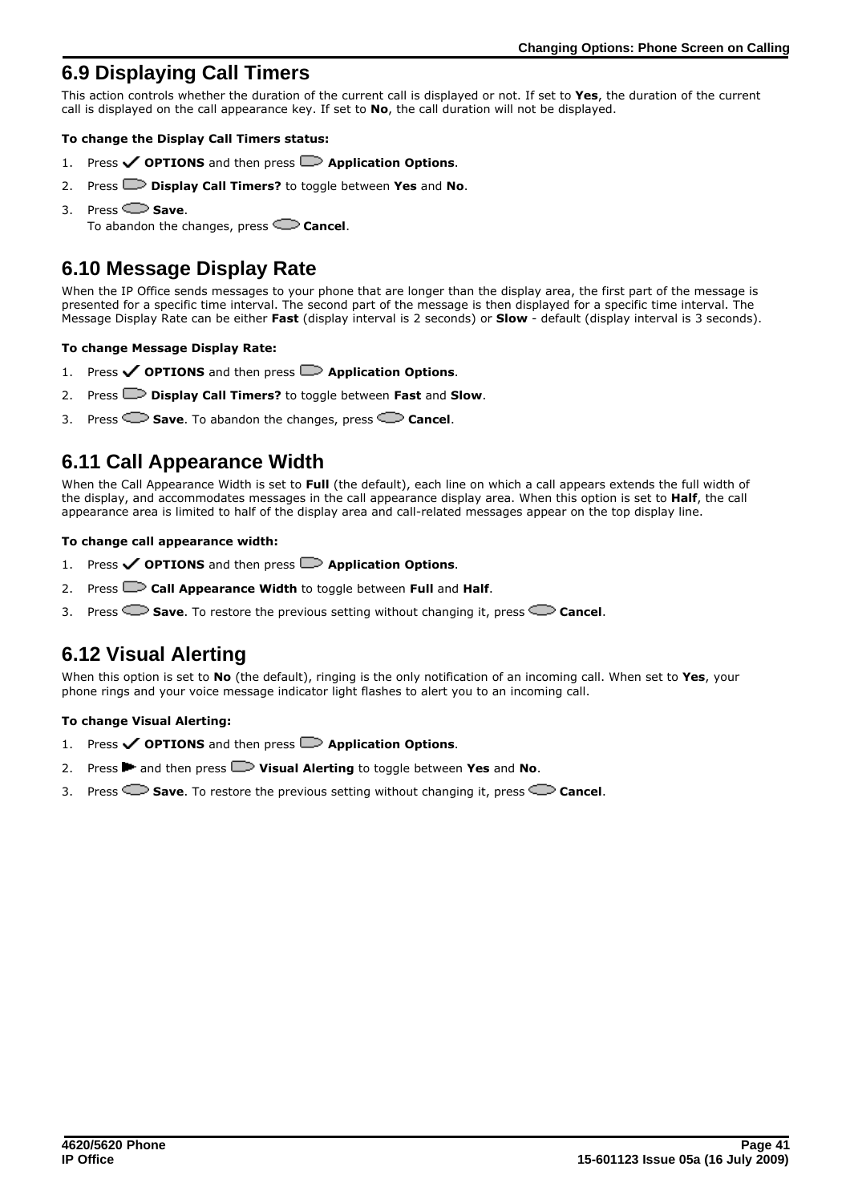## 6.9 Displaying Call Timers

This action controls whether the duration of the current call is displayed or not. If set to **Yes**, the duration of the current call is displayed on the call appearance key. If set to **No**, the call duration will not be displayed.

**To change the Display Call Timers status:**

1. Press ✓ **OPTIONS** and then press **Application Options**.
2. Press **Display Call Timers?** to toggle between **Yes** and **No**.
3. Press **Save**.
   To abandon the changes, press **Cancel**.

## 6.10 Message Display Rate

When the IP Office sends messages to your phone that are longer than the display area, the first part of the message is presented for a specific time interval. The second part of the message is then displayed for a specific time interval. The Message Display Rate can be either **Fast** (display interval is 2 seconds) or **Slow** - default (display interval is 3 seconds).

**To change Message Display Rate:**

1. Press ✓ **OPTIONS** and then press **Application Options**.
2. Press **Display Call Timers?** to toggle between **Fast** and **Slow**.
3. Press **Save**. To abandon the changes, press **Cancel**.

## 6.11 Call Appearance Width

When the Call Appearance Width is set to **Full** (the default), each line on which a call appears extends the full width of the display, and accommodates messages in the call appearance display area. When this option is set to **Half**, the call appearance area is limited to half of the display area and call-related messages appear on the top display line.

**To change call appearance width:**

1. Press ✓ **OPTIONS** and then press **Application Options**.
2. Press **Call Appearance Width** to toggle between **Full** and **Half**.
3. Press **Save**. To restore the previous setting without changing it, press **Cancel**.

## 6.12 Visual Alerting

When this option is set to **No** (the default), ringing is the only notification of an incoming call. When set to **Yes**, your phone rings and your voice message indicator light flashes to alert you to an incoming call.

**To change Visual Alerting:**

1. Press ✓ **OPTIONS** and then press **Application Options**.
2. Press ► and then press **Visual Alerting** to toggle between **Yes** and **No**.
3. Press **Save**. To restore the previous setting without changing it, press **Cancel**.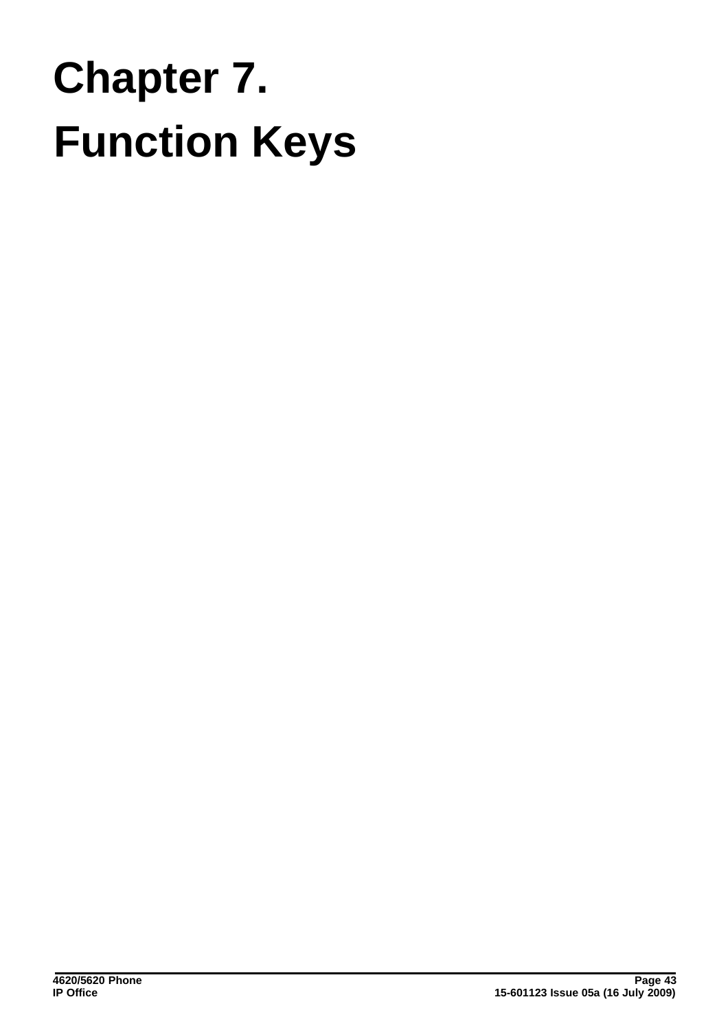# Chapter 7. Function Keys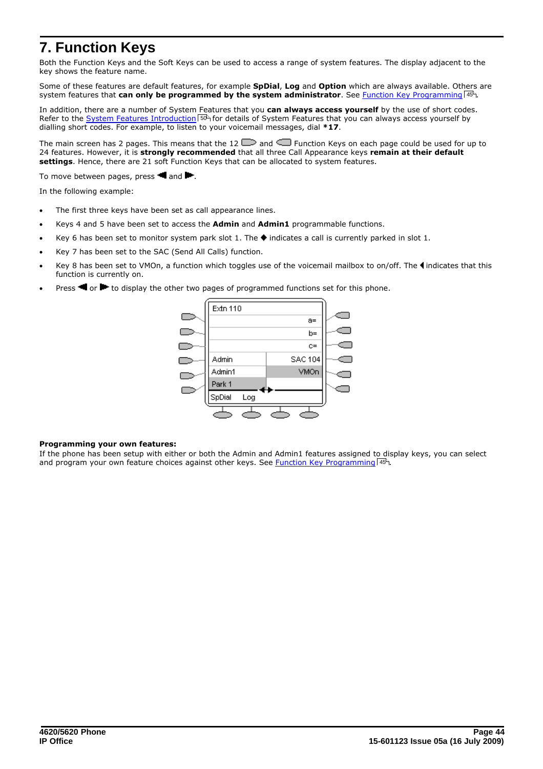# 7. Function Keys

Both the Function Keys and the Soft Keys can be used to access a range of system features. The display adjacent to the key shows the feature name.

Some of these features are default features, for example **SpDial**, **Log** and **Option** which are always available. Others are system features that **can only be programmed by the system administrator**. See Function Key Programming 45.

In addition, there are a number of System Features that you **can always access yourself** by the use of short codes. Refer to the System Features Introduction 50 for details of System Features that you can always access yourself by dialling short codes. For example, to listen to your voicemail messages, dial ***17**.

The main screen has 2 pages. This means that the 12 and Function Keys on each page could be used for up to 24 features. However, it is **strongly recommended** that all three Call Appearance keys **remain at their default settings**. Hence, there are 21 soft Function Keys that can be allocated to system features.

To move between pages, press ◀ and ▶.

In the following example:

- The first three keys have been set as call appearance lines.
- Keys 4 and 5 have been set to access the **Admin** and **Admin1** programmable functions.
- Key 6 has been set to monitor system park slot 1. The ◆ indicates a call is currently parked in slot 1.
- Key 7 has been set to the SAC (Send All Calls) function.
- Key 8 has been set to VMOn, a function which toggles use of the voicemail mailbox to on/off. The ◀ indicates that this function is currently on.
- Press ◀ or ▶ to display the other two pages of programmed functions set for this phone.

**Programming your own features:**
If the phone has been setup with either or both the Admin and Admin1 features assigned to display keys, you can select and program your own feature choices against other keys. See Function Key Programming 45.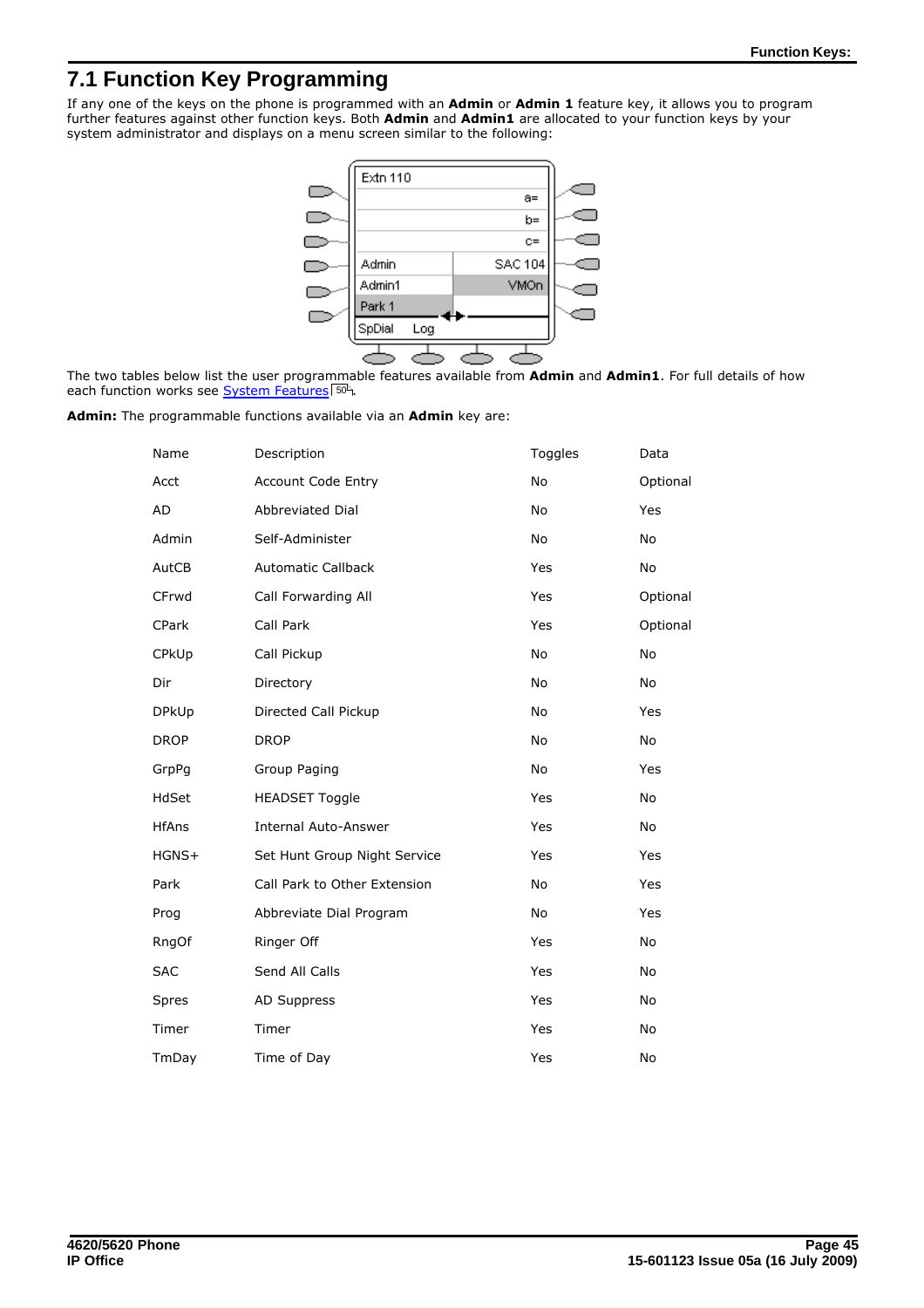# 7.1 Function Key Programming

If any one of the keys on the phone is programmed with an **Admin** or **Admin 1** feature key, it allows you to program further features against other function keys. Both **Admin** and **Admin1** are allocated to your function keys by your system administrator and displays on a menu screen similar to the following:

The two tables below list the user programmable features available from **Admin** and **Admin1**. For full details of how each function works see System Features 50.

**Admin:** The programmable functions available via an **Admin** key are:

| Name | Description | Toggles | Data |
|---|---|---|---|
| Acct | Account Code Entry | No | Optional |
| AD | Abbreviated Dial | No | Yes |
| Admin | Self-Administer | No | No |
| AutCB | Automatic Callback | Yes | No |
| CFrwd | Call Forwarding All | Yes | Optional |
| CPark | Call Park | Yes | Optional |
| CPkUp | Call Pickup | No | No |
| Dir | Directory | No | No |
| DPkUp | Directed Call Pickup | No | Yes |
| DROP | DROP | No | No |
| GrpPg | Group Paging | No | Yes |
| HdSet | HEADSET Toggle | Yes | No |
| HfAns | Internal Auto-Answer | Yes | No |
| HGNS+ | Set Hunt Group Night Service | Yes | Yes |
| Park | Call Park to Other Extension | No | Yes |
| Prog | Abbreviate Dial Program | No | Yes |
| RngOf | Ringer Off | Yes | No |
| SAC | Send All Calls | Yes | No |
| Spres | AD Suppress | Yes | No |
| Timer | Timer | Yes | No |
| TmDay | Time of Day | Yes | No |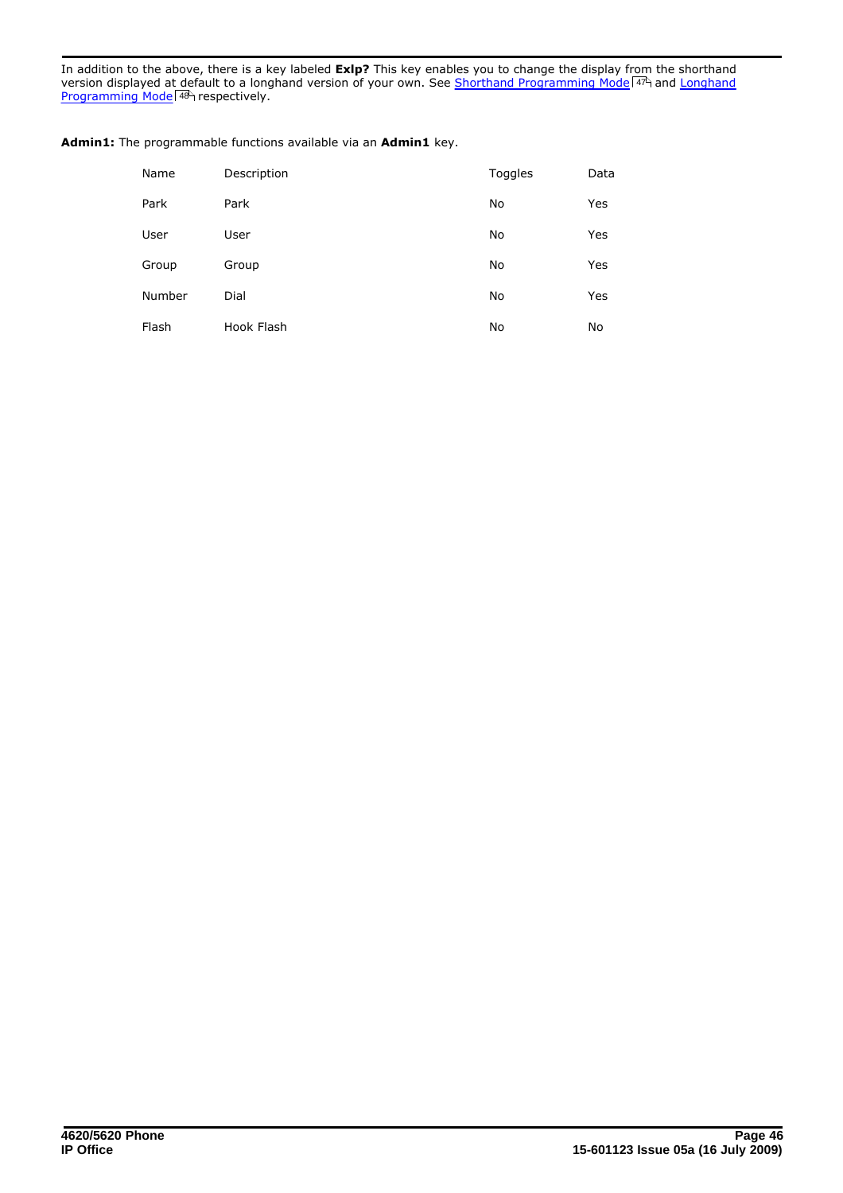In addition to the above, there is a key labeled **Exlp?** This key enables you to change the display from the shorthand version displayed at default to a longhand version of your own. See Shorthand Programming Mode 47 and Longhand Programming Mode 48 respectively.

**Admin1:** The programmable functions available via an **Admin1** key.

| Name | Description | Toggles | Data |
| --- | --- | --- | --- |
| Park | Park | No | Yes |
| User | User | No | Yes |
| Group | Group | No | Yes |
| Number | Dial | No | Yes |
| Flash | Hook Flash | No | No |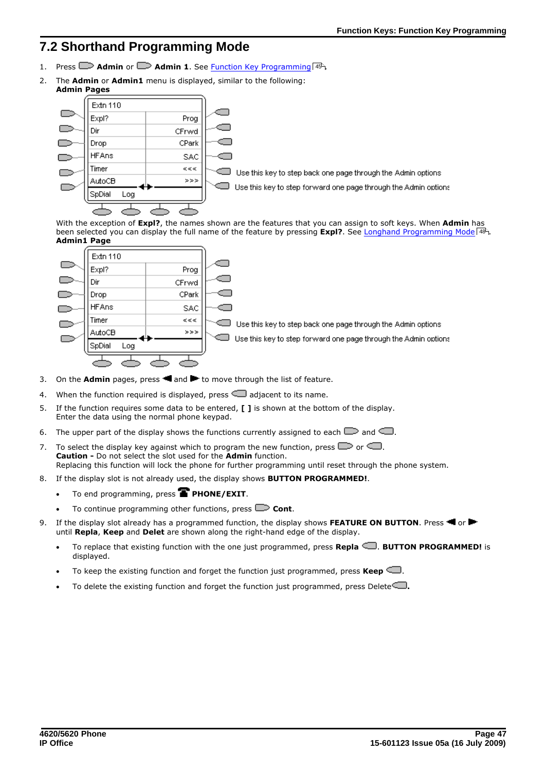# 7.2 Shorthand Programming Mode

1. Press **Admin** or **Admin 1**. See Function Key Programming 45.
2. The **Admin** or **Admin1** menu is displayed, similar to the following:
   **Admin Pages**

   | Extn 110 | |
   |---|---|
   | Expl? | Prog |
   | Dir | CFrwd |
   | Drop | CPark |
   | HFAns | SAC |
   | Timer | <<< |
   | AutoCB | >>> |
   | SpDial Log | |

   <<< Use this key to step back one page through the Admin options
   >>> Use this key to step forward one page through the Admin options

   With the exception of **Expl?**, the names shown are the features that you can assign to soft keys. When **Admin** has been selected you can display the full name of the feature by pressing **Expl?**. See Longhand Programming Mode 48.
   **Admin1 Page**

   | Extn 110 | |
   |---|---|
   | Expl? | Prog |
   | Dir | CFrwd |
   | Drop | CPark |
   | HFAns | SAC |
   | Timer | <<< |
   | AutoCB | >>> |
   | SpDial Log | |

   <<< Use this key to step back one page through the Admin options
   >>> Use this key to step forward one page through the Admin options
3. On the **Admin** pages, press ◄ and ► to move through the list of feature.
4. When the function required is displayed, press adjacent to its name.
5. If the function requires some data to be entered, **[ ]** is shown at the bottom of the display. Enter the data using the normal phone keypad.
6. The upper part of the display shows the functions currently assigned to each and .
7. To select the display key against which to program the new function, press or .
   **Caution -** Do not select the slot used for the **Admin** function.
   Replacing this function will lock the phone for further programming until reset through the phone system.
8. If the display slot is not already used, the display shows **BUTTON PROGRAMMED!**.
   - To end programming, press **PHONE/EXIT**.
   - To continue programming other functions, press **Cont**.
9. If the display slot already has a programmed function, the display shows **FEATURE ON BUTTON**. Press ◄ or ► until **Repla**, **Keep** and **Delet** are shown along the right-hand edge of the display.
   - To replace that existing function with the one just programmed, press **Repla** . **BUTTON PROGRAMMED!** is displayed.
   - To keep the existing function and forget the function just programmed, press **Keep** .
   - To delete the existing function and forget the function just programmed, press Delete **.**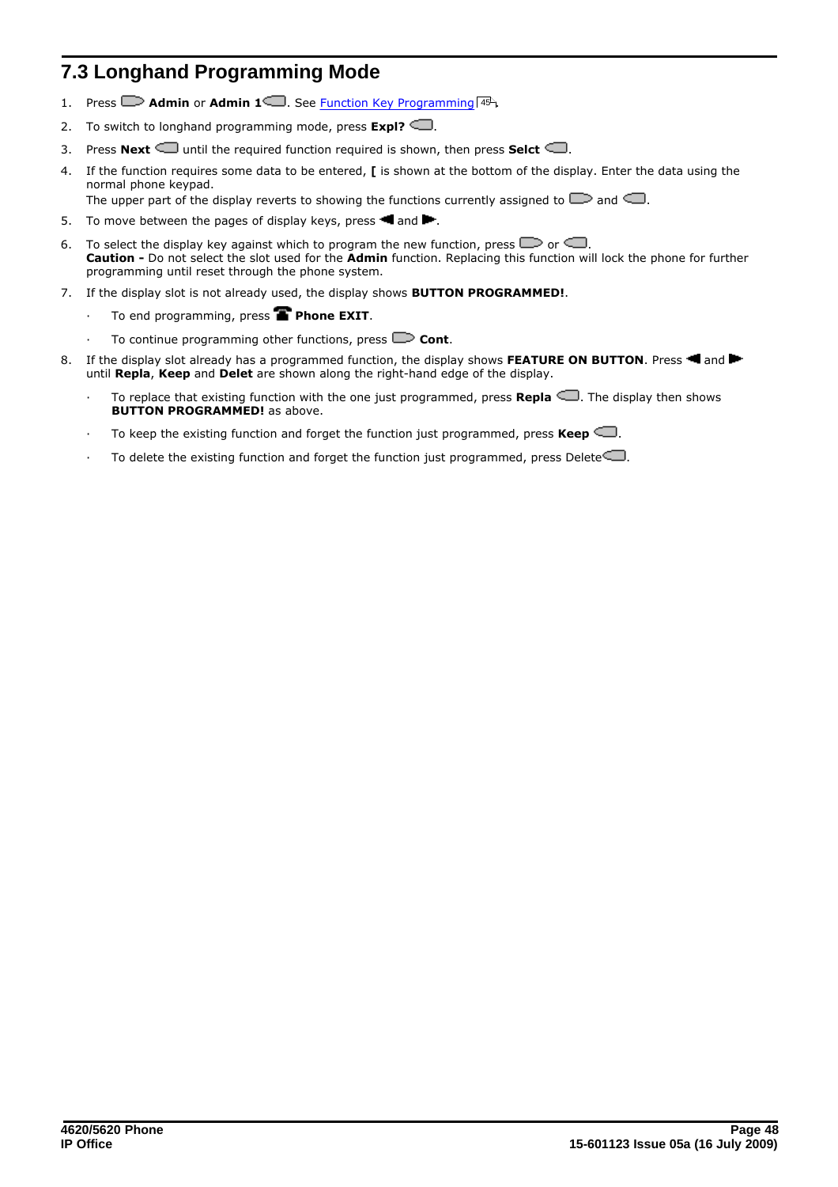## 7.3 Longhand Programming Mode

1. Press Admin or Admin 1. See Function Key Programming 45.
2. To switch to longhand programming mode, press **Expl?**.
3. Press **Next** until the required function required is shown, then press **Selct**.
4. If the function requires some data to be entered, **[** is shown at the bottom of the display. Enter the data using the normal phone keypad.
   The upper part of the display reverts to showing the functions currently assigned to and.
5. To move between the pages of display keys, press and.
6. To select the display key against which to program the new function, press or.
   **Caution -** Do not select the slot used for the **Admin** function. Replacing this function will lock the phone for further programming until reset through the phone system.
7. If the display slot is not already used, the display shows **BUTTON PROGRAMMED!**.
   - To end programming, press **Phone EXIT**.
   - To continue programming other functions, press **Cont**.
8. If the display slot already has a programmed function, the display shows **FEATURE ON BUTTON**. Press and until **Repla**, **Keep** and **Delet** are shown along the right-hand edge of the display.
   - To replace that existing function with the one just programmed, press **Repla**. The display then shows **BUTTON PROGRAMMED!** as above.
   - To keep the existing function and forget the function just programmed, press **Keep**.
   - To delete the existing function and forget the function just programmed, press Delete.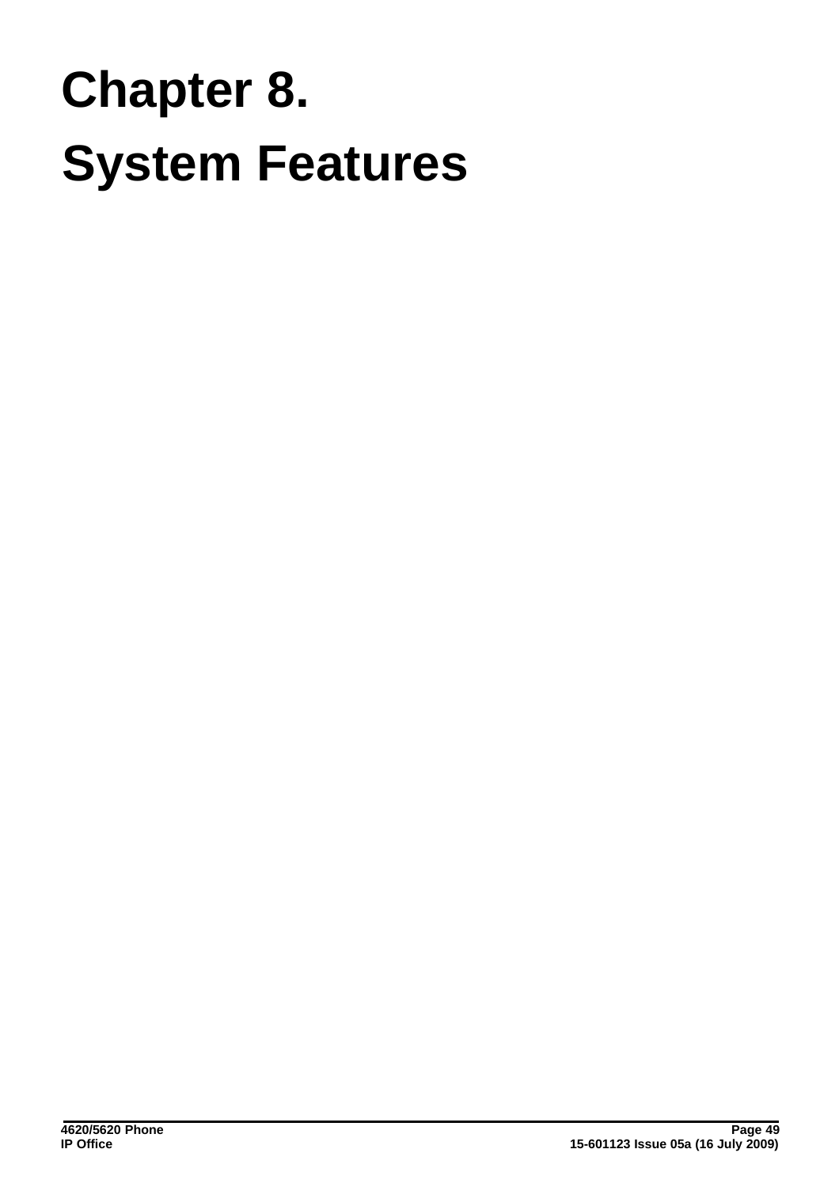# Chapter 8.
# System Features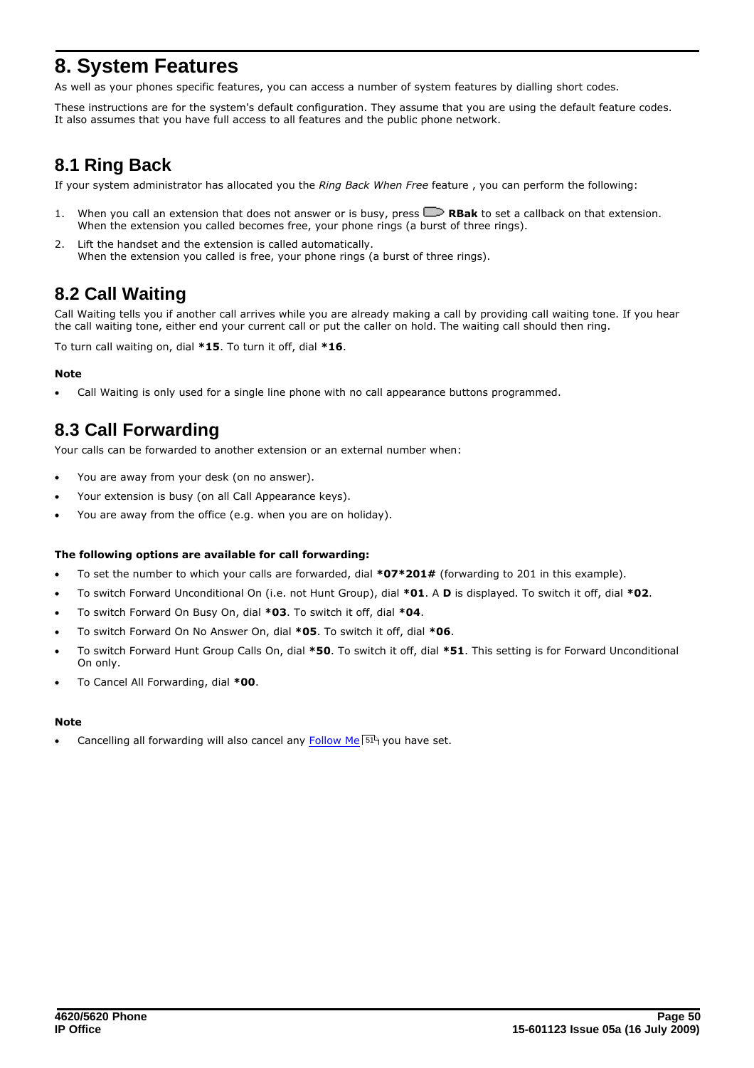# 8. System Features

As well as your phones specific features, you can access a number of system features by dialling short codes.

These instructions are for the system's default configuration. They assume that you are using the default feature codes. It also assumes that you have full access to all features and the public phone network.

## 8.1 Ring Back

If your system administrator has allocated you the *Ring Back When Free* feature , you can perform the following:

1. When you call an extension that does not answer or is busy, press **RBak** to set a callback on that extension. When the extension you called becomes free, your phone rings (a burst of three rings).
2. Lift the handset and the extension is called automatically. When the extension you called is free, your phone rings (a burst of three rings).

## 8.2 Call Waiting

Call Waiting tells you if another call arrives while you are already making a call by providing call waiting tone. If you hear the call waiting tone, either end your current call or put the caller on hold. The waiting call should then ring.

To turn call waiting on, dial ***15**. To turn it off, dial ***16**.

**Note**

- Call Waiting is only used for a single line phone with no call appearance buttons programmed.

## 8.3 Call Forwarding

Your calls can be forwarded to another extension or an external number when:

- You are away from your desk (on no answer).
- Your extension is busy (on all Call Appearance keys).
- You are away from the office (e.g. when you are on holiday).

**The following options are available for call forwarding:**

- To set the number to which your calls are forwarded, dial ***07*201#** (forwarding to 201 in this example).
- To switch Forward Unconditional On (i.e. not Hunt Group), dial ***01**. A **D** is displayed. To switch it off, dial ***02**.
- To switch Forward On Busy On, dial ***03**. To switch it off, dial ***04**.
- To switch Forward On No Answer On, dial ***05**. To switch it off, dial ***06**.
- To switch Forward Hunt Group Calls On, dial ***50**. To switch it off, dial ***51**. This setting is for Forward Unconditional On only.
- To Cancel All Forwarding, dial ***00**.

**Note**

- Cancelling all forwarding will also cancel any Follow Me [51] you have set.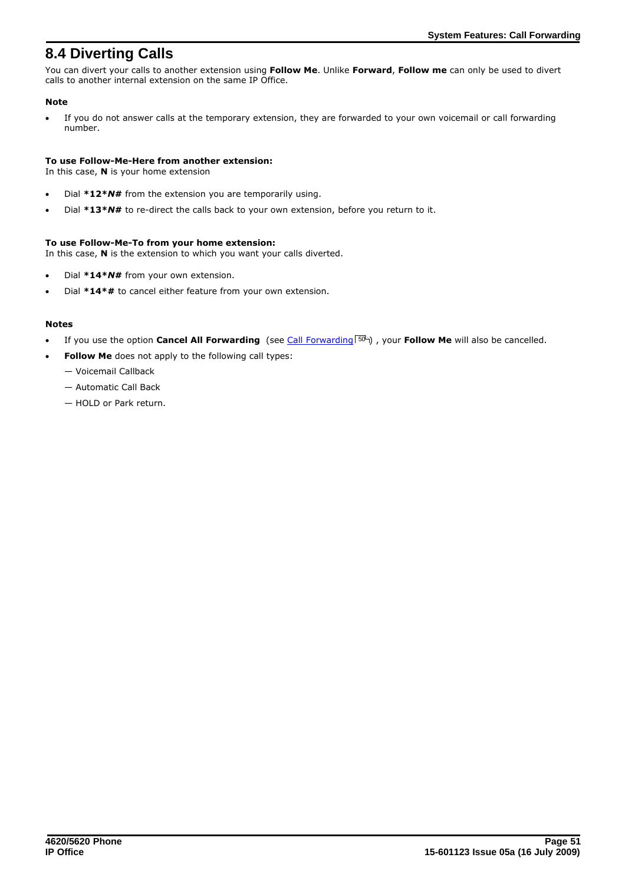# 8.4 Diverting Calls

You can divert your calls to another extension using **Follow Me**. Unlike **Forward**, **Follow me** can only be used to divert calls to another internal extension on the same IP Office.

**Note**

- If you do not answer calls at the temporary extension, they are forwarded to your own voicemail or call forwarding number.

**To use Follow-Me-Here from another extension:**
In this case, **N** is your home extension

- Dial ***12*** ***N#*** from the extension you are temporarily using.
- Dial ***13*** ***N#*** to re-direct the calls back to your own extension, before you return to it.

**To use Follow-Me-To from your home extension:**
In this case, **N** is the extension to which you want your calls diverted.

- Dial ***14*** ***N#*** from your own extension.
- Dial ***14*#** to cancel either feature from your own extension.

**Notes**

- If you use the option **Cancel All Forwarding** (see Call Forwarding 50), your **Follow Me** will also be cancelled.
- **Follow Me** does not apply to the following call types:
  - — Voicemail Callback
  - — Automatic Call Back
  - — HOLD or Park return.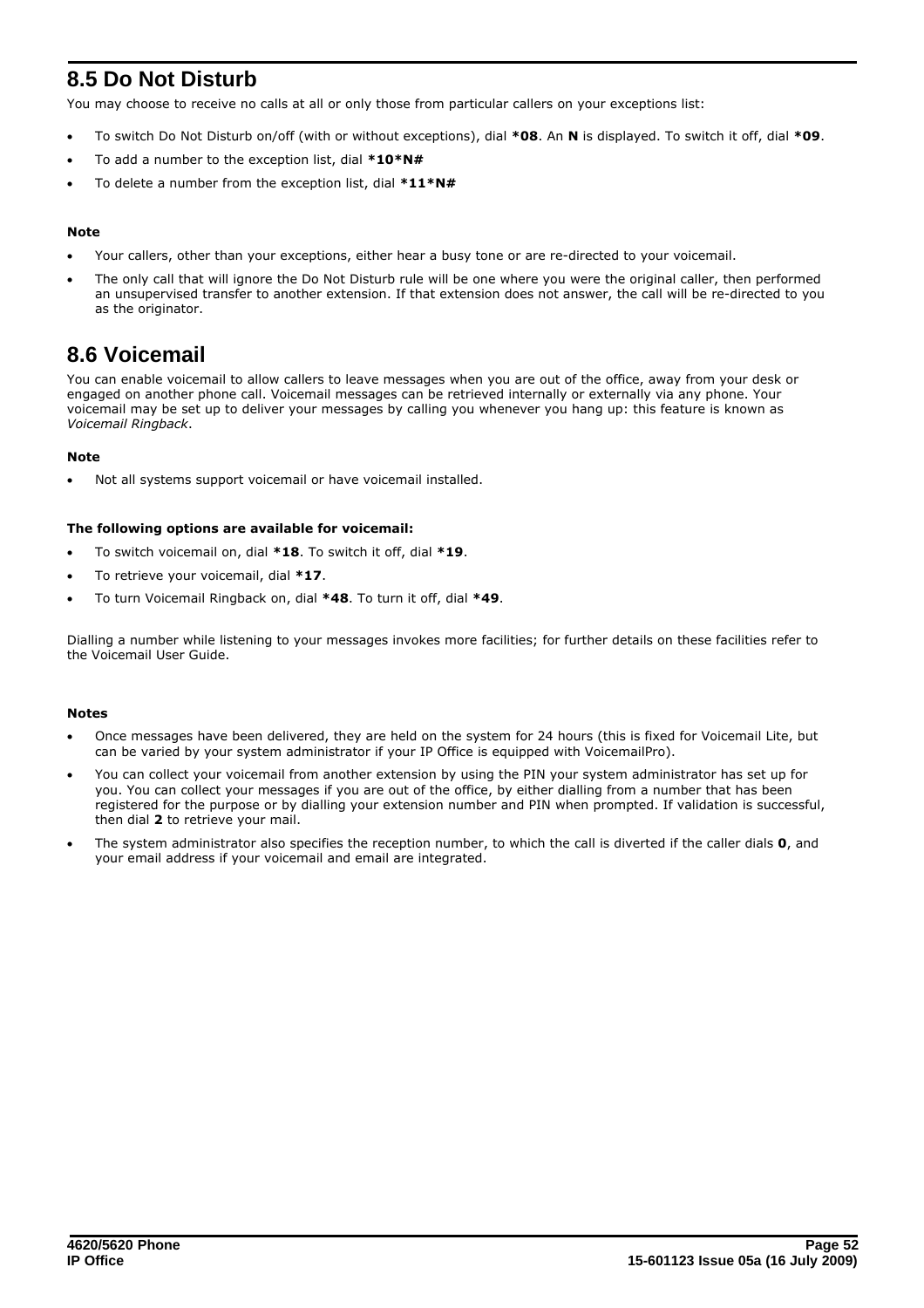## 8.5 Do Not Disturb

You may choose to receive no calls at all or only those from particular callers on your exceptions list:

- To switch Do Not Disturb on/off (with or without exceptions), dial **\*08**. An **N** is displayed. To switch it off, dial **\*09**.
- To add a number to the exception list, dial **\*10\*N#**
- To delete a number from the exception list, dial **\*11\*N#**

**Note**

- Your callers, other than your exceptions, either hear a busy tone or are re-directed to your voicemail.
- The only call that will ignore the Do Not Disturb rule will be one where you were the original caller, then performed an unsupervised transfer to another extension. If that extension does not answer, the call will be re-directed to you as the originator.

## 8.6 Voicemail

You can enable voicemail to allow callers to leave messages when you are out of the office, away from your desk or engaged on another phone call. Voicemail messages can be retrieved internally or externally via any phone. Your voicemail may be set up to deliver your messages by calling you whenever you hang up: this feature is known as *Voicemail Ringback*.

**Note**

- Not all systems support voicemail or have voicemail installed.

**The following options are available for voicemail:**

- To switch voicemail on, dial **\*18**. To switch it off, dial **\*19**.
- To retrieve your voicemail, dial **\*17**.
- To turn Voicemail Ringback on, dial **\*48**. To turn it off, dial **\*49**.

Dialling a number while listening to your messages invokes more facilities; for further details on these facilities refer to the Voicemail User Guide.

**Notes**

- Once messages have been delivered, they are held on the system for 24 hours (this is fixed for Voicemail Lite, but can be varied by your system administrator if your IP Office is equipped with VoicemailPro).
- You can collect your voicemail from another extension by using the PIN your system administrator has set up for you. You can collect your messages if you are out of the office, by either dialling from a number that has been registered for the purpose or by dialling your extension number and PIN when prompted. If validation is successful, then dial **2** to retrieve your mail.
- The system administrator also specifies the reception number, to which the call is diverted if the caller dials **0**, and your email address if your voicemail and email are integrated.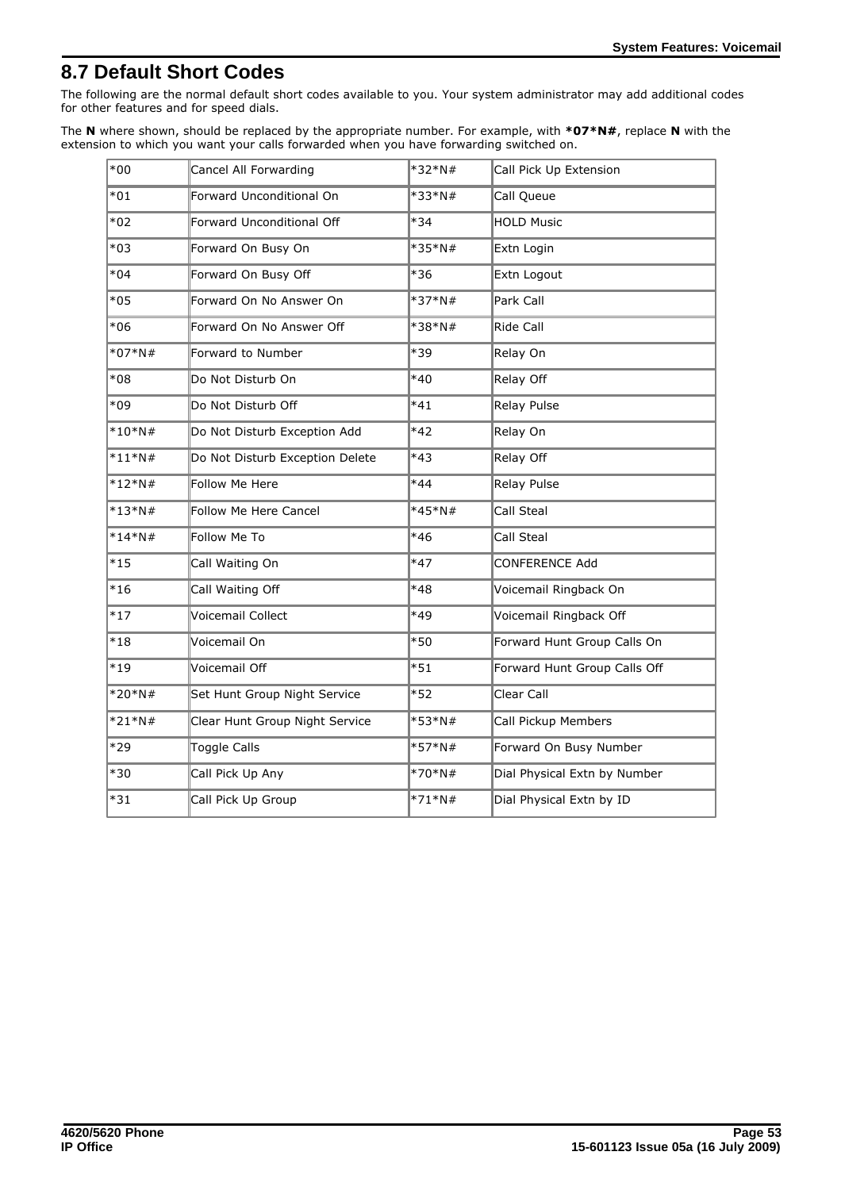## 8.7 Default Short Codes

The following are the normal default short codes available to you. Your system administrator may add additional codes for other features and for speed dials.

The **N** where shown, should be replaced by the appropriate number. For example, with ***07*N#**, replace **N** with the extension to which you want your calls forwarded when you have forwarding switched on.

| Code | Feature | Code | Feature |
|---|---|---|---|
| *00 | Cancel All Forwarding | *32*N# | Call Pick Up Extension |
| *01 | Forward Unconditional On | *33*N# | Call Queue |
| *02 | Forward Unconditional Off | *34 | HOLD Music |
| *03 | Forward On Busy On | *35*N# | Extn Login |
| *04 | Forward On Busy Off | *36 | Extn Logout |
| *05 | Forward On No Answer On | *37*N# | Park Call |
| *06 | Forward On No Answer Off | *38*N# | Ride Call |
| *07*N# | Forward to Number | *39 | Relay On |
| *08 | Do Not Disturb On | *40 | Relay Off |
| *09 | Do Not Disturb Off | *41 | Relay Pulse |
| *10*N# | Do Not Disturb Exception Add | *42 | Relay On |
| *11*N# | Do Not Disturb Exception Delete | *43 | Relay Off |
| *12*N# | Follow Me Here | *44 | Relay Pulse |
| *13*N# | Follow Me Here Cancel | *45*N# | Call Steal |
| *14*N# | Follow Me To | *46 | Call Steal |
| *15 | Call Waiting On | *47 | CONFERENCE Add |
| *16 | Call Waiting Off | *48 | Voicemail Ringback On |
| *17 | Voicemail Collect | *49 | Voicemail Ringback Off |
| *18 | Voicemail On | *50 | Forward Hunt Group Calls On |
| *19 | Voicemail Off | *51 | Forward Hunt Group Calls Off |
| *20*N# | Set Hunt Group Night Service | *52 | Clear Call |
| *21*N# | Clear Hunt Group Night Service | *53*N# | Call Pickup Members |
| *29 | Toggle Calls | *57*N# | Forward On Busy Number |
| *30 | Call Pick Up Any | *70*N# | Dial Physical Extn by Number |
| *31 | Call Pick Up Group | *71*N# | Dial Physical Extn by ID |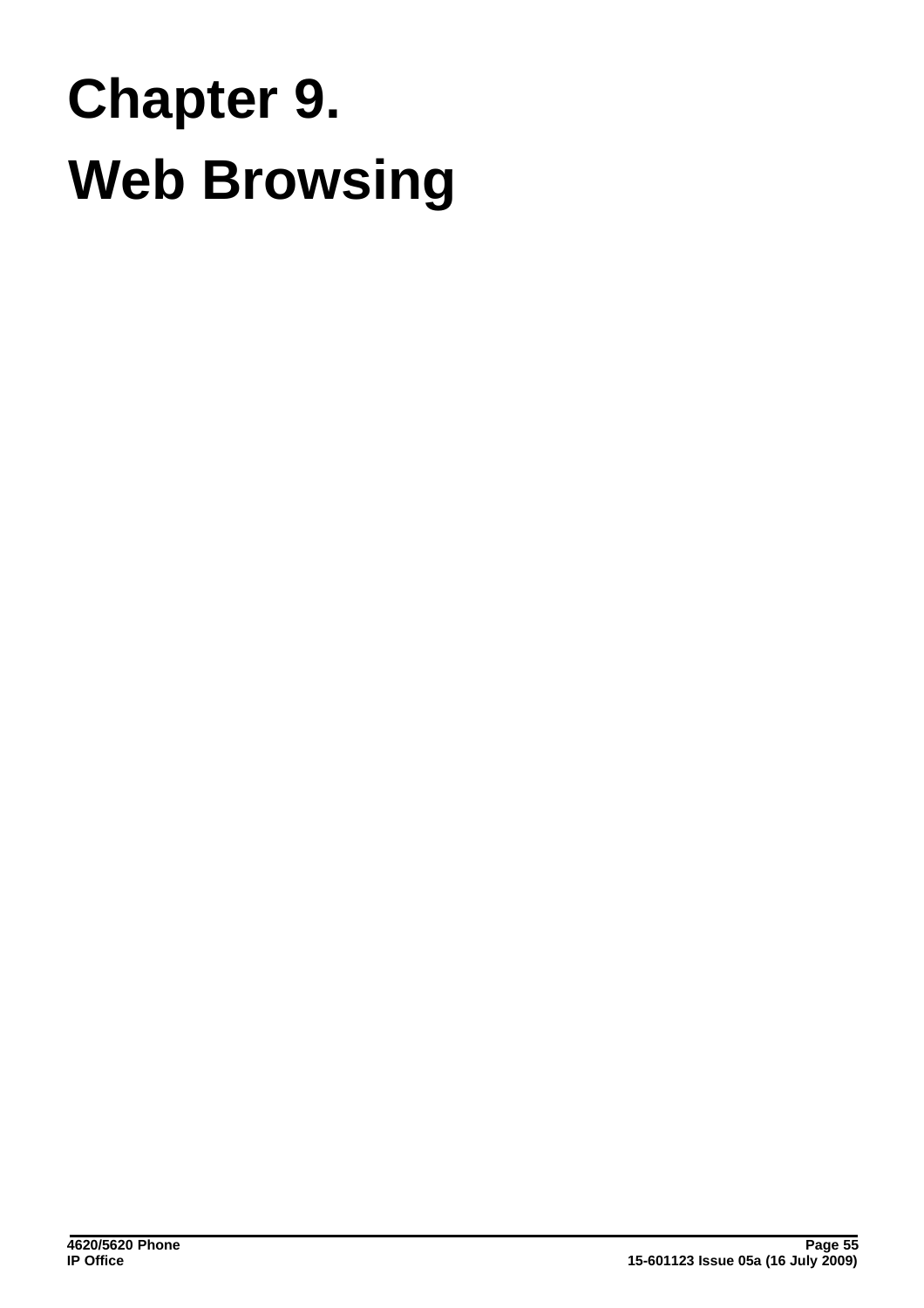# Chapter 9. Web Browsing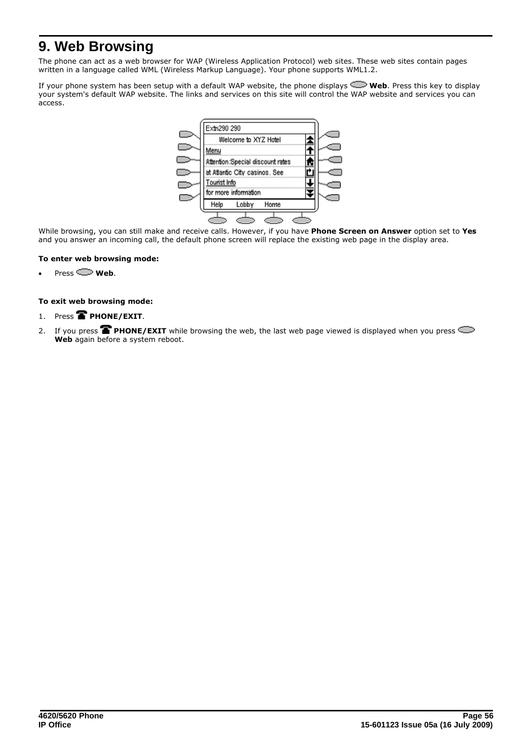# 9. Web Browsing

The phone can act as a web browser for WAP (Wireless Application Protocol) web sites. These web sites contain pages written in a language called WML (Wireless Markup Language). Your phone supports WML1.2.

If your phone system has been setup with a default WAP website, the phone displays **Web**. Press this key to display your system's default WAP website. The links and services on this site will control the WAP website and services you can access.

While browsing, you can still make and receive calls. However, if you have **Phone Screen on Answer** option set to **Yes** and you answer an incoming call, the default phone screen will replace the existing web page in the display area.

**To enter web browsing mode:**

- Press **Web**.

**To exit web browsing mode:**

1. Press **PHONE/EXIT**.
2. If you press **PHONE/EXIT** while browsing the web, the last web page viewed is displayed when you press **Web** again before a system reboot.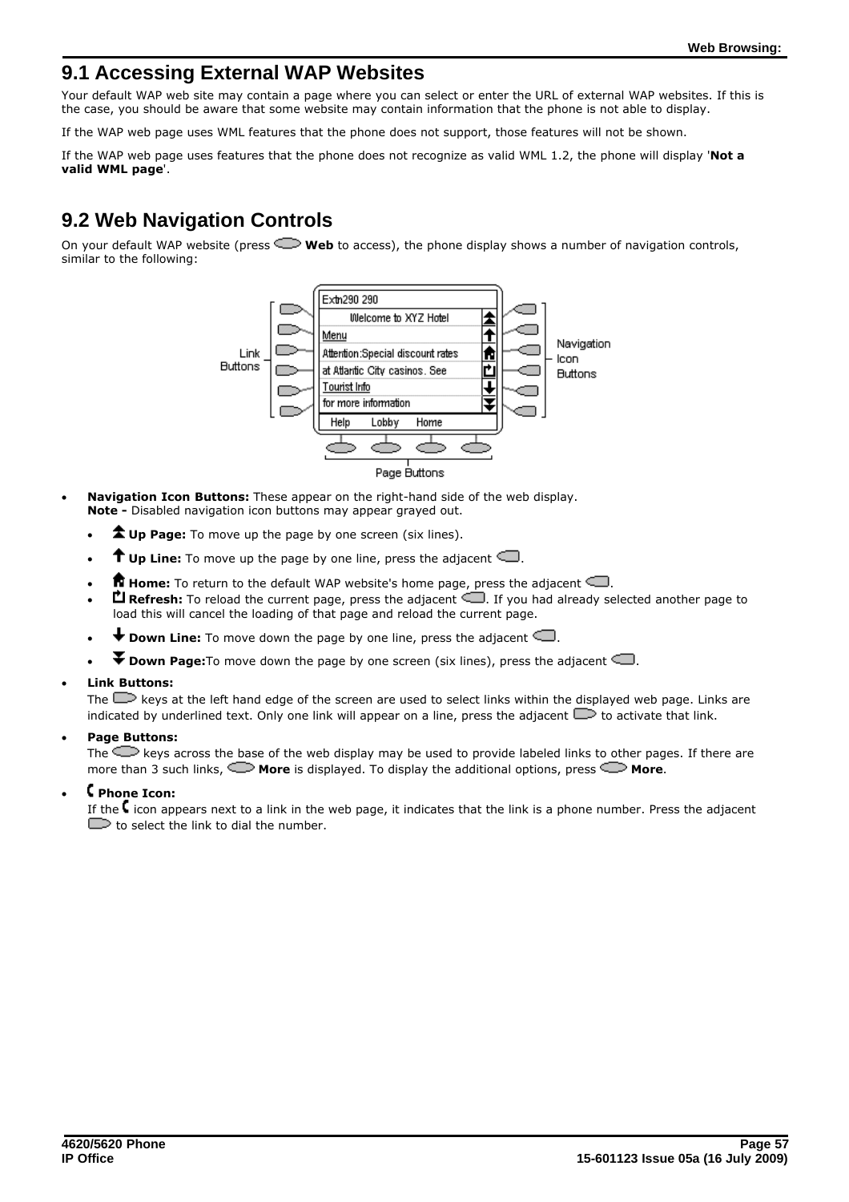## 9.1 Accessing External WAP Websites

Your default WAP web site may contain a page where you can select or enter the URL of external WAP websites. If this is the case, you should be aware that some website may contain information that the phone is not able to display.

If the WAP web page uses WML features that the phone does not support, those features will not be shown.

If the WAP web page uses features that the phone does not recognize as valid WML 1.2, the phone will display '**Not a valid WML page**'.

## 9.2 Web Navigation Controls

On your default WAP website (press **Web** to access), the phone display shows a number of navigation controls, similar to the following:

- **Navigation Icon Buttons:** These appear on the right-hand side of the web display.
  **Note -** Disabled navigation icon buttons may appear grayed out.
  - **Up Page:** To move up the page by one screen (six lines).
  - **Up Line:** To move up the page by one line, press the adjacent .
  - **Home:** To return to the default WAP website's home page, press the adjacent .
  - **Refresh:** To reload the current page, press the adjacent . If you had already selected another page to load this will cancel the loading of that page and reload the current page.
  - **Down Line:** To move down the page by one line, press the adjacent .
  - **Down Page:** To move down the page by one screen (six lines), press the adjacent .
- **Link Buttons:**
  The keys at the left hand edge of the screen are used to select links within the displayed web page. Links are indicated by underlined text. Only one link will appear on a line, press the adjacent to activate that link.
- **Page Buttons:**
  The keys across the base of the web display may be used to provide labeled links to other pages. If there are more than 3 such links, **More** is displayed. To display the additional options, press **More**.
- **Phone Icon:**
  If the icon appears next to a link in the web page, it indicates that the link is a phone number. Press the adjacent to select the link to dial the number.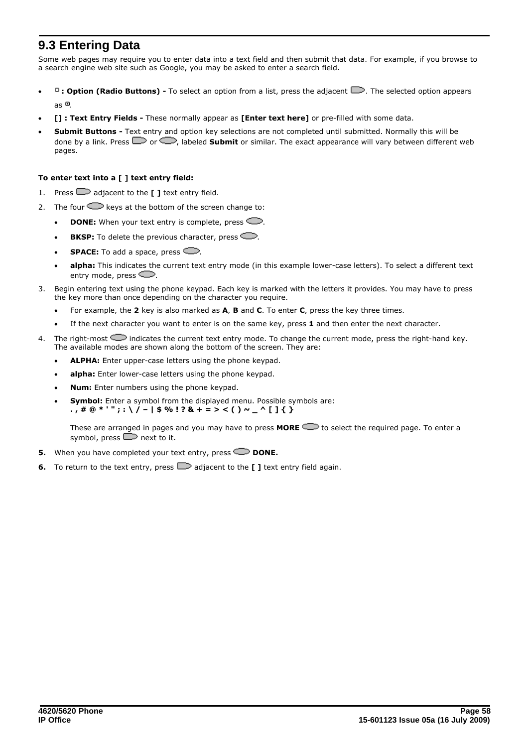## 9.3 Entering Data

Some web pages may require you to enter data into a text field and then submit that data. For example, if you browse to a search engine web site such as Google, you may be asked to enter a search field.

- **: Option (Radio Buttons) -** To select an option from a list, press the adjacent . The selected option appears as .
- **[] : Text Entry Fields -** These normally appear as **[Enter text here]** or pre-filled with some data.
- **Submit Buttons -** Text entry and option key selections are not completed until submitted. Normally this will be done by a link. Press  or , labeled **Submit** or similar. The exact appearance will vary between different web pages.

**To enter text into a [ ] text entry field:**

1. Press  adjacent to the **[ ]** text entry field.
2. The four  keys at the bottom of the screen change to:
   - **DONE:** When your text entry is complete, press .
   - **BKSP:** To delete the previous character, press .
   - **SPACE:** To add a space, press .
   - **alpha:** This indicates the current text entry mode (in this example lower-case letters). To select a different text entry mode, press .
3. Begin entering text using the phone keypad. Each key is marked with the letters it provides. You may have to press the key more than once depending on the character you require.
   - For example, the **2** key is also marked as **A**, **B** and **C**. To enter **C**, press the key three times.
   - If the next character you want to enter is on the same key, press **1** and then enter the next character.
4. The right-most  indicates the current text entry mode. To change the current mode, press the right-hand key. The available modes are shown along the bottom of the screen. They are:
   - **ALPHA:** Enter upper-case letters using the phone keypad.
   - **alpha:** Enter lower-case letters using the phone keypad.
   - **Num:** Enter numbers using the phone keypad.
   - **Symbol:** Enter a symbol from the displayed menu. Possible symbols are:
     **. , # @ * ' " ; : \ / – | $ % ! ? & + = > < ( ) ~ _ ^ [ ] { }**

     These are arranged in pages and you may have to press **MORE**  to select the required page. To enter a symbol, press  next to it.
5. When you have completed your text entry, press  **DONE.**
6. To return to the text entry, press  adjacent to the **[ ]** text entry field again.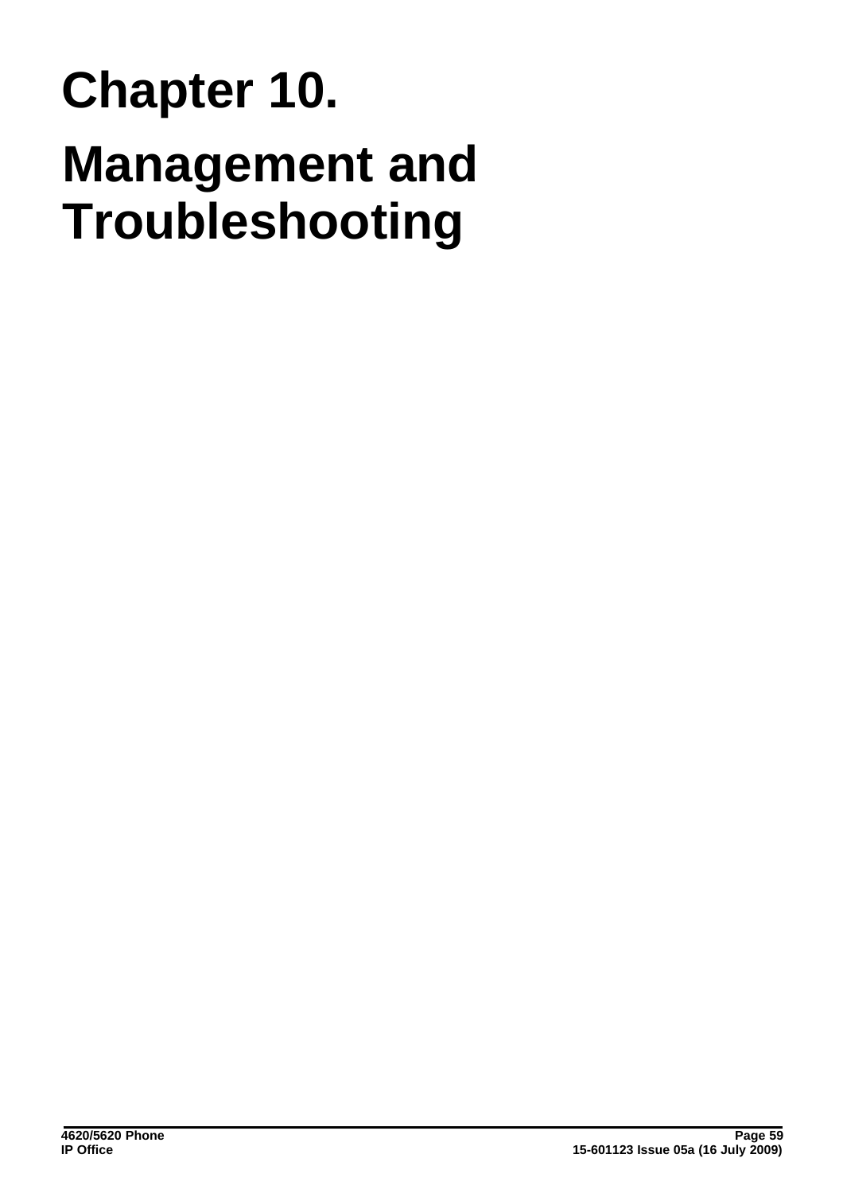# Chapter 10.

# Management and Troubleshooting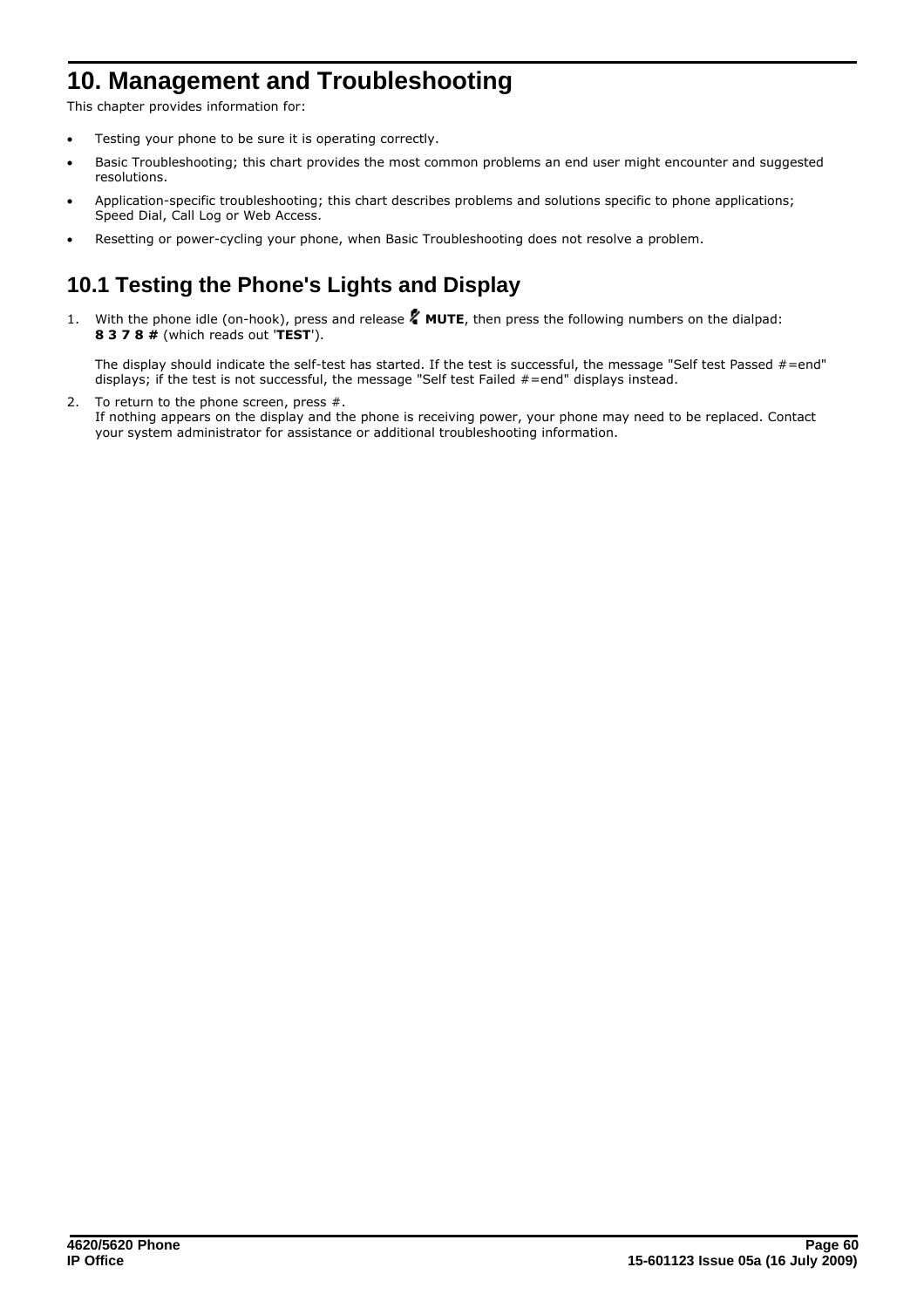# 10. Management and Troubleshooting

This chapter provides information for:

- Testing your phone to be sure it is operating correctly.
- Basic Troubleshooting; this chart provides the most common problems an end user might encounter and suggested resolutions.
- Application-specific troubleshooting; this chart describes problems and solutions specific to phone applications; Speed Dial, Call Log or Web Access.
- Resetting or power-cycling your phone, when Basic Troubleshooting does not resolve a problem.

## 10.1 Testing the Phone's Lights and Display

1. With the phone idle (on-hook), press and release **MUTE**, then press the following numbers on the dialpad: **8 3 7 8 #** (which reads out '**TEST**').

   The display should indicate the self-test has started. If the test is successful, the message "Self test Passed #=end" displays; if the test is not successful, the message "Self test Failed #=end" displays instead.

2. To return to the phone screen, press #.
   If nothing appears on the display and the phone is receiving power, your phone may need to be replaced. Contact your system administrator for assistance or additional troubleshooting information.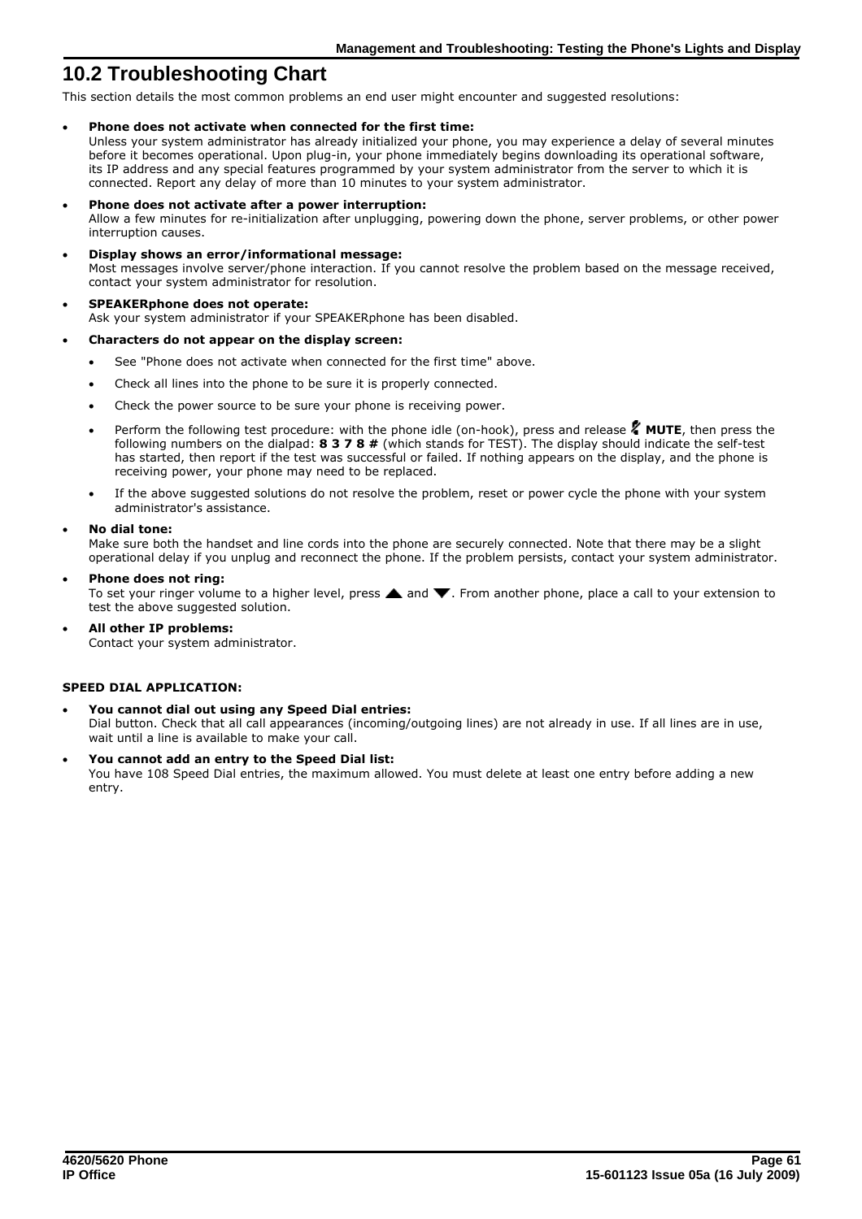## 10.2 Troubleshooting Chart

This section details the most common problems an end user might encounter and suggested resolutions:

- **Phone does not activate when connected for the first time:**
  Unless your system administrator has already initialized your phone, you may experience a delay of several minutes before it becomes operational. Upon plug-in, your phone immediately begins downloading its operational software, its IP address and any special features programmed by your system administrator from the server to which it is connected. Report any delay of more than 10 minutes to your system administrator.
- **Phone does not activate after a power interruption:**
  Allow a few minutes for re-initialization after unplugging, powering down the phone, server problems, or other power interruption causes.
- **Display shows an error/informational message:**
  Most messages involve server/phone interaction. If you cannot resolve the problem based on the message received, contact your system administrator for resolution.
- **SPEAKERphone does not operate:**
  Ask your system administrator if your SPEAKERphone has been disabled.
- **Characters do not appear on the display screen:**
  - See "Phone does not activate when connected for the first time" above.
  - Check all lines into the phone to be sure it is properly connected.
  - Check the power source to be sure your phone is receiving power.
  - Perform the following test procedure: with the phone idle (on-hook), press and release **MUTE**, then press the following numbers on the dialpad: **8 3 7 8 #** (which stands for TEST). The display should indicate the self-test has started, then report if the test was successful or failed. If nothing appears on the display, and the phone is receiving power, your phone may need to be replaced.
  - If the above suggested solutions do not resolve the problem, reset or power cycle the phone with your system administrator's assistance.
- **No dial tone:**
  Make sure both the handset and line cords into the phone are securely connected. Note that there may be a slight operational delay if you unplug and reconnect the phone. If the problem persists, contact your system administrator.
- **Phone does not ring:**
  To set your ringer volume to a higher level, press ▲ and ▼. From another phone, place a call to your extension to test the above suggested solution.
- **All other IP problems:**
  Contact your system administrator.

**SPEED DIAL APPLICATION:**

- **You cannot dial out using any Speed Dial entries:**
  Dial button. Check that all call appearances (incoming/outgoing lines) are not already in use. If all lines are in use, wait until a line is available to make your call.
- **You cannot add an entry to the Speed Dial list:**
  You have 108 Speed Dial entries, the maximum allowed. You must delete at least one entry before adding a new entry.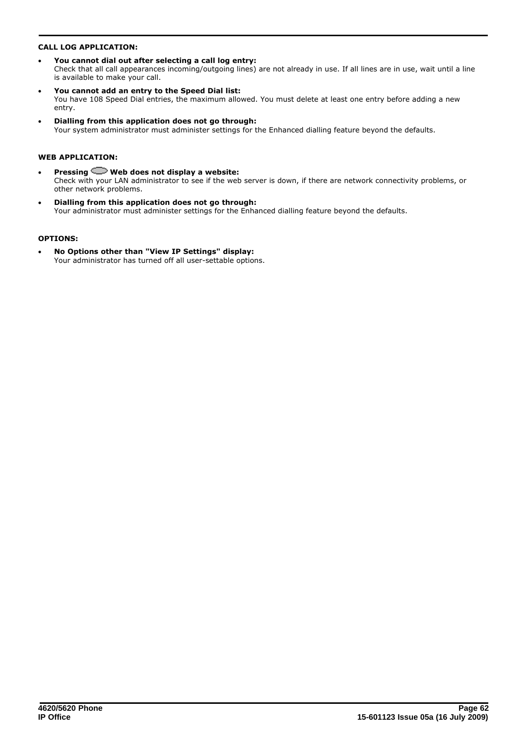**CALL LOG APPLICATION:**

- **You cannot dial out after selecting a call log entry:**
  Check that all call appearances incoming/outgoing lines) are not already in use. If all lines are in use, wait until a line is available to make your call.
- **You cannot add an entry to the Speed Dial list:**
  You have 108 Speed Dial entries, the maximum allowed. You must delete at least one entry before adding a new entry.
- **Dialling from this application does not go through:**
  Your system administrator must administer settings for the Enhanced dialling feature beyond the defaults.

**WEB APPLICATION:**

- **Pressing Web does not display a website:**
  Check with your LAN administrator to see if the web server is down, if there are network connectivity problems, or other network problems.
- **Dialling from this application does not go through:**
  Your administrator must administer settings for the Enhanced dialling feature beyond the defaults.

**OPTIONS:**

- **No Options other than "View IP Settings" display:**
  Your administrator has turned off all user-settable options.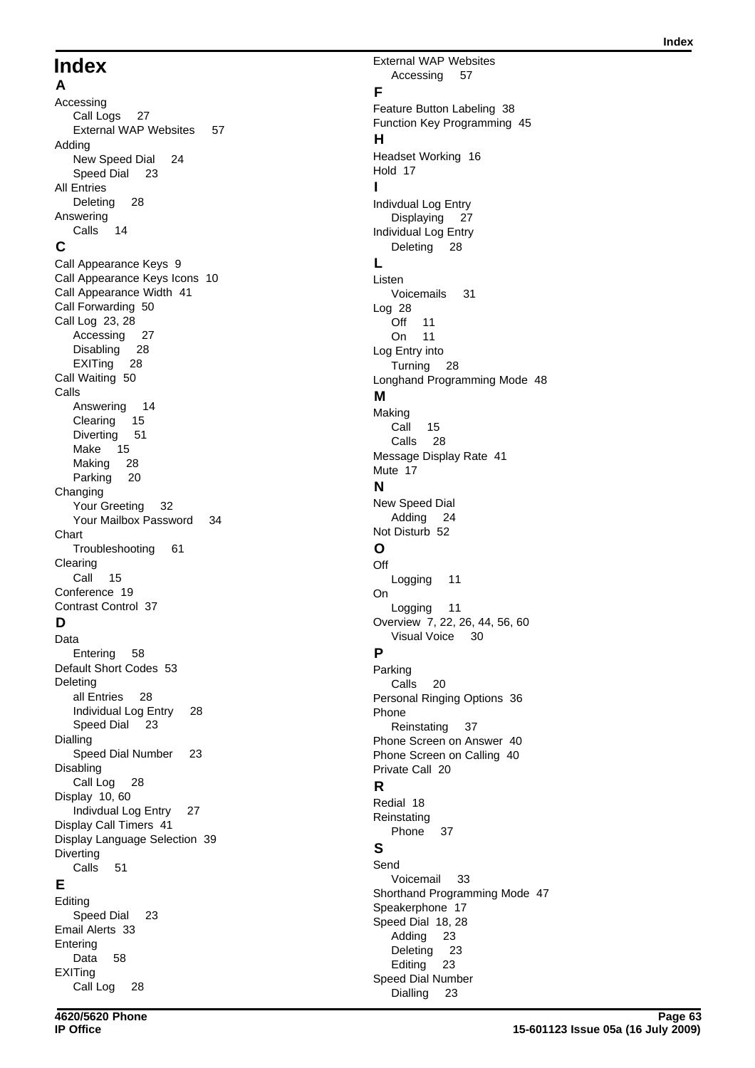# Index

## A

Accessing
- Call Logs 27
- External WAP Websites 57

Adding
- New Speed Dial 24
- Speed Dial 23

All Entries
- Deleting 28

Answering
- Calls 14

## C

Call Appearance Keys 9
Call Appearance Keys Icons 10
Call Appearance Width 41
Call Forwarding 50
Call Log 23, 28
- Accessing 27
- Disabling 28
- EXITing 28

Call Waiting 50
Calls
- Answering 14
- Clearing 15
- Diverting 51
- Make 15
- Making 28
- Parking 20

Changing
- Your Greeting 32
- Your Mailbox Password 34

Chart
- Troubleshooting 61

Clearing
- Call 15

Conference 19
Contrast Control 37

## D

Data
- Entering 58

Default Short Codes 53
Deleting
- all Entries 28
- Individual Log Entry 28
- Speed Dial 23

Dialling
- Speed Dial Number 23

Disabling
- Call Log 28

Display 10, 60
- Indivdual Log Entry 27

Display Call Timers 41
Display Language Selection 39
Diverting
- Calls 51

## E

Editing
- Speed Dial 23

Email Alerts 33
Entering
- Data 58

EXITing
- Call Log 28

External WAP Websites
- Accessing 57

## F

Feature Button Labeling 38
Function Key Programming 45

## H

Headset Working 16
Hold 17

## I

Indivdual Log Entry
- Displaying 27

Individual Log Entry
- Deleting 28

## L

Listen
- Voicemails 31

Log 28
- Off 11
- On 11

Log Entry into
- Turning 28

Longhand Programming Mode 48

## M

Making
- Call 15
- Calls 28

Message Display Rate 41
Mute 17

## N

New Speed Dial
- Adding 24

Not Disturb 52

## O

Off
- Logging 11

On
- Logging 11

Overview 7, 22, 26, 44, 56, 60
- Visual Voice 30

## P

Parking
- Calls 20

Personal Ringing Options 36
Phone
- Reinstating 37

Phone Screen on Answer 40
Phone Screen on Calling 40
Private Call 20

## R

Redial 18
Reinstating
- Phone 37

## S

Send
- Voicemail 33

Shorthand Programming Mode 47
Speakerphone 17
Speed Dial 18, 28
- Adding 23
- Deleting 23
- Editing 23

Speed Dial Number
- Dialling 23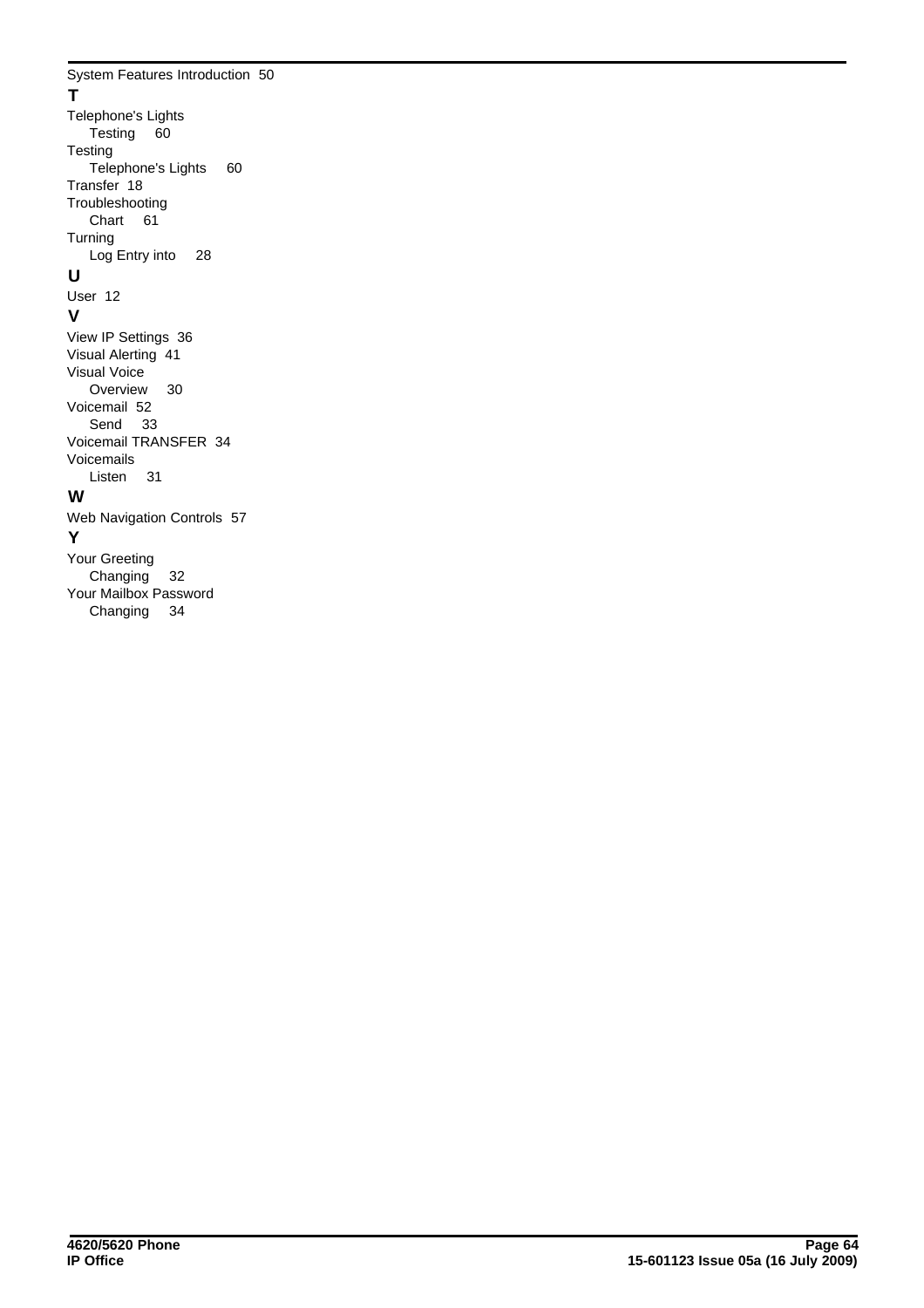System Features Introduction 50

**T**

Telephone's Lights
    Testing 60
Testing
    Telephone's Lights 60
Transfer 18
Troubleshooting
    Chart 61
Turning
    Log Entry into 28

**U**

User 12

**V**

View IP Settings 36
Visual Alerting 41
Visual Voice
    Overview 30
Voicemail 52
    Send 33
Voicemail TRANSFER 34
Voicemails
    Listen 31

**W**

Web Navigation Controls 57

**Y**

Your Greeting
    Changing 32
Your Mailbox Password
    Changing 34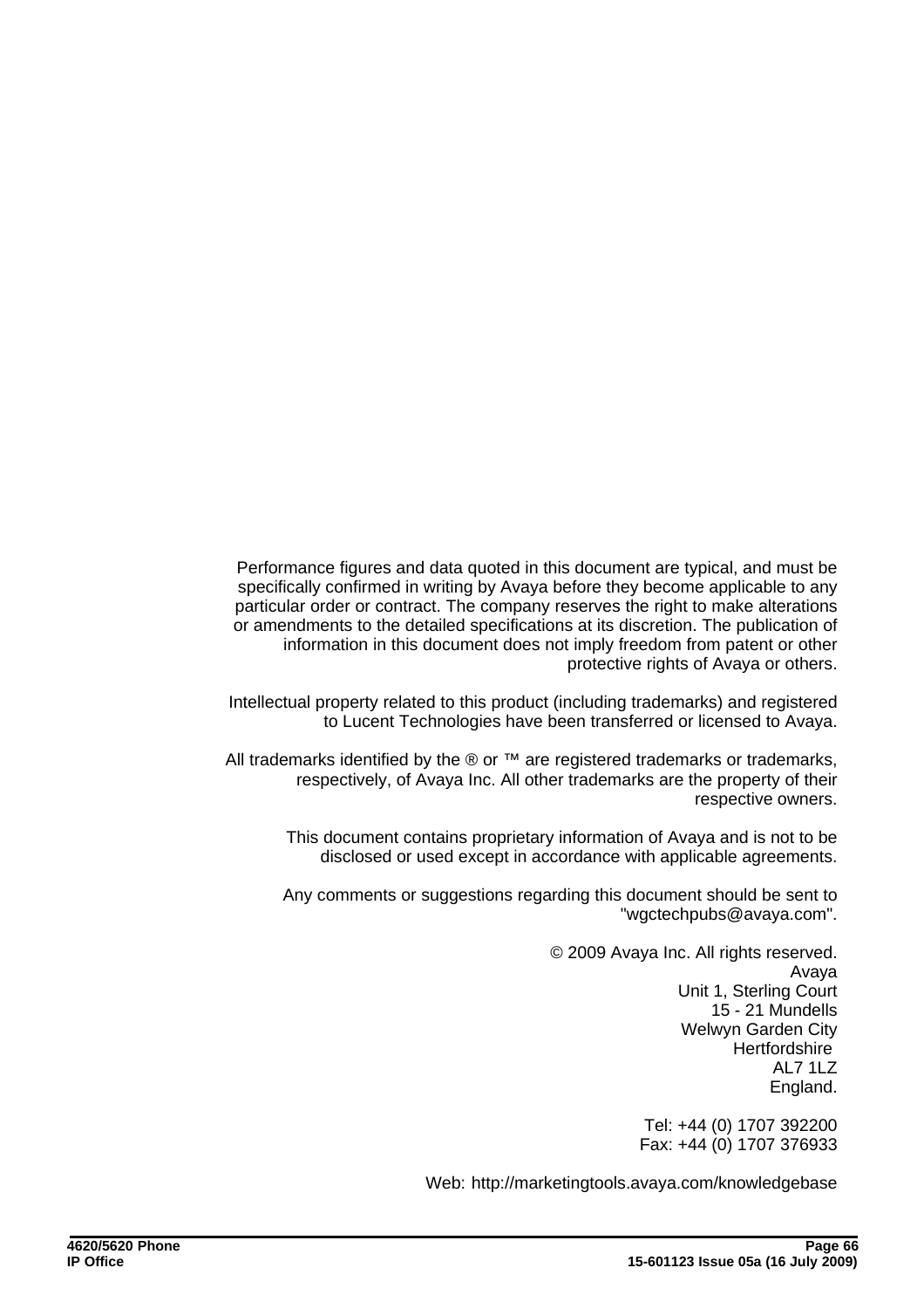Performance figures and data quoted in this document are typical, and must be specifically confirmed in writing by Avaya before they become applicable to any particular order or contract. The company reserves the right to make alterations or amendments to the detailed specifications at its discretion. The publication of information in this document does not imply freedom from patent or other protective rights of Avaya or others.

Intellectual property related to this product (including trademarks) and registered to Lucent Technologies have been transferred or licensed to Avaya.

All trademarks identified by the ® or ™ are registered trademarks or trademarks, respectively, of Avaya Inc. All other trademarks are the property of their respective owners.

This document contains proprietary information of Avaya and is not to be disclosed or used except in accordance with applicable agreements.

Any comments or suggestions regarding this document should be sent to "wgctechpubs@avaya.com".

© 2009 Avaya Inc. All rights reserved.
Avaya
Unit 1, Sterling Court
15 - 21 Mundells
Welwyn Garden City
Hertfordshire
AL7 1LZ
England.

Tel: +44 (0) 1707 392200
Fax: +44 (0) 1707 376933

Web: http://marketingtools.avaya.com/knowledgebase